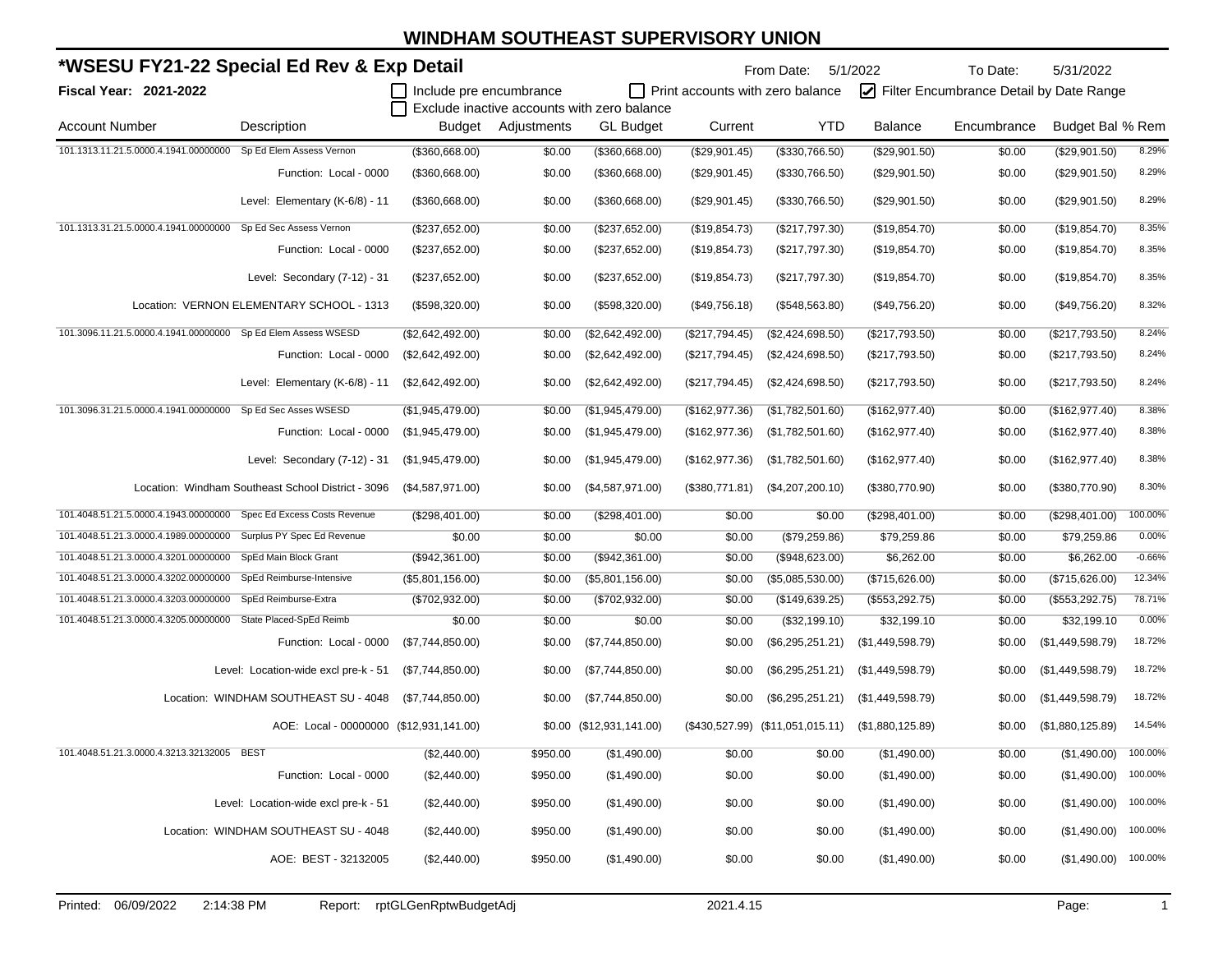# WINDHAM SOUTHEAST SUPERVISORY UNION

## *WSESU FY21-22 Special Ed Rev & Exp Detail

**Fiscal Year: 2021-2022**

From Date: 5/1/2022 To Date: 5/31/2022

☐ Include pre encumbrance ☐ Print accounts with zero balance ☑ Filter Encumbrance Detail by Date Range
☐ Exclude inactive accounts with zero balance

| Account Number | Description | Budget | Adjustments | GL Budget | Current | YTD | Balance | Encumbrance | Budget Bal | % Rem |
|---|---|---|---|---|---|---|---|---|---|---|
| 101.1313.11.21.5.0000.4.1941.00000000 | Sp Ed Elem Assess Vernon | ($360,668.00) | $0.00 | ($360,668.00) | ($29,901.45) | ($330,766.50) | ($29,901.50) | $0.00 | ($29,901.50) | 8.29% |
| | Function: Local - 0000 | ($360,668.00) | $0.00 | ($360,668.00) | ($29,901.45) | ($330,766.50) | ($29,901.50) | $0.00 | ($29,901.50) | 8.29% |
| | Level: Elementary (K-6/8) - 11 | ($360,668.00) | $0.00 | ($360,668.00) | ($29,901.45) | ($330,766.50) | ($29,901.50) | $0.00 | ($29,901.50) | 8.29% |
| 101.1313.31.21.5.0000.4.1941.00000000 | Sp Ed Sec Assess Vernon | ($237,652.00) | $0.00 | ($237,652.00) | ($19,854.73) | ($217,797.30) | ($19,854.70) | $0.00 | ($19,854.70) | 8.35% |
| | Function: Local - 0000 | ($237,652.00) | $0.00 | ($237,652.00) | ($19,854.73) | ($217,797.30) | ($19,854.70) | $0.00 | ($19,854.70) | 8.35% |
| | Level: Secondary (7-12) - 31 | ($237,652.00) | $0.00 | ($237,652.00) | ($19,854.73) | ($217,797.30) | ($19,854.70) | $0.00 | ($19,854.70) | 8.35% |
| | Location: VERNON ELEMENTARY SCHOOL - 1313 | ($598,320.00) | $0.00 | ($598,320.00) | ($49,756.18) | ($548,563.80) | ($49,756.20) | $0.00 | ($49,756.20) | 8.32% |
| 101.3096.11.21.5.0000.4.1941.00000000 | Sp Ed Elem Assess WSESD | ($2,642,492.00) | $0.00 | ($2,642,492.00) | ($217,794.45) | ($2,424,698.50) | ($217,793.50) | $0.00 | ($217,793.50) | 8.24% |
| | Function: Local - 0000 | ($2,642,492.00) | $0.00 | ($2,642,492.00) | ($217,794.45) | ($2,424,698.50) | ($217,793.50) | $0.00 | ($217,793.50) | 8.24% |
| | Level: Elementary (K-6/8) - 11 | ($2,642,492.00) | $0.00 | ($2,642,492.00) | ($217,794.45) | ($2,424,698.50) | ($217,793.50) | $0.00 | ($217,793.50) | 8.24% |
| 101.3096.31.21.5.0000.4.1941.00000000 | Sp Ed Sec Asses WSESD | ($1,945,479.00) | $0.00 | ($1,945,479.00) | ($162,977.36) | ($1,782,501.60) | ($162,977.40) | $0.00 | ($162,977.40) | 8.38% |
| | Function: Local - 0000 | ($1,945,479.00) | $0.00 | ($1,945,479.00) | ($162,977.36) | ($1,782,501.60) | ($162,977.40) | $0.00 | ($162,977.40) | 8.38% |
| | Level: Secondary (7-12) - 31 | ($1,945,479.00) | $0.00 | ($1,945,479.00) | ($162,977.36) | ($1,782,501.60) | ($162,977.40) | $0.00 | ($162,977.40) | 8.38% |
| | Location: Windham Southeast School District - 3096 | ($4,587,971.00) | $0.00 | ($4,587,971.00) | ($380,771.81) | ($4,207,200.10) | ($380,770.90) | $0.00 | ($380,770.90) | 8.30% |
| 101.4048.51.21.5.0000.4.1943.00000000 | Spec Ed Excess Costs Revenue | ($298,401.00) | $0.00 | ($298,401.00) | $0.00 | $0.00 | ($298,401.00) | $0.00 | ($298,401.00) | 100.00% |
| 101.4048.51.21.3.0000.4.1989.00000000 | Surplus PY Spec Ed Revenue | $0.00 | $0.00 | $0.00 | $0.00 | ($79,259.86) | $79,259.86 | $0.00 | $79,259.86 | 0.00% |
| 101.4048.51.21.3.0000.4.3201.00000000 | SpEd Main Block Grant | ($942,361.00) | $0.00 | ($942,361.00) | $0.00 | ($948,623.00) | $6,262.00 | $0.00 | $6,262.00 | -0.66% |
| 101.4048.51.21.3.0000.4.3202.00000000 | SpEd Reimburse-Intensive | ($5,801,156.00) | $0.00 | ($5,801,156.00) | $0.00 | ($5,085,530.00) | ($715,626.00) | $0.00 | ($715,626.00) | 12.34% |
| 101.4048.51.21.3.0000.4.3203.00000000 | SpEd Reimburse-Extra | ($702,932.00) | $0.00 | ($702,932.00) | $0.00 | ($149,639.25) | ($553,292.75) | $0.00 | ($553,292.75) | 78.71% |
| 101.4048.51.21.3.0000.4.3205.00000000 | State Placed-SpEd Reimb | $0.00 | $0.00 | $0.00 | $0.00 | ($32,199.10) | $32,199.10 | $0.00 | $32,199.10 | 0.00% |
| | Function: Local - 0000 | ($7,744,850.00) | $0.00 | ($7,744,850.00) | $0.00 | ($6,295,251.21) | ($1,449,598.79) | $0.00 | ($1,449,598.79) | 18.72% |
| | Level: Location-wide excl pre-k - 51 | ($7,744,850.00) | $0.00 | ($7,744,850.00) | $0.00 | ($6,295,251.21) | ($1,449,598.79) | $0.00 | ($1,449,598.79) | 18.72% |
| | Location: WINDHAM SOUTHEAST SU - 4048 | ($7,744,850.00) | $0.00 | ($7,744,850.00) | $0.00 | ($6,295,251.21) | ($1,449,598.79) | $0.00 | ($1,449,598.79) | 18.72% |
| | AOE: Local - 00000000 | ($12,931,141.00) | $0.00 | ($12,931,141.00) | ($430,527.99) | ($11,051,015.11) | ($1,880,125.89) | $0.00 | ($1,880,125.89) | 14.54% |
| 101.4048.51.21.3.0000.4.3213.32132005 | BEST | ($2,440.00) | $950.00 | ($1,490.00) | $0.00 | $0.00 | ($1,490.00) | $0.00 | ($1,490.00) | 100.00% |
| | Function: Local - 0000 | ($2,440.00) | $950.00 | ($1,490.00) | $0.00 | $0.00 | ($1,490.00) | $0.00 | ($1,490.00) | 100.00% |
| | Level: Location-wide excl pre-k - 51 | ($2,440.00) | $950.00 | ($1,490.00) | $0.00 | $0.00 | ($1,490.00) | $0.00 | ($1,490.00) | 100.00% |
| | Location: WINDHAM SOUTHEAST SU - 4048 | ($2,440.00) | $950.00 | ($1,490.00) | $0.00 | $0.00 | ($1,490.00) | $0.00 | ($1,490.00) | 100.00% |
| | AOE: BEST - 32132005 | ($2,440.00) | $950.00 | ($1,490.00) | $0.00 | $0.00 | ($1,490.00) | $0.00 | ($1,490.00) | 100.00% |

Printed: 06/09/2022 2:14:38 PM Report: rptGLGenRptwBudgetAdj 2021.4.15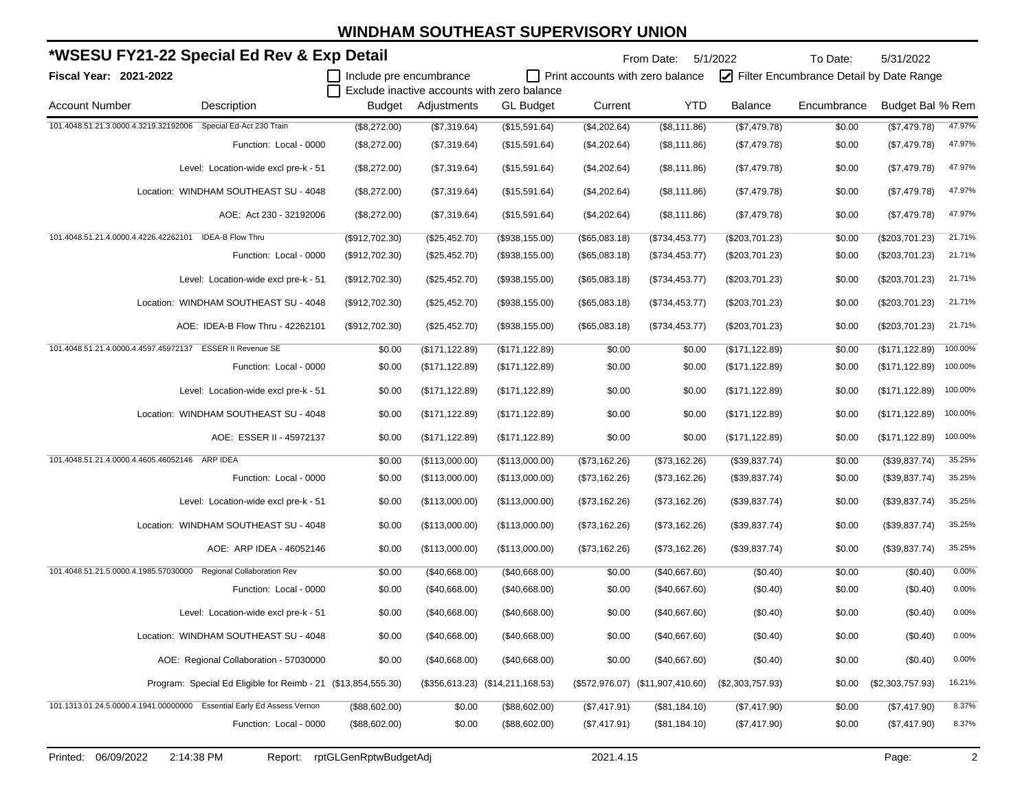# WINDHAM SOUTHEAST SUPERVISORY UNION

## *WSESU FY21-22 Special Ed Rev & Exp Detail

**Fiscal Year: 2021-2022**

From Date: 5/1/2022 To Date: 5/31/2022

☐ Include pre encumbrance ☐ Print accounts with zero balance ☑ Filter Encumbrance Detail by Date Range

☐ Exclude inactive accounts with zero balance

| Account Number | Description | Budget | Adjustments | GL Budget | Current | YTD | Balance | Encumbrance | Budget Bal | % Rem |
|---|---|---|---|---|---|---|---|---|---|---|
| 101.4048.51.21.3.0000.4.3219.32192006 | Special Ed-Act 230 Train | ($8,272.00) | ($7,319.64) | ($15,591.64) | ($4,202.64) | ($8,111.86) | ($7,479.78) | $0.00 | ($7,479.78) | 47.97% |
| | Function: Local - 0000 | ($8,272.00) | ($7,319.64) | ($15,591.64) | ($4,202.64) | ($8,111.86) | ($7,479.78) | $0.00 | ($7,479.78) | 47.97% |
| | Level: Location-wide excl pre-k - 51 | ($8,272.00) | ($7,319.64) | ($15,591.64) | ($4,202.64) | ($8,111.86) | ($7,479.78) | $0.00 | ($7,479.78) | 47.97% |
| | Location: WINDHAM SOUTHEAST SU - 4048 | ($8,272.00) | ($7,319.64) | ($15,591.64) | ($4,202.64) | ($8,111.86) | ($7,479.78) | $0.00 | ($7,479.78) | 47.97% |
| | AOE: Act 230 - 32192006 | ($8,272.00) | ($7,319.64) | ($15,591.64) | ($4,202.64) | ($8,111.86) | ($7,479.78) | $0.00 | ($7,479.78) | 47.97% |
| 101.4048.51.21.4.0000.4.4226.42262101 | IDEA-B Flow Thru | ($912,702.30) | ($25,452.70) | ($938,155.00) | ($65,083.18) | ($734,453.77) | ($203,701.23) | $0.00 | ($203,701.23) | 21.71% |
| | Function: Local - 0000 | ($912,702.30) | ($25,452.70) | ($938,155.00) | ($65,083.18) | ($734,453.77) | ($203,701.23) | $0.00 | ($203,701.23) | 21.71% |
| | Level: Location-wide excl pre-k - 51 | ($912,702.30) | ($25,452.70) | ($938,155.00) | ($65,083.18) | ($734,453.77) | ($203,701.23) | $0.00 | ($203,701.23) | 21.71% |
| | Location: WINDHAM SOUTHEAST SU - 4048 | ($912,702.30) | ($25,452.70) | ($938,155.00) | ($65,083.18) | ($734,453.77) | ($203,701.23) | $0.00 | ($203,701.23) | 21.71% |
| | AOE: IDEA-B Flow Thru - 42262101 | ($912,702.30) | ($25,452.70) | ($938,155.00) | ($65,083.18) | ($734,453.77) | ($203,701.23) | $0.00 | ($203,701.23) | 21.71% |
| 101.4048.51.21.4.0000.4.4597.45972137 | ESSER II Revenue SE | $0.00 | ($171,122.89) | ($171,122.89) | $0.00 | $0.00 | ($171,122.89) | $0.00 | ($171,122.89) | 100.00% |
| | Function: Local - 0000 | $0.00 | ($171,122.89) | ($171,122.89) | $0.00 | $0.00 | ($171,122.89) | $0.00 | ($171,122.89) | 100.00% |
| | Level: Location-wide excl pre-k - 51 | $0.00 | ($171,122.89) | ($171,122.89) | $0.00 | $0.00 | ($171,122.89) | $0.00 | ($171,122.89) | 100.00% |
| | Location: WINDHAM SOUTHEAST SU - 4048 | $0.00 | ($171,122.89) | ($171,122.89) | $0.00 | $0.00 | ($171,122.89) | $0.00 | ($171,122.89) | 100.00% |
| | AOE: ESSER II - 45972137 | $0.00 | ($171,122.89) | ($171,122.89) | $0.00 | $0.00 | ($171,122.89) | $0.00 | ($171,122.89) | 100.00% |
| 101.4048.51.21.4.0000.4.4605.46052146 | ARP IDEA | $0.00 | ($113,000.00) | ($113,000.00) | ($73,162.26) | ($73,162.26) | ($39,837.74) | $0.00 | ($39,837.74) | 35.25% |
| | Function: Local - 0000 | $0.00 | ($113,000.00) | ($113,000.00) | ($73,162.26) | ($73,162.26) | ($39,837.74) | $0.00 | ($39,837.74) | 35.25% |
| | Level: Location-wide excl pre-k - 51 | $0.00 | ($113,000.00) | ($113,000.00) | ($73,162.26) | ($73,162.26) | ($39,837.74) | $0.00 | ($39,837.74) | 35.25% |
| | Location: WINDHAM SOUTHEAST SU - 4048 | $0.00 | ($113,000.00) | ($113,000.00) | ($73,162.26) | ($73,162.26) | ($39,837.74) | $0.00 | ($39,837.74) | 35.25% |
| | AOE: ARP IDEA - 46052146 | $0.00 | ($113,000.00) | ($113,000.00) | ($73,162.26) | ($73,162.26) | ($39,837.74) | $0.00 | ($39,837.74) | 35.25% |
| 101.4048.51.21.5.0000.4.1985.57030000 | Regional Collaboration Rev | $0.00 | ($40,668.00) | ($40,668.00) | $0.00 | ($40,667.60) | ($0.40) | $0.00 | ($0.40) | 0.00% |
| | Function: Local - 0000 | $0.00 | ($40,668.00) | ($40,668.00) | $0.00 | ($40,667.60) | ($0.40) | $0.00 | ($0.40) | 0.00% |
| | Level: Location-wide excl pre-k - 51 | $0.00 | ($40,668.00) | ($40,668.00) | $0.00 | ($40,667.60) | ($0.40) | $0.00 | ($0.40) | 0.00% |
| | Location: WINDHAM SOUTHEAST SU - 4048 | $0.00 | ($40,668.00) | ($40,668.00) | $0.00 | ($40,667.60) | ($0.40) | $0.00 | ($0.40) | 0.00% |
| | AOE: Regional Collaboration - 57030000 | $0.00 | ($40,668.00) | ($40,668.00) | $0.00 | ($40,667.60) | ($0.40) | $0.00 | ($0.40) | 0.00% |
| | Program: Special Ed Eligible for Reimb - 21 | ($13,854,555.30) | ($356,613.23) | ($14,211,168.53) | ($572,976.07) | ($11,907,410.60) | ($2,303,757.93) | $0.00 | ($2,303,757.93) | 16.21% |
| 101.1313.01.24.5.0000.4.1941.00000000 | Essential Early Ed Assess Vernon | ($88,602.00) | $0.00 | ($88,602.00) | ($7,417.91) | ($81,184.10) | ($7,417.90) | $0.00 | ($7,417.90) | 8.37% |
| | Function: Local - 0000 | ($88,602.00) | $0.00 | ($88,602.00) | ($7,417.91) | ($81,184.10) | ($7,417.90) | $0.00 | ($7,417.90) | 8.37% |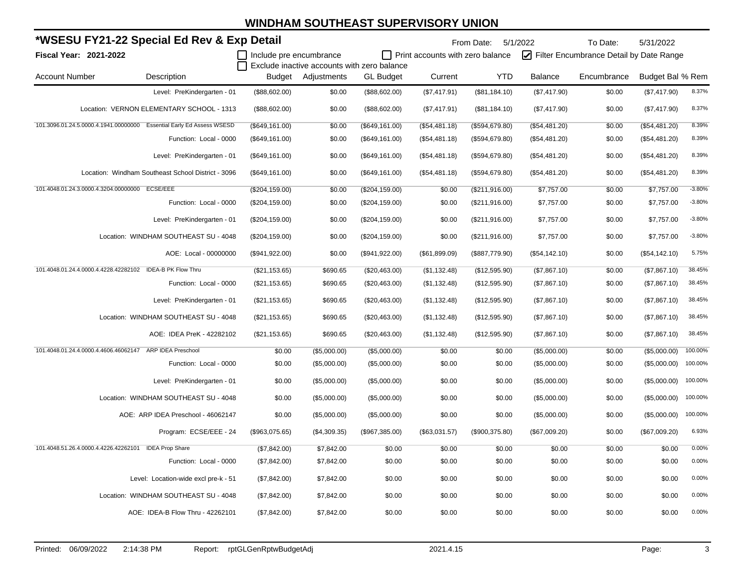# WINDHAM SOUTHEAST SUPERVISORY UNION

## *WSESU FY21-22 Special Ed Rev & Exp Detail

**Fiscal Year: 2021-2022**

From Date: 5/1/2022 To Date: 5/31/2022

☐ Include pre encumbrance ☐ Print accounts with zero balance ☑ Filter Encumbrance Detail by Date Range

☐ Exclude inactive accounts with zero balance

| Account Number | Description | Budget | Adjustments | GL Budget | Current | YTD | Balance | Encumbrance | Budget Bal | % Rem |
|---|---|---|---|---|---|---|---|---|---|---|
| | Level: PreKindergarten - 01 | ($88,602.00) | $0.00 | ($88,602.00) | ($7,417.91) | ($81,184.10) | ($7,417.90) | $0.00 | ($7,417.90) | 8.37% |
| | Location: VERNON ELEMENTARY SCHOOL - 1313 | ($88,602.00) | $0.00 | ($88,602.00) | ($7,417.91) | ($81,184.10) | ($7,417.90) | $0.00 | ($7,417.90) | 8.37% |
| 101.3096.01.24.5.0000.4.1941.00000000 | Essential Early Ed Assess WSESD | ($649,161.00) | $0.00 | ($649,161.00) | ($54,481.18) | ($594,679.80) | ($54,481.20) | $0.00 | ($54,481.20) | 8.39% |
| | Function: Local - 0000 | ($649,161.00) | $0.00 | ($649,161.00) | ($54,481.18) | ($594,679.80) | ($54,481.20) | $0.00 | ($54,481.20) | 8.39% |
| | Level: PreKindergarten - 01 | ($649,161.00) | $0.00 | ($649,161.00) | ($54,481.18) | ($594,679.80) | ($54,481.20) | $0.00 | ($54,481.20) | 8.39% |
| | Location: Windham Southeast School District - 3096 | ($649,161.00) | $0.00 | ($649,161.00) | ($54,481.18) | ($594,679.80) | ($54,481.20) | $0.00 | ($54,481.20) | 8.39% |
| 101.4048.01.24.3.0000.4.3204.00000000 | ECSE/EEE | ($204,159.00) | $0.00 | ($204,159.00) | $0.00 | ($211,916.00) | $7,757.00 | $0.00 | $7,757.00 | -3.80% |
| | Function: Local - 0000 | ($204,159.00) | $0.00 | ($204,159.00) | $0.00 | ($211,916.00) | $7,757.00 | $0.00 | $7,757.00 | -3.80% |
| | Level: PreKindergarten - 01 | ($204,159.00) | $0.00 | ($204,159.00) | $0.00 | ($211,916.00) | $7,757.00 | $0.00 | $7,757.00 | -3.80% |
| | Location: WINDHAM SOUTHEAST SU - 4048 | ($204,159.00) | $0.00 | ($204,159.00) | $0.00 | ($211,916.00) | $7,757.00 | $0.00 | $7,757.00 | -3.80% |
| | AOE: Local - 00000000 | ($941,922.00) | $0.00 | ($941,922.00) | ($61,899.09) | ($887,779.90) | ($54,142.10) | $0.00 | ($54,142.10) | 5.75% |
| 101.4048.01.24.4.0000.4.4228.42282102 | IDEA-B PK Flow Thru | ($21,153.65) | $690.65 | ($20,463.00) | ($1,132.48) | ($12,595.90) | ($7,867.10) | $0.00 | ($7,867.10) | 38.45% |
| | Function: Local - 0000 | ($21,153.65) | $690.65 | ($20,463.00) | ($1,132.48) | ($12,595.90) | ($7,867.10) | $0.00 | ($7,867.10) | 38.45% |
| | Level: PreKindergarten - 01 | ($21,153.65) | $690.65 | ($20,463.00) | ($1,132.48) | ($12,595.90) | ($7,867.10) | $0.00 | ($7,867.10) | 38.45% |
| | Location: WINDHAM SOUTHEAST SU - 4048 | ($21,153.65) | $690.65 | ($20,463.00) | ($1,132.48) | ($12,595.90) | ($7,867.10) | $0.00 | ($7,867.10) | 38.45% |
| | AOE: IDEA PreK - 42282102 | ($21,153.65) | $690.65 | ($20,463.00) | ($1,132.48) | ($12,595.90) | ($7,867.10) | $0.00 | ($7,867.10) | 38.45% |
| 101.4048.01.24.4.0000.4.4606.46062147 | ARP IDEA Preschool | $0.00 | ($5,000.00) | ($5,000.00) | $0.00 | $0.00 | ($5,000.00) | $0.00 | ($5,000.00) | 100.00% |
| | Function: Local - 0000 | $0.00 | ($5,000.00) | ($5,000.00) | $0.00 | $0.00 | ($5,000.00) | $0.00 | ($5,000.00) | 100.00% |
| | Level: PreKindergarten - 01 | $0.00 | ($5,000.00) | ($5,000.00) | $0.00 | $0.00 | ($5,000.00) | $0.00 | ($5,000.00) | 100.00% |
| | Location: WINDHAM SOUTHEAST SU - 4048 | $0.00 | ($5,000.00) | ($5,000.00) | $0.00 | $0.00 | ($5,000.00) | $0.00 | ($5,000.00) | 100.00% |
| | AOE: ARP IDEA Preschool - 46062147 | $0.00 | ($5,000.00) | ($5,000.00) | $0.00 | $0.00 | ($5,000.00) | $0.00 | ($5,000.00) | 100.00% |
| | Program: ECSE/EEE - 24 | ($963,075.65) | ($4,309.35) | ($967,385.00) | ($63,031.57) | ($900,375.80) | ($67,009.20) | $0.00 | ($67,009.20) | 6.93% |
| 101.4048.51.26.4.0000.4.4226.42262101 | IDEA Prop Share | ($7,842.00) | $7,842.00 | $0.00 | $0.00 | $0.00 | $0.00 | $0.00 | $0.00 | 0.00% |
| | Function: Local - 0000 | ($7,842.00) | $7,842.00 | $0.00 | $0.00 | $0.00 | $0.00 | $0.00 | $0.00 | 0.00% |
| | Level: Location-wide excl pre-k - 51 | ($7,842.00) | $7,842.00 | $0.00 | $0.00 | $0.00 | $0.00 | $0.00 | $0.00 | 0.00% |
| | Location: WINDHAM SOUTHEAST SU - 4048 | ($7,842.00) | $7,842.00 | $0.00 | $0.00 | $0.00 | $0.00 | $0.00 | $0.00 | 0.00% |
| | AOE: IDEA-B Flow Thru - 42262101 | ($7,842.00) | $7,842.00 | $0.00 | $0.00 | $0.00 | $0.00 | $0.00 | $0.00 | 0.00% |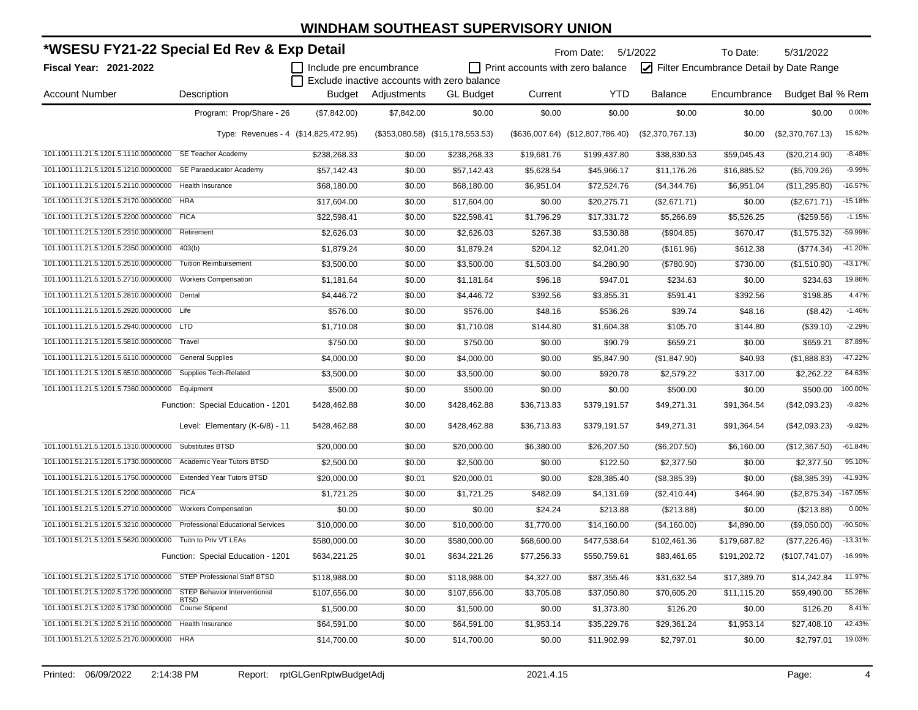# WINDHAM SOUTHEAST SUPERVISORY UNION

## *WSESU FY21-22 Special Ed Rev & Exp Detail

**Fiscal Year: 2021-2022**

From Date: 5/1/2022 To Date: 5/31/2022

☐ Include pre encumbrance ☐ Print accounts with zero balance ☑ Filter Encumbrance Detail by Date Range

☐ Exclude inactive accounts with zero balance

| Account Number | Description | Budget | Adjustments | GL Budget | Current | YTD | Balance | Encumbrance | Budget Bal | % Rem |
|---|---|---|---|---|---|---|---|---|---|---|
| | Program: Prop/Share - 26 | ($7,842.00) | $7,842.00 | $0.00 | $0.00 | $0.00 | $0.00 | $0.00 | $0.00 | 0.00% |
| | Type: Revenues - 4 | ($14,825,472.95) | ($353,080.58) | ($15,178,553.53) | ($636,007.64) | ($12,807,786.40) | ($2,370,767.13) | $0.00 | ($2,370,767.13) | 15.62% |
| 101.1001.11.21.5.1201.5.1110.00000000 | SE Teacher Academy | $238,268.33 | $0.00 | $238,268.33 | $19,681.76 | $199,437.80 | $38,830.53 | $59,045.43 | ($20,214.90) | -8.48% |
| 101.1001.11.21.5.1201.5.1210.00000000 | SE Paraeducator Academy | $57,142.43 | $0.00 | $57,142.43 | $5,628.54 | $45,966.17 | $11,176.26 | $16,885.52 | ($5,709.26) | -9.99% |
| 101.1001.11.21.5.1201.5.2110.00000000 | Health Insurance | $68,180.00 | $0.00 | $68,180.00 | $6,951.04 | $72,524.76 | ($4,344.76) | $6,951.04 | ($11,295.80) | -16.57% |
| 101.1001.11.21.5.1201.5.2170.00000000 | HRA | $17,604.00 | $0.00 | $17,604.00 | $0.00 | $20,275.71 | ($2,671.71) | $0.00 | ($2,671.71) | -15.18% |
| 101.1001.11.21.5.1201.5.2200.00000000 | FICA | $22,598.41 | $0.00 | $22,598.41 | $1,796.29 | $17,331.72 | $5,266.69 | $5,526.25 | ($259.56) | -1.15% |
| 101.1001.11.21.5.1201.5.2310.00000000 | Retirement | $2,626.03 | $0.00 | $2,626.03 | $267.38 | $3,530.88 | ($904.85) | $670.47 | ($1,575.32) | -59.99% |
| 101.1001.11.21.5.1201.5.2350.00000000 | 403(b) | $1,879.24 | $0.00 | $1,879.24 | $204.12 | $2,041.20 | ($161.96) | $612.38 | ($774.34) | -41.20% |
| 101.1001.11.21.5.1201.5.2510.00000000 | Tuition Reimbursement | $3,500.00 | $0.00 | $3,500.00 | $1,503.00 | $4,280.90 | ($780.90) | $730.00 | ($1,510.90) | -43.17% |
| 101.1001.11.21.5.1201.5.2710.00000000 | Workers Compensation | $1,181.64 | $0.00 | $1,181.64 | $96.18 | $947.01 | $234.63 | $0.00 | $234.63 | 19.86% |
| 101.1001.11.21.5.1201.5.2810.00000000 | Dental | $4,446.72 | $0.00 | $4,446.72 | $392.56 | $3,855.31 | $591.41 | $392.56 | $198.85 | 4.47% |
| 101.1001.11.21.5.1201.5.2920.00000000 | Life | $576.00 | $0.00 | $576.00 | $48.16 | $536.26 | $39.74 | $48.16 | ($8.42) | -1.46% |
| 101.1001.11.21.5.1201.5.2940.00000000 | LTD | $1,710.08 | $0.00 | $1,710.08 | $144.80 | $1,604.38 | $105.70 | $144.80 | ($39.10) | -2.29% |
| 101.1001.11.21.5.1201.5.5810.00000000 | Travel | $750.00 | $0.00 | $750.00 | $0.00 | $90.79 | $659.21 | $0.00 | $659.21 | 87.89% |
| 101.1001.11.21.5.1201.5.6110.00000000 | General Supplies | $4,000.00 | $0.00 | $4,000.00 | $0.00 | $5,847.90 | ($1,847.90) | $40.93 | ($1,888.83) | -47.22% |
| 101.1001.11.21.5.1201.5.6510.00000000 | Supplies Tech-Related | $3,500.00 | $0.00 | $3,500.00 | $0.00 | $920.78 | $2,579.22 | $317.00 | $2,262.22 | 64.63% |
| 101.1001.11.21.5.1201.5.7360.00000000 | Equipment | $500.00 | $0.00 | $500.00 | $0.00 | $0.00 | $500.00 | $0.00 | $500.00 | 100.00% |
| | Function: Special Education - 1201 | $428,462.88 | $0.00 | $428,462.88 | $36,713.83 | $379,191.57 | $49,271.31 | $91,364.54 | ($42,093.23) | -9.82% |
| | Level: Elementary (K-6/8) - 11 | $428,462.88 | $0.00 | $428,462.88 | $36,713.83 | $379,191.57 | $49,271.31 | $91,364.54 | ($42,093.23) | -9.82% |
| 101.1001.51.21.5.1201.5.1310.00000000 | Substitutes BTSD | $20,000.00 | $0.00 | $20,000.00 | $6,380.00 | $26,207.50 | ($6,207.50) | $6,160.00 | ($12,367.50) | -61.84% |
| 101.1001.51.21.5.1201.5.1730.00000000 | Academic Year Tutors BTSD | $2,500.00 | $0.00 | $2,500.00 | $0.00 | $122.50 | $2,377.50 | $0.00 | $2,377.50 | 95.10% |
| 101.1001.51.21.5.1201.5.1750.00000000 | Extended Year Tutors BTSD | $20,000.00 | $0.01 | $20,000.01 | $0.00 | $28,385.40 | ($8,385.39) | $0.00 | ($8,385.39) | -41.93% |
| 101.1001.51.21.5.1201.5.2200.00000000 | FICA | $1,721.25 | $0.00 | $1,721.25 | $482.09 | $4,131.69 | ($2,410.44) | $464.90 | ($2,875.34) | -167.05% |
| 101.1001.51.21.5.1201.5.2710.00000000 | Workers Compensation | $0.00 | $0.00 | $0.00 | $24.24 | $213.88 | ($213.88) | $0.00 | ($213.88) | 0.00% |
| 101.1001.51.21.5.1201.5.3210.00000000 | Professional Educational Services | $10,000.00 | $0.00 | $10,000.00 | $1,770.00 | $14,160.00 | ($4,160.00) | $4,890.00 | ($9,050.00) | -90.50% |
| 101.1001.51.21.5.1201.5.5620.00000000 | Tuitn to Priv VT LEAs | $580,000.00 | $0.00 | $580,000.00 | $68,600.00 | $477,538.64 | $102,461.36 | $179,687.82 | ($77,226.46) | -13.31% |
| | Function: Special Education - 1201 | $634,221.25 | $0.01 | $634,221.26 | $77,256.33 | $550,759.61 | $83,461.65 | $191,202.72 | ($107,741.07) | -16.99% |
| 101.1001.51.21.5.1202.5.1710.00000000 | STEP Professional Staff BTSD | $118,988.00 | $0.00 | $118,988.00 | $4,327.00 | $87,355.46 | $31,632.54 | $17,389.70 | $14,242.84 | 11.97% |
| 101.1001.51.21.5.1202.5.1720.00000000 | STEP Behavior Interventionist BTSD | $107,656.00 | $0.00 | $107,656.00 | $3,705.08 | $37,050.80 | $70,605.20 | $11,115.20 | $59,490.00 | 55.26% |
| 101.1001.51.21.5.1202.5.1730.00000000 | Course Stipend | $1,500.00 | $0.00 | $1,500.00 | $0.00 | $1,373.80 | $126.20 | $0.00 | $126.20 | 8.41% |
| 101.1001.51.21.5.1202.5.2110.00000000 | Health Insurance | $64,591.00 | $0.00 | $64,591.00 | $1,953.14 | $35,229.76 | $29,361.24 | $1,953.14 | $27,408.10 | 42.43% |
| 101.1001.51.21.5.1202.5.2170.00000000 | HRA | $14,700.00 | $0.00 | $14,700.00 | $0.00 | $11,902.99 | $2,797.01 | $0.00 | $2,797.01 | 19.03% |

Printed: 06/09/2022 2:14:38 PM Report: rptGLGenRptwBudgetAdj 2021.4.15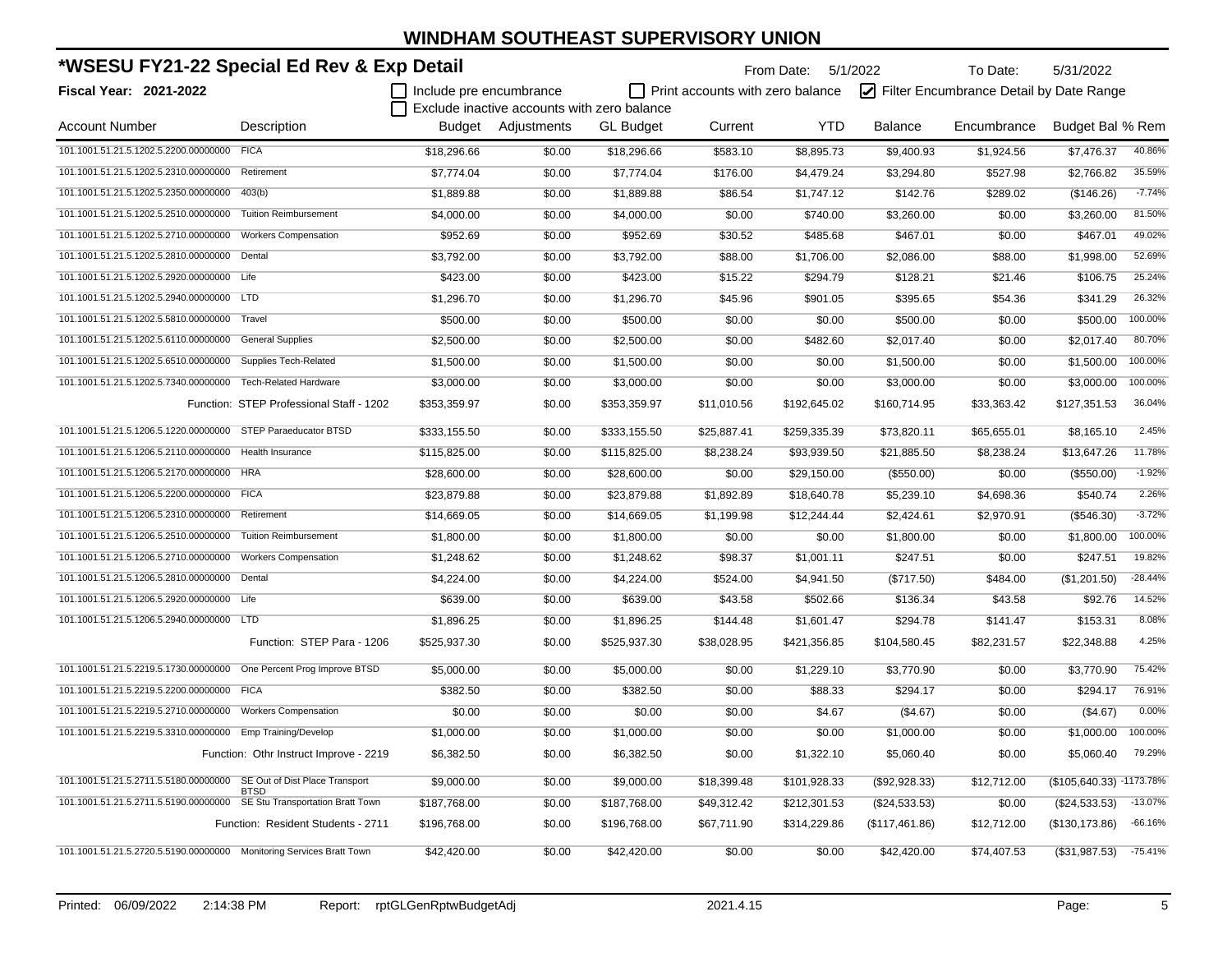# WINDHAM SOUTHEAST SUPERVISORY UNION

## *WSESU FY21-22 Special Ed Rev & Exp Detail

**Fiscal Year: 2021-2022**

From Date: 5/1/2022 To Date: 5/31/2022

☐ Include pre encumbrance ☐ Print accounts with zero balance ☑ Filter Encumbrance Detail by Date Range

☐ Exclude inactive accounts with zero balance

| Account Number | Description | Budget | Adjustments | GL Budget | Current | YTD | Balance | Encumbrance | Budget Bal | % Rem |
|---|---|---|---|---|---|---|---|---|---|---|
| 101.1001.51.21.5.1202.5.2200.00000000 | FICA | $18,296.66 | $0.00 | $18,296.66 | $583.10 | $8,895.73 | $9,400.93 | $1,924.56 | $7,476.37 | 40.86% |
| 101.1001.51.21.5.1202.5.2310.00000000 | Retirement | $7,774.04 | $0.00 | $7,774.04 | $176.00 | $4,479.24 | $3,294.80 | $527.98 | $2,766.82 | 35.59% |
| 101.1001.51.21.5.1202.5.2350.00000000 | 403(b) | $1,889.88 | $0.00 | $1,889.88 | $86.54 | $1,747.12 | $142.76 | $289.02 | ($146.26) | -7.74% |
| 101.1001.51.21.5.1202.5.2510.00000000 | Tuition Reimbursement | $4,000.00 | $0.00 | $4,000.00 | $0.00 | $740.00 | $3,260.00 | $0.00 | $3,260.00 | 81.50% |
| 101.1001.51.21.5.1202.5.2710.00000000 | Workers Compensation | $952.69 | $0.00 | $952.69 | $30.52 | $485.68 | $467.01 | $0.00 | $467.01 | 49.02% |
| 101.1001.51.21.5.1202.5.2810.00000000 | Dental | $3,792.00 | $0.00 | $3,792.00 | $88.00 | $1,706.00 | $2,086.00 | $88.00 | $1,998.00 | 52.69% |
| 101.1001.51.21.5.1202.5.2920.00000000 | Life | $423.00 | $0.00 | $423.00 | $15.22 | $294.79 | $128.21 | $21.46 | $106.75 | 25.24% |
| 101.1001.51.21.5.1202.5.2940.00000000 | LTD | $1,296.70 | $0.00 | $1,296.70 | $45.96 | $901.05 | $395.65 | $54.36 | $341.29 | 26.32% |
| 101.1001.51.21.5.1202.5.5810.00000000 | Travel | $500.00 | $0.00 | $500.00 | $0.00 | $0.00 | $500.00 | $0.00 | $500.00 | 100.00% |
| 101.1001.51.21.5.1202.5.6110.00000000 | General Supplies | $2,500.00 | $0.00 | $2,500.00 | $0.00 | $482.60 | $2,017.40 | $0.00 | $2,017.40 | 80.70% |
| 101.1001.51.21.5.1202.5.6510.00000000 | Supplies Tech-Related | $1,500.00 | $0.00 | $1,500.00 | $0.00 | $0.00 | $1,500.00 | $0.00 | $1,500.00 | 100.00% |
| 101.1001.51.21.5.1202.5.7340.00000000 | Tech-Related Hardware | $3,000.00 | $0.00 | $3,000.00 | $0.00 | $0.00 | $3,000.00 | $0.00 | $3,000.00 | 100.00% |
| | Function: STEP Professional Staff - 1202 | $353,359.97 | $0.00 | $353,359.97 | $11,010.56 | $192,645.02 | $160,714.95 | $33,363.42 | $127,351.53 | 36.04% |
| 101.1001.51.21.5.1206.5.1220.00000000 | STEP Paraeducator BTSD | $333,155.50 | $0.00 | $333,155.50 | $25,887.41 | $259,335.39 | $73,820.11 | $65,655.01 | $8,165.10 | 2.45% |
| 101.1001.51.21.5.1206.5.2110.00000000 | Health Insurance | $115,825.00 | $0.00 | $115,825.00 | $8,238.24 | $93,939.50 | $21,885.50 | $8,238.24 | $13,647.26 | 11.78% |
| 101.1001.51.21.5.1206.5.2170.00000000 | HRA | $28,600.00 | $0.00 | $28,600.00 | $0.00 | $29,150.00 | ($550.00) | $0.00 | ($550.00) | -1.92% |
| 101.1001.51.21.5.1206.5.2200.00000000 | FICA | $23,879.88 | $0.00 | $23,879.88 | $1,892.89 | $18,640.78 | $5,239.10 | $4,698.36 | $540.74 | 2.26% |
| 101.1001.51.21.5.1206.5.2310.00000000 | Retirement | $14,669.05 | $0.00 | $14,669.05 | $1,199.98 | $12,244.44 | $2,424.61 | $2,970.91 | ($546.30) | -3.72% |
| 101.1001.51.21.5.1206.5.2510.00000000 | Tuition Reimbursement | $1,800.00 | $0.00 | $1,800.00 | $0.00 | $0.00 | $1,800.00 | $0.00 | $1,800.00 | 100.00% |
| 101.1001.51.21.5.1206.5.2710.00000000 | Workers Compensation | $1,248.62 | $0.00 | $1,248.62 | $98.37 | $1,001.11 | $247.51 | $0.00 | $247.51 | 19.82% |
| 101.1001.51.21.5.1206.5.2810.00000000 | Dental | $4,224.00 | $0.00 | $4,224.00 | $524.00 | $4,941.50 | ($717.50) | $484.00 | ($1,201.50) | -28.44% |
| 101.1001.51.21.5.1206.5.2920.00000000 | Life | $639.00 | $0.00 | $639.00 | $43.58 | $502.66 | $136.34 | $43.58 | $92.76 | 14.52% |
| 101.1001.51.21.5.1206.5.2940.00000000 | LTD | $1,896.25 | $0.00 | $1,896.25 | $144.48 | $1,601.47 | $294.78 | $141.47 | $153.31 | 8.08% |
| | Function: STEP Para - 1206 | $525,937.30 | $0.00 | $525,937.30 | $38,028.95 | $421,356.85 | $104,580.45 | $82,231.57 | $22,348.88 | 4.25% |
| 101.1001.51.21.5.2219.5.1730.00000000 | One Percent Prog Improve BTSD | $5,000.00 | $0.00 | $5,000.00 | $0.00 | $1,229.10 | $3,770.90 | $0.00 | $3,770.90 | 75.42% |
| 101.1001.51.21.5.2219.5.2200.00000000 | FICA | $382.50 | $0.00 | $382.50 | $0.00 | $88.33 | $294.17 | $0.00 | $294.17 | 76.91% |
| 101.1001.51.21.5.2219.5.2710.00000000 | Workers Compensation | $0.00 | $0.00 | $0.00 | $0.00 | $4.67 | ($4.67) | $0.00 | ($4.67) | 0.00% |
| 101.1001.51.21.5.2219.5.3310.00000000 | Emp Training/Develop | $1,000.00 | $0.00 | $1,000.00 | $0.00 | $0.00 | $1,000.00 | $0.00 | $1,000.00 | 100.00% |
| | Function: Othr Instruct Improve - 2219 | $6,382.50 | $0.00 | $6,382.50 | $0.00 | $1,322.10 | $5,060.40 | $0.00 | $5,060.40 | 79.29% |
| 101.1001.51.21.5.2711.5.5180.00000000 | SE Out of Dist Place Transport BTSD | $9,000.00 | $0.00 | $9,000.00 | $18,399.48 | $101,928.33 | ($92,928.33) | $12,712.00 | ($105,640.33) | -1173.78% |
| 101.1001.51.21.5.2711.5.5190.00000000 | SE Stu Transportation Bratt Town | $187,768.00 | $0.00 | $187,768.00 | $49,312.42 | $212,301.53 | ($24,533.53) | $0.00 | ($24,533.53) | -13.07% |
| | Function: Resident Students - 2711 | $196,768.00 | $0.00 | $196,768.00 | $67,711.90 | $314,229.86 | ($117,461.86) | $12,712.00 | ($130,173.86) | -66.16% |
| 101.1001.51.21.5.2720.5.5190.00000000 | Monitoring Services Bratt Town | $42,420.00 | $0.00 | $42,420.00 | $0.00 | $0.00 | $42,420.00 | $74,407.53 | ($31,987.53) | -75.41% |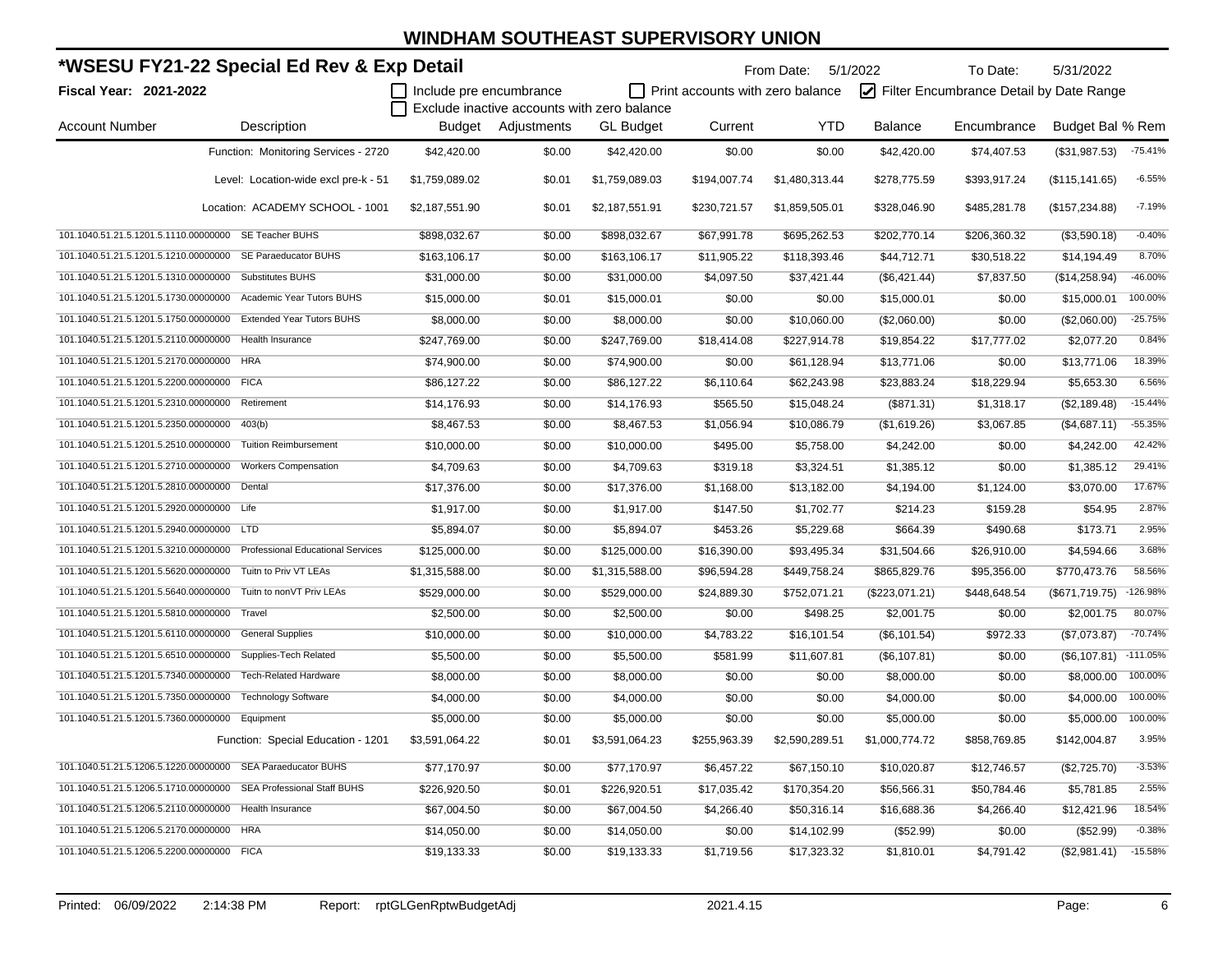# WINDHAM SOUTHEAST SUPERVISORY UNION

## *WSESU FY21-22 Special Ed Rev & Exp Detail

**Fiscal Year: 2021-2022**

From Date: 5/1/2022 To Date: 5/31/2022

☐ Include pre encumbrance ☐ Print accounts with zero balance ☑ Filter Encumbrance Detail by Date Range

☐ Exclude inactive accounts with zero balance

| Account Number | Description | Budget | Adjustments | GL Budget | Current | YTD | Balance | Encumbrance | Budget Bal | % Rem |
|---|---|---|---|---|---|---|---|---|---|---|
| | Function: Monitoring Services - 2720 | $42,420.00 | $0.00 | $42,420.00 | $0.00 | $0.00 | $42,420.00 | $74,407.53 | ($31,987.53) | -75.41% |
| | Level: Location-wide excl pre-k - 51 | $1,759,089.02 | $0.01 | $1,759,089.03 | $194,007.74 | $1,480,313.44 | $278,775.59 | $393,917.24 | ($115,141.65) | -6.55% |
| | Location: ACADEMY SCHOOL - 1001 | $2,187,551.90 | $0.01 | $2,187,551.91 | $230,721.57 | $1,859,505.01 | $328,046.90 | $485,281.78 | ($157,234.88) | -7.19% |
| 101.1040.51.21.5.1201.5.1110.00000000 | SE Teacher BUHS | $898,032.67 | $0.00 | $898,032.67 | $67,991.78 | $695,262.53 | $202,770.14 | $206,360.32 | ($3,590.18) | -0.40% |
| 101.1040.51.21.5.1201.5.1210.00000000 | SE Paraeducator BUHS | $163,106.17 | $0.00 | $163,106.17 | $11,905.22 | $118,393.46 | $44,712.71 | $30,518.22 | $14,194.49 | 8.70% |
| 101.1040.51.21.5.1201.5.1310.00000000 | Substitutes BUHS | $31,000.00 | $0.00 | $31,000.00 | $4,097.50 | $37,421.44 | ($6,421.44) | $7,837.50 | ($14,258.94) | -46.00% |
| 101.1040.51.21.5.1201.5.1730.00000000 | Academic Year Tutors BUHS | $15,000.00 | $0.01 | $15,000.01 | $0.00 | $0.00 | $15,000.01 | $0.00 | $15,000.01 | 100.00% |
| 101.1040.51.21.5.1201.5.1750.00000000 | Extended Year Tutors BUHS | $8,000.00 | $0.00 | $8,000.00 | $0.00 | $10,060.00 | ($2,060.00) | $0.00 | ($2,060.00) | -25.75% |
| 101.1040.51.21.5.1201.5.2110.00000000 | Health Insurance | $247,769.00 | $0.00 | $247,769.00 | $18,414.08 | $227,914.78 | $19,854.22 | $17,777.02 | $2,077.20 | 0.84% |
| 101.1040.51.21.5.1201.5.2170.00000000 | HRA | $74,900.00 | $0.00 | $74,900.00 | $0.00 | $61,128.94 | $13,771.06 | $0.00 | $13,771.06 | 18.39% |
| 101.1040.51.21.5.1201.5.2200.00000000 | FICA | $86,127.22 | $0.00 | $86,127.22 | $6,110.64 | $62,243.98 | $23,883.24 | $18,229.94 | $5,653.30 | 6.56% |
| 101.1040.51.21.5.1201.5.2310.00000000 | Retirement | $14,176.93 | $0.00 | $14,176.93 | $565.50 | $15,048.24 | ($871.31) | $1,318.17 | ($2,189.48) | -15.44% |
| 101.1040.51.21.5.1201.5.2350.00000000 | 403(b) | $8,467.53 | $0.00 | $8,467.53 | $1,056.94 | $10,086.79 | ($1,619.26) | $3,067.85 | ($4,687.11) | -55.35% |
| 101.1040.51.21.5.1201.5.2510.00000000 | Tuition Reimbursement | $10,000.00 | $0.00 | $10,000.00 | $495.00 | $5,758.00 | $4,242.00 | $0.00 | $4,242.00 | 42.42% |
| 101.1040.51.21.5.1201.5.2710.00000000 | Workers Compensation | $4,709.63 | $0.00 | $4,709.63 | $319.18 | $3,324.51 | $1,385.12 | $0.00 | $1,385.12 | 29.41% |
| 101.1040.51.21.5.1201.5.2810.00000000 | Dental | $17,376.00 | $0.00 | $17,376.00 | $1,168.00 | $13,182.00 | $4,194.00 | $1,124.00 | $3,070.00 | 17.67% |
| 101.1040.51.21.5.1201.5.2920.00000000 | Life | $1,917.00 | $0.00 | $1,917.00 | $147.50 | $1,702.77 | $214.23 | $159.28 | $54.95 | 2.87% |
| 101.1040.51.21.5.1201.5.2940.00000000 | LTD | $5,894.07 | $0.00 | $5,894.07 | $453.26 | $5,229.68 | $664.39 | $490.68 | $173.71 | 2.95% |
| 101.1040.51.21.5.1201.5.3210.00000000 | Professional Educational Services | $125,000.00 | $0.00 | $125,000.00 | $16,390.00 | $93,495.34 | $31,504.66 | $26,910.00 | $4,594.66 | 3.68% |
| 101.1040.51.21.5.1201.5.5620.00000000 | Tuitn to Priv VT LEAs | $1,315,588.00 | $0.00 | $1,315,588.00 | $96,594.28 | $449,758.24 | $865,829.76 | $95,356.00 | $770,473.76 | 58.56% |
| 101.1040.51.21.5.1201.5.5640.00000000 | Tuitn to nonVT Priv LEAs | $529,000.00 | $0.00 | $529,000.00 | $24,889.30 | $752,071.21 | ($223,071.21) | $448,648.54 | ($671,719.75) | -126.98% |
| 101.1040.51.21.5.1201.5.5810.00000000 | Travel | $2,500.00 | $0.00 | $2,500.00 | $0.00 | $498.25 | $2,001.75 | $0.00 | $2,001.75 | 80.07% |
| 101.1040.51.21.5.1201.5.6110.00000000 | General Supplies | $10,000.00 | $0.00 | $10,000.00 | $4,783.22 | $16,101.54 | ($6,101.54) | $972.33 | ($7,073.87) | -70.74% |
| 101.1040.51.21.5.1201.5.6510.00000000 | Supplies-Tech Related | $5,500.00 | $0.00 | $5,500.00 | $581.99 | $11,607.81 | ($6,107.81) | $0.00 | ($6,107.81) | -111.05% |
| 101.1040.51.21.5.1201.5.7340.00000000 | Tech-Related Hardware | $8,000.00 | $0.00 | $8,000.00 | $0.00 | $0.00 | $8,000.00 | $0.00 | $8,000.00 | 100.00% |
| 101.1040.51.21.5.1201.5.7350.00000000 | Technology Software | $4,000.00 | $0.00 | $4,000.00 | $0.00 | $0.00 | $4,000.00 | $0.00 | $4,000.00 | 100.00% |
| 101.1040.51.21.5.1201.5.7360.00000000 | Equipment | $5,000.00 | $0.00 | $5,000.00 | $0.00 | $0.00 | $5,000.00 | $0.00 | $5,000.00 | 100.00% |
| | Function: Special Education - 1201 | $3,591,064.22 | $0.01 | $3,591,064.23 | $255,963.39 | $2,590,289.51 | $1,000,774.72 | $858,769.85 | $142,004.87 | 3.95% |
| 101.1040.51.21.5.1206.5.1220.00000000 | SEA Paraeducator BUHS | $77,170.97 | $0.00 | $77,170.97 | $6,457.22 | $67,150.10 | $10,020.87 | $12,746.57 | ($2,725.70) | -3.53% |
| 101.1040.51.21.5.1206.5.1710.00000000 | SEA Professional Staff BUHS | $226,920.50 | $0.01 | $226,920.51 | $17,035.42 | $170,354.20 | $56,566.31 | $50,784.46 | $5,781.85 | 2.55% |
| 101.1040.51.21.5.1206.5.2110.00000000 | Health Insurance | $67,004.50 | $0.00 | $67,004.50 | $4,266.40 | $50,316.14 | $16,688.36 | $4,266.40 | $12,421.96 | 18.54% |
| 101.1040.51.21.5.1206.5.2170.00000000 | HRA | $14,050.00 | $0.00 | $14,050.00 | $0.00 | $14,102.99 | ($52.99) | $0.00 | ($52.99) | -0.38% |
| 101.1040.51.21.5.1206.5.2200.00000000 | FICA | $19,133.33 | $0.00 | $19,133.33 | $1,719.56 | $17,323.32 | $1,810.01 | $4,791.42 | ($2,981.41) | -15.58% |

Printed: 06/09/2022 2:14:38 PM Report: rptGLGenRptwBudgetAdj 2021.4.15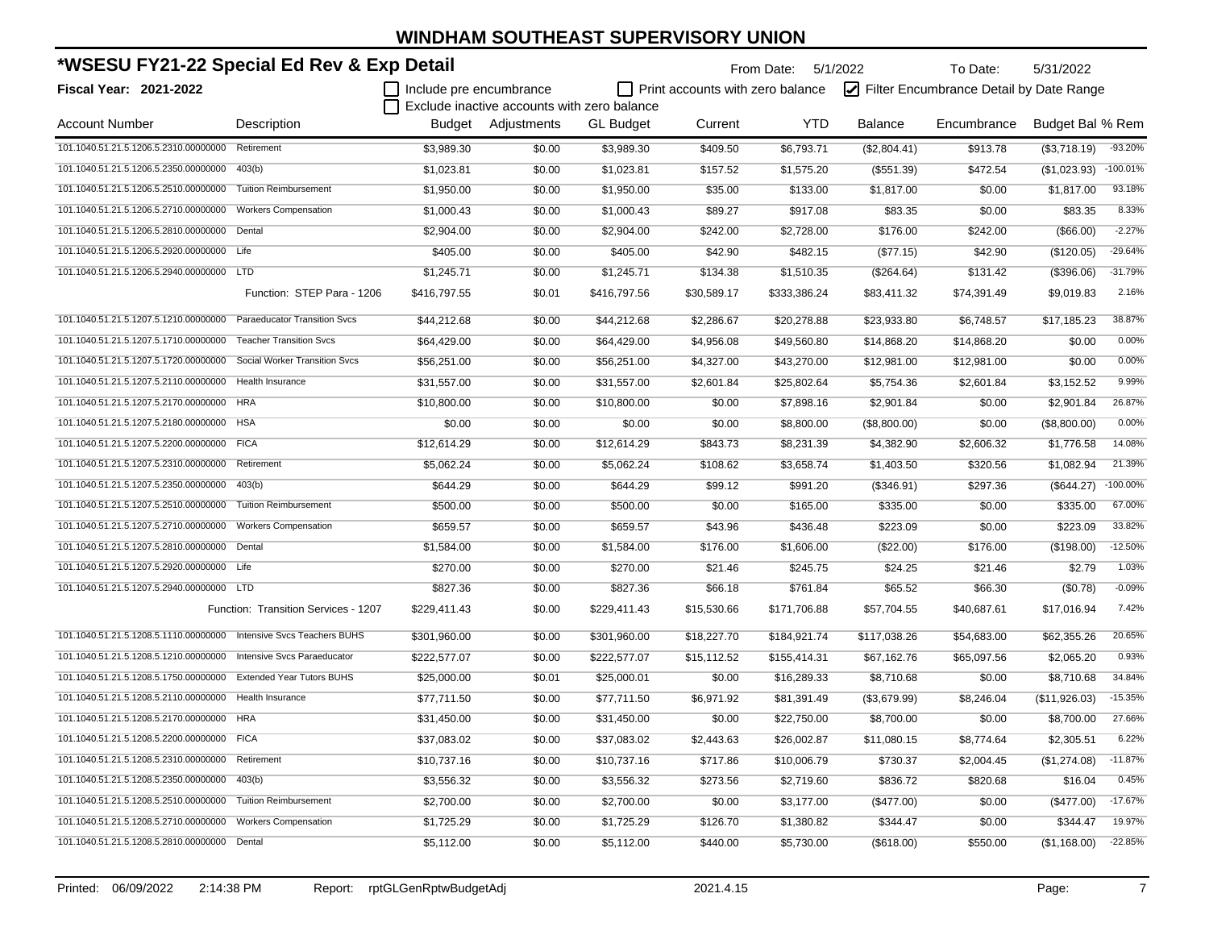# WINDHAM SOUTHEAST SUPERVISORY UNION

## *WSESU FY21-22 Special Ed Rev & Exp Detail

**Fiscal Year: 2021-2022**

From Date: 5/1/2022 To Date: 5/31/2022

☐ Include pre encumbrance ☐ Print accounts with zero balance ☑ Filter Encumbrance Detail by Date Range

☐ Exclude inactive accounts with zero balance

| Account Number | Description | Budget | Adjustments | GL Budget | Current | YTD | Balance | Encumbrance | Budget Bal | % Rem |
|---|---|---|---|---|---|---|---|---|---|---|
| 101.1040.51.21.5.1206.5.2310.00000000 | Retirement | $3,989.30 | $0.00 | $3,989.30 | $409.50 | $6,793.71 | ($2,804.41) | $913.78 | ($3,718.19) | -93.20% |
| 101.1040.51.21.5.1206.5.2350.00000000 | 403(b) | $1,023.81 | $0.00 | $1,023.81 | $157.52 | $1,575.20 | ($551.39) | $472.54 | ($1,023.93) | -100.01% |
| 101.1040.51.21.5.1206.5.2510.00000000 | Tuition Reimbursement | $1,950.00 | $0.00 | $1,950.00 | $35.00 | $133.00 | $1,817.00 | $0.00 | $1,817.00 | 93.18% |
| 101.1040.51.21.5.1206.5.2710.00000000 | Workers Compensation | $1,000.43 | $0.00 | $1,000.43 | $89.27 | $917.08 | $83.35 | $0.00 | $83.35 | 8.33% |
| 101.1040.51.21.5.1206.5.2810.00000000 | Dental | $2,904.00 | $0.00 | $2,904.00 | $242.00 | $2,728.00 | $176.00 | $242.00 | ($66.00) | -2.27% |
| 101.1040.51.21.5.1206.5.2920.00000000 | Life | $405.00 | $0.00 | $405.00 | $42.90 | $482.15 | ($77.15) | $42.90 | ($120.05) | -29.64% |
| 101.1040.51.21.5.1206.5.2940.00000000 | LTD | $1,245.71 | $0.00 | $1,245.71 | $134.38 | $1,510.35 | ($264.64) | $131.42 | ($396.06) | -31.79% |
| | Function: STEP Para - 1206 | $416,797.55 | $0.01 | $416,797.56 | $30,589.17 | $333,386.24 | $83,411.32 | $74,391.49 | $9,019.83 | 2.16% |
| 101.1040.51.21.5.1207.5.1210.00000000 | Paraeducator Transition Svcs | $44,212.68 | $0.00 | $44,212.68 | $2,286.67 | $20,278.88 | $23,933.80 | $6,748.57 | $17,185.23 | 38.87% |
| 101.1040.51.21.5.1207.5.1710.00000000 | Teacher Transition Svcs | $64,429.00 | $0.00 | $64,429.00 | $4,956.08 | $49,560.80 | $14,868.20 | $14,868.20 | $0.00 | 0.00% |
| 101.1040.51.21.5.1207.5.1720.00000000 | Social Worker Transition Svcs | $56,251.00 | $0.00 | $56,251.00 | $4,327.00 | $43,270.00 | $12,981.00 | $12,981.00 | $0.00 | 0.00% |
| 101.1040.51.21.5.1207.5.2110.00000000 | Health Insurance | $31,557.00 | $0.00 | $31,557.00 | $2,601.84 | $25,802.64 | $5,754.36 | $2,601.84 | $3,152.52 | 9.99% |
| 101.1040.51.21.5.1207.5.2170.00000000 | HRA | $10,800.00 | $0.00 | $10,800.00 | $0.00 | $7,898.16 | $2,901.84 | $0.00 | $2,901.84 | 26.87% |
| 101.1040.51.21.5.1207.5.2180.00000000 | HSA | $0.00 | $0.00 | $0.00 | $0.00 | $8,800.00 | ($8,800.00) | $0.00 | ($8,800.00) | 0.00% |
| 101.1040.51.21.5.1207.5.2200.00000000 | FICA | $12,614.29 | $0.00 | $12,614.29 | $843.73 | $8,231.39 | $4,382.90 | $2,606.32 | $1,776.58 | 14.08% |
| 101.1040.51.21.5.1207.5.2310.00000000 | Retirement | $5,062.24 | $0.00 | $5,062.24 | $108.62 | $3,658.74 | $1,403.50 | $320.56 | $1,082.94 | 21.39% |
| 101.1040.51.21.5.1207.5.2350.00000000 | 403(b) | $644.29 | $0.00 | $644.29 | $99.12 | $991.20 | ($346.91) | $297.36 | ($644.27) | -100.00% |
| 101.1040.51.21.5.1207.5.2510.00000000 | Tuition Reimbursement | $500.00 | $0.00 | $500.00 | $0.00 | $165.00 | $335.00 | $0.00 | $335.00 | 67.00% |
| 101.1040.51.21.5.1207.5.2710.00000000 | Workers Compensation | $659.57 | $0.00 | $659.57 | $43.96 | $436.48 | $223.09 | $0.00 | $223.09 | 33.82% |
| 101.1040.51.21.5.1207.5.2810.00000000 | Dental | $1,584.00 | $0.00 | $1,584.00 | $176.00 | $1,606.00 | ($22.00) | $176.00 | ($198.00) | -12.50% |
| 101.1040.51.21.5.1207.5.2920.00000000 | Life | $270.00 | $0.00 | $270.00 | $21.46 | $245.75 | $24.25 | $21.46 | $2.79 | 1.03% |
| 101.1040.51.21.5.1207.5.2940.00000000 | LTD | $827.36 | $0.00 | $827.36 | $66.18 | $761.84 | $65.52 | $66.30 | ($0.78) | -0.09% |
| | Function: Transition Services - 1207 | $229,411.43 | $0.00 | $229,411.43 | $15,530.66 | $171,706.88 | $57,704.55 | $40,687.61 | $17,016.94 | 7.42% |
| 101.1040.51.21.5.1208.5.1110.00000000 | Intensive Svcs Teachers BUHS | $301,960.00 | $0.00 | $301,960.00 | $18,227.70 | $184,921.74 | $117,038.26 | $54,683.00 | $62,355.26 | 20.65% |
| 101.1040.51.21.5.1208.5.1210.00000000 | Intensive Svcs Paraeducator | $222,577.07 | $0.00 | $222,577.07 | $15,112.52 | $155,414.31 | $67,162.76 | $65,097.56 | $2,065.20 | 0.93% |
| 101.1040.51.21.5.1208.5.1750.00000000 | Extended Year Tutors BUHS | $25,000.00 | $0.01 | $25,000.01 | $0.00 | $16,289.33 | $8,710.68 | $0.00 | $8,710.68 | 34.84% |
| 101.1040.51.21.5.1208.5.2110.00000000 | Health Insurance | $77,711.50 | $0.00 | $77,711.50 | $6,971.92 | $81,391.49 | ($3,679.99) | $8,246.04 | ($11,926.03) | -15.35% |
| 101.1040.51.21.5.1208.5.2170.00000000 | HRA | $31,450.00 | $0.00 | $31,450.00 | $0.00 | $22,750.00 | $8,700.00 | $0.00 | $8,700.00 | 27.66% |
| 101.1040.51.21.5.1208.5.2200.00000000 | FICA | $37,083.02 | $0.00 | $37,083.02 | $2,443.63 | $26,002.87 | $11,080.15 | $8,774.64 | $2,305.51 | 6.22% |
| 101.1040.51.21.5.1208.5.2310.00000000 | Retirement | $10,737.16 | $0.00 | $10,737.16 | $717.86 | $10,006.79 | $730.37 | $2,004.45 | ($1,274.08) | -11.87% |
| 101.1040.51.21.5.1208.5.2350.00000000 | 403(b) | $3,556.32 | $0.00 | $3,556.32 | $273.56 | $2,719.60 | $836.72 | $820.68 | $16.04 | 0.45% |
| 101.1040.51.21.5.1208.5.2510.00000000 | Tuition Reimbursement | $2,700.00 | $0.00 | $2,700.00 | $0.00 | $3,177.00 | ($477.00) | $0.00 | ($477.00) | -17.67% |
| 101.1040.51.21.5.1208.5.2710.00000000 | Workers Compensation | $1,725.29 | $0.00 | $1,725.29 | $126.70 | $1,380.82 | $344.47 | $0.00 | $344.47 | 19.97% |
| 101.1040.51.21.5.1208.5.2810.00000000 | Dental | $5,112.00 | $0.00 | $5,112.00 | $440.00 | $5,730.00 | ($618.00) | $550.00 | ($1,168.00) | -22.85% |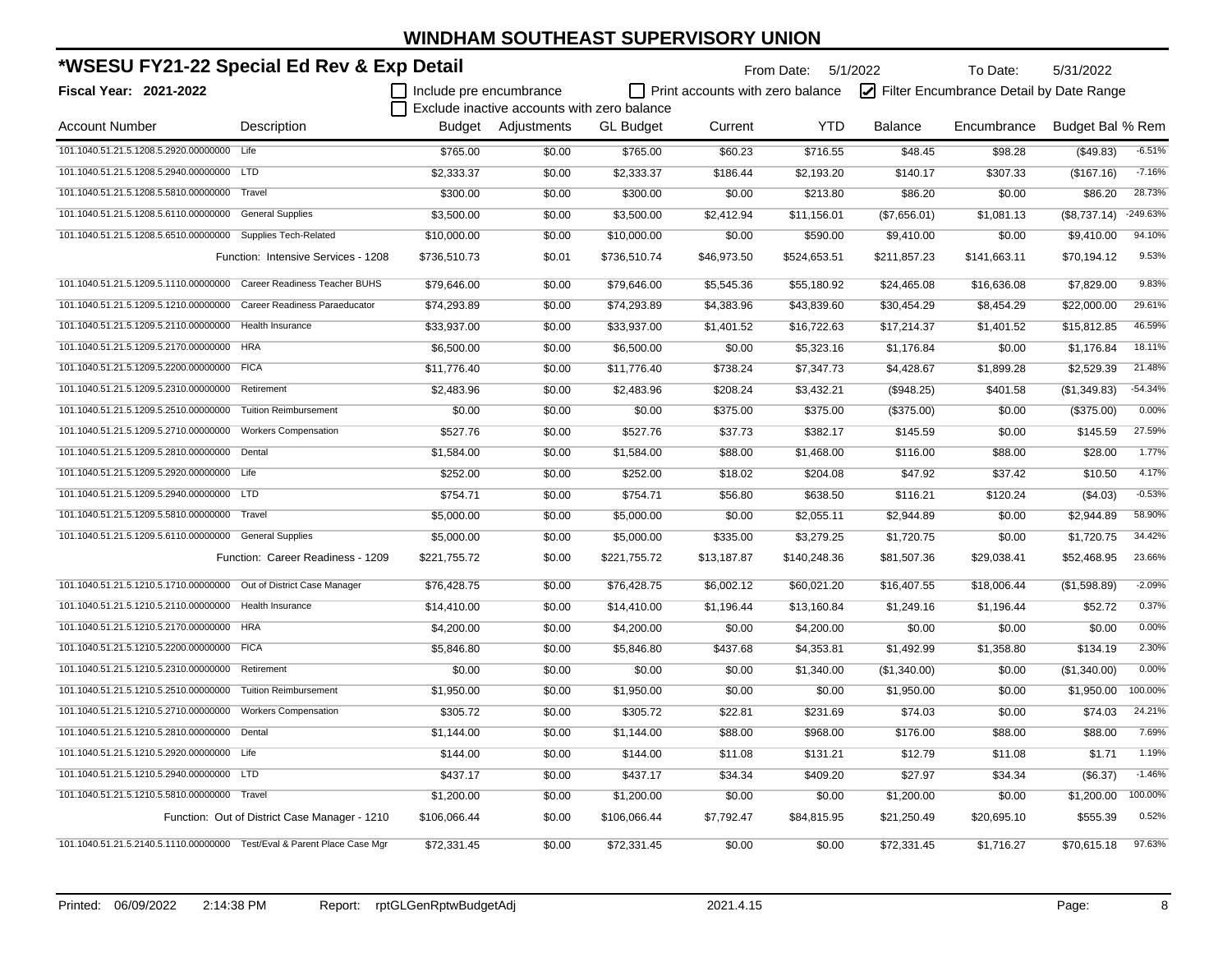# WINDHAM SOUTHEAST SUPERVISORY UNION

## *WSESU FY21-22 Special Ed Rev & Exp Detail

**Fiscal Year: 2021-2022**

From Date: 5/1/2022 To Date: 5/31/2022

☐ Include pre encumbrance ☐ Print accounts with zero balance ☑ Filter Encumbrance Detail by Date Range

☐ Exclude inactive accounts with zero balance

| Account Number | Description | Budget | Adjustments | GL Budget | Current | YTD | Balance | Encumbrance | Budget Bal | % Rem |
|---|---|---|---|---|---|---|---|---|---|---|
| 101.1040.51.21.5.1208.5.2920.00000000 | Life | $765.00 | $0.00 | $765.00 | $60.23 | $716.55 | $48.45 | $98.28 | ($49.83) | -6.51% |
| 101.1040.51.21.5.1208.5.2940.00000000 | LTD | $2,333.37 | $0.00 | $2,333.37 | $186.44 | $2,193.20 | $140.17 | $307.33 | ($167.16) | -7.16% |
| 101.1040.51.21.5.1208.5.5810.00000000 | Travel | $300.00 | $0.00 | $300.00 | $0.00 | $213.80 | $86.20 | $0.00 | $86.20 | 28.73% |
| 101.1040.51.21.5.1208.5.6110.00000000 | General Supplies | $3,500.00 | $0.00 | $3,500.00 | $2,412.94 | $11,156.01 | ($7,656.01) | $1,081.13 | ($8,737.14) | -249.63% |
| 101.1040.51.21.5.1208.5.6510.00000000 | Supplies Tech-Related | $10,000.00 | $0.00 | $10,000.00 | $0.00 | $590.00 | $9,410.00 | $0.00 | $9,410.00 | 94.10% |
| | Function: Intensive Services - 1208 | $736,510.73 | $0.01 | $736,510.74 | $46,973.50 | $524,653.51 | $211,857.23 | $141,663.11 | $70,194.12 | 9.53% |
| 101.1040.51.21.5.1209.5.1110.00000000 | Career Readiness Teacher BUHS | $79,646.00 | $0.00 | $79,646.00 | $5,545.36 | $55,180.92 | $24,465.08 | $16,636.08 | $7,829.00 | 9.83% |
| 101.1040.51.21.5.1209.5.1210.00000000 | Career Readiness Paraeducator | $74,293.89 | $0.00 | $74,293.89 | $4,383.96 | $43,839.60 | $30,454.29 | $8,454.29 | $22,000.00 | 29.61% |
| 101.1040.51.21.5.1209.5.2110.00000000 | Health Insurance | $33,937.00 | $0.00 | $33,937.00 | $1,401.52 | $16,722.63 | $17,214.37 | $1,401.52 | $15,812.85 | 46.59% |
| 101.1040.51.21.5.1209.5.2170.00000000 | HRA | $6,500.00 | $0.00 | $6,500.00 | $0.00 | $5,323.16 | $1,176.84 | $0.00 | $1,176.84 | 18.11% |
| 101.1040.51.21.5.1209.5.2200.00000000 | FICA | $11,776.40 | $0.00 | $11,776.40 | $738.24 | $7,347.73 | $4,428.67 | $1,899.28 | $2,529.39 | 21.48% |
| 101.1040.51.21.5.1209.5.2310.00000000 | Retirement | $2,483.96 | $0.00 | $2,483.96 | $208.24 | $3,432.21 | ($948.25) | $401.58 | ($1,349.83) | -54.34% |
| 101.1040.51.21.5.1209.5.2510.00000000 | Tuition Reimbursement | $0.00 | $0.00 | $0.00 | $375.00 | $375.00 | ($375.00) | $0.00 | ($375.00) | 0.00% |
| 101.1040.51.21.5.1209.5.2710.00000000 | Workers Compensation | $527.76 | $0.00 | $527.76 | $37.73 | $382.17 | $145.59 | $0.00 | $145.59 | 27.59% |
| 101.1040.51.21.5.1209.5.2810.00000000 | Dental | $1,584.00 | $0.00 | $1,584.00 | $88.00 | $1,468.00 | $116.00 | $88.00 | $28.00 | 1.77% |
| 101.1040.51.21.5.1209.5.2920.00000000 | Life | $252.00 | $0.00 | $252.00 | $18.02 | $204.08 | $47.92 | $37.42 | $10.50 | 4.17% |
| 101.1040.51.21.5.1209.5.2940.00000000 | LTD | $754.71 | $0.00 | $754.71 | $56.80 | $638.50 | $116.21 | $120.24 | ($4.03) | -0.53% |
| 101.1040.51.21.5.1209.5.5810.00000000 | Travel | $5,000.00 | $0.00 | $5,000.00 | $0.00 | $2,055.11 | $2,944.89 | $0.00 | $2,944.89 | 58.90% |
| 101.1040.51.21.5.1209.5.6110.00000000 | General Supplies | $5,000.00 | $0.00 | $5,000.00 | $335.00 | $3,279.25 | $1,720.75 | $0.00 | $1,720.75 | 34.42% |
| | Function: Career Readiness - 1209 | $221,755.72 | $0.00 | $221,755.72 | $13,187.87 | $140,248.36 | $81,507.36 | $29,038.41 | $52,468.95 | 23.66% |
| 101.1040.51.21.5.1210.5.1710.00000000 | Out of District Case Manager | $76,428.75 | $0.00 | $76,428.75 | $6,002.12 | $60,021.20 | $16,407.55 | $18,006.44 | ($1,598.89) | -2.09% |
| 101.1040.51.21.5.1210.5.2110.00000000 | Health Insurance | $14,410.00 | $0.00 | $14,410.00 | $1,196.44 | $13,160.84 | $1,249.16 | $1,196.44 | $52.72 | 0.37% |
| 101.1040.51.21.5.1210.5.2170.00000000 | HRA | $4,200.00 | $0.00 | $4,200.00 | $0.00 | $4,200.00 | $0.00 | $0.00 | $0.00 | 0.00% |
| 101.1040.51.21.5.1210.5.2200.00000000 | FICA | $5,846.80 | $0.00 | $5,846.80 | $437.68 | $4,353.81 | $1,492.99 | $1,358.80 | $134.19 | 2.30% |
| 101.1040.51.21.5.1210.5.2310.00000000 | Retirement | $0.00 | $0.00 | $0.00 | $0.00 | $1,340.00 | ($1,340.00) | $0.00 | ($1,340.00) | 0.00% |
| 101.1040.51.21.5.1210.5.2510.00000000 | Tuition Reimbursement | $1,950.00 | $0.00 | $1,950.00 | $0.00 | $0.00 | $1,950.00 | $0.00 | $1,950.00 | 100.00% |
| 101.1040.51.21.5.1210.5.2710.00000000 | Workers Compensation | $305.72 | $0.00 | $305.72 | $22.81 | $231.69 | $74.03 | $0.00 | $74.03 | 24.21% |
| 101.1040.51.21.5.1210.5.2810.00000000 | Dental | $1,144.00 | $0.00 | $1,144.00 | $88.00 | $968.00 | $176.00 | $88.00 | $88.00 | 7.69% |
| 101.1040.51.21.5.1210.5.2920.00000000 | Life | $144.00 | $0.00 | $144.00 | $11.08 | $131.21 | $12.79 | $11.08 | $1.71 | 1.19% |
| 101.1040.51.21.5.1210.5.2940.00000000 | LTD | $437.17 | $0.00 | $437.17 | $34.34 | $409.20 | $27.97 | $34.34 | ($6.37) | -1.46% |
| 101.1040.51.21.5.1210.5.5810.00000000 | Travel | $1,200.00 | $0.00 | $1,200.00 | $0.00 | $0.00 | $1,200.00 | $0.00 | $1,200.00 | 100.00% |
| | Function: Out of District Case Manager - 1210 | $106,066.44 | $0.00 | $106,066.44 | $7,792.47 | $84,815.95 | $21,250.49 | $20,695.10 | $555.39 | 0.52% |
| 101.1040.51.21.5.2140.5.1110.00000000 | Test/Eval & Parent Place Case Mgr | $72,331.45 | $0.00 | $72,331.45 | $0.00 | $0.00 | $72,331.45 | $1,716.27 | $70,615.18 | 97.63% |

Printed: 06/09/2022 2:14:38 PM Report: rptGLGenRptwBudgetAdj 2021.4.15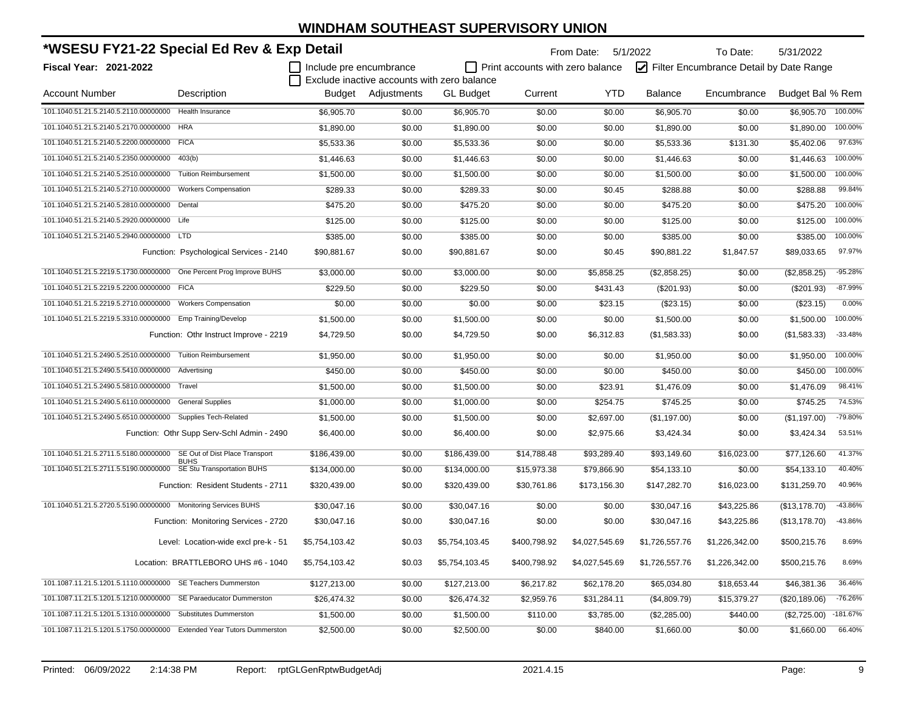# WINDHAM SOUTHEAST SUPERVISORY UNION

## *WSESU FY21-22 Special Ed Rev & Exp Detail

**Fiscal Year: 2021-2022**

From Date: 5/1/2022 To Date: 5/31/2022

☐ Include pre encumbrance ☐ Print accounts with zero balance ☑ Filter Encumbrance Detail by Date Range

☐ Exclude inactive accounts with zero balance

| Account Number | Description | Budget | Adjustments | GL Budget | Current | YTD | Balance | Encumbrance | Budget Bal | % Rem |
|---|---|---|---|---|---|---|---|---|---|---|
| 101.1040.51.21.5.2140.5.2110.00000000 | Health Insurance | $6,905.70 | $0.00 | $6,905.70 | $0.00 | $0.00 | $6,905.70 | $0.00 | $6,905.70 | 100.00% |
| 101.1040.51.21.5.2140.5.2170.00000000 | HRA | $1,890.00 | $0.00 | $1,890.00 | $0.00 | $0.00 | $1,890.00 | $0.00 | $1,890.00 | 100.00% |
| 101.1040.51.21.5.2140.5.2200.00000000 | FICA | $5,533.36 | $0.00 | $5,533.36 | $0.00 | $0.00 | $5,533.36 | $131.30 | $5,402.06 | 97.63% |
| 101.1040.51.21.5.2140.5.2350.00000000 | 403(b) | $1,446.63 | $0.00 | $1,446.63 | $0.00 | $0.00 | $1,446.63 | $0.00 | $1,446.63 | 100.00% |
| 101.1040.51.21.5.2140.5.2510.00000000 | Tuition Reimbursement | $1,500.00 | $0.00 | $1,500.00 | $0.00 | $0.00 | $1,500.00 | $0.00 | $1,500.00 | 100.00% |
| 101.1040.51.21.5.2140.5.2710.00000000 | Workers Compensation | $289.33 | $0.00 | $289.33 | $0.00 | $0.45 | $288.88 | $0.00 | $288.88 | 99.84% |
| 101.1040.51.21.5.2140.5.2810.00000000 | Dental | $475.20 | $0.00 | $475.20 | $0.00 | $0.00 | $475.20 | $0.00 | $475.20 | 100.00% |
| 101.1040.51.21.5.2140.5.2920.00000000 | Life | $125.00 | $0.00 | $125.00 | $0.00 | $0.00 | $125.00 | $0.00 | $125.00 | 100.00% |
| 101.1040.51.21.5.2140.5.2940.00000000 | LTD | $385.00 | $0.00 | $385.00 | $0.00 | $0.00 | $385.00 | $0.00 | $385.00 | 100.00% |
| | Function: Psychological Services - 2140 | $90,881.67 | $0.00 | $90,881.67 | $0.00 | $0.45 | $90,881.22 | $1,847.57 | $89,033.65 | 97.97% |
| 101.1040.51.21.5.2219.5.1730.00000000 | One Percent Prog Improve BUHS | $3,000.00 | $0.00 | $3,000.00 | $0.00 | $5,858.25 | ($2,858.25) | $0.00 | ($2,858.25) | -95.28% |
| 101.1040.51.21.5.2219.5.2200.00000000 | FICA | $229.50 | $0.00 | $229.50 | $0.00 | $431.43 | ($201.93) | $0.00 | ($201.93) | -87.99% |
| 101.1040.51.21.5.2219.5.2710.00000000 | Workers Compensation | $0.00 | $0.00 | $0.00 | $0.00 | $23.15 | ($23.15) | $0.00 | ($23.15) | 0.00% |
| 101.1040.51.21.5.2219.5.3310.00000000 | Emp Training/Develop | $1,500.00 | $0.00 | $1,500.00 | $0.00 | $0.00 | $1,500.00 | $0.00 | $1,500.00 | 100.00% |
| | Function: Othr Instruct Improve - 2219 | $4,729.50 | $0.00 | $4,729.50 | $0.00 | $6,312.83 | ($1,583.33) | $0.00 | ($1,583.33) | -33.48% |
| 101.1040.51.21.5.2490.5.2510.00000000 | Tuition Reimbursement | $1,950.00 | $0.00 | $1,950.00 | $0.00 | $0.00 | $1,950.00 | $0.00 | $1,950.00 | 100.00% |
| 101.1040.51.21.5.2490.5.5410.00000000 | Advertising | $450.00 | $0.00 | $450.00 | $0.00 | $0.00 | $450.00 | $0.00 | $450.00 | 100.00% |
| 101.1040.51.21.5.2490.5.5810.00000000 | Travel | $1,500.00 | $0.00 | $1,500.00 | $0.00 | $23.91 | $1,476.09 | $0.00 | $1,476.09 | 98.41% |
| 101.1040.51.21.5.2490.5.6110.00000000 | General Supplies | $1,000.00 | $0.00 | $1,000.00 | $0.00 | $254.75 | $745.25 | $0.00 | $745.25 | 74.53% |
| 101.1040.51.21.5.2490.5.6510.00000000 | Supplies Tech-Related | $1,500.00 | $0.00 | $1,500.00 | $0.00 | $2,697.00 | ($1,197.00) | $0.00 | ($1,197.00) | -79.80% |
| | Function: Othr Supp Serv-Schl Admin - 2490 | $6,400.00 | $0.00 | $6,400.00 | $0.00 | $2,975.66 | $3,424.34 | $0.00 | $3,424.34 | 53.51% |
| 101.1040.51.21.5.2711.5.5180.00000000 | SE Out of Dist Place Transport BUHS | $186,439.00 | $0.00 | $186,439.00 | $14,788.48 | $93,289.40 | $93,149.60 | $16,023.00 | $77,126.60 | 41.37% |
| 101.1040.51.21.5.2711.5.5190.00000000 | SE Stu Transportation BUHS | $134,000.00 | $0.00 | $134,000.00 | $15,973.38 | $79,866.90 | $54,133.10 | $0.00 | $54,133.10 | 40.40% |
| | Function: Resident Students - 2711 | $320,439.00 | $0.00 | $320,439.00 | $30,761.86 | $173,156.30 | $147,282.70 | $16,023.00 | $131,259.70 | 40.96% |
| 101.1040.51.21.5.2720.5.5190.00000000 | Monitoring Services BUHS | $30,047.16 | $0.00 | $30,047.16 | $0.00 | $0.00 | $30,047.16 | $43,225.86 | ($13,178.70) | -43.86% |
| | Function: Monitoring Services - 2720 | $30,047.16 | $0.00 | $30,047.16 | $0.00 | $0.00 | $30,047.16 | $43,225.86 | ($13,178.70) | -43.86% |
| | Level: Location-wide excl pre-k - 51 | $5,754,103.42 | $0.03 | $5,754,103.45 | $400,798.92 | $4,027,545.69 | $1,726,557.76 | $1,226,342.00 | $500,215.76 | 8.69% |
| | Location: BRATTLEBORO UHS #6 - 1040 | $5,754,103.42 | $0.03 | $5,754,103.45 | $400,798.92 | $4,027,545.69 | $1,726,557.76 | $1,226,342.00 | $500,215.76 | 8.69% |
| 101.1087.11.21.5.1201.5.1110.00000000 | SE Teachers Dummerston | $127,213.00 | $0.00 | $127,213.00 | $6,217.82 | $62,178.20 | $65,034.80 | $18,653.44 | $46,381.36 | 36.46% |
| 101.1087.11.21.5.1201.5.1210.00000000 | SE Paraeducator Dummerston | $26,474.32 | $0.00 | $26,474.32 | $2,959.76 | $31,284.11 | ($4,809.79) | $15,379.27 | ($20,189.06) | -76.26% |
| 101.1087.11.21.5.1201.5.1310.00000000 | Substitutes Dummerston | $1,500.00 | $0.00 | $1,500.00 | $110.00 | $3,785.00 | ($2,285.00) | $440.00 | ($2,725.00) | -181.67% |
| 101.1087.11.21.5.1201.5.1750.00000000 | Extended Year Tutors Dummerston | $2,500.00 | $0.00 | $2,500.00 | $0.00 | $840.00 | $1,660.00 | $0.00 | $1,660.00 | 66.40% |

Printed: 06/09/2022 2:14:38 PM Report: rptGLGenRptwBudgetAdj 2021.4.15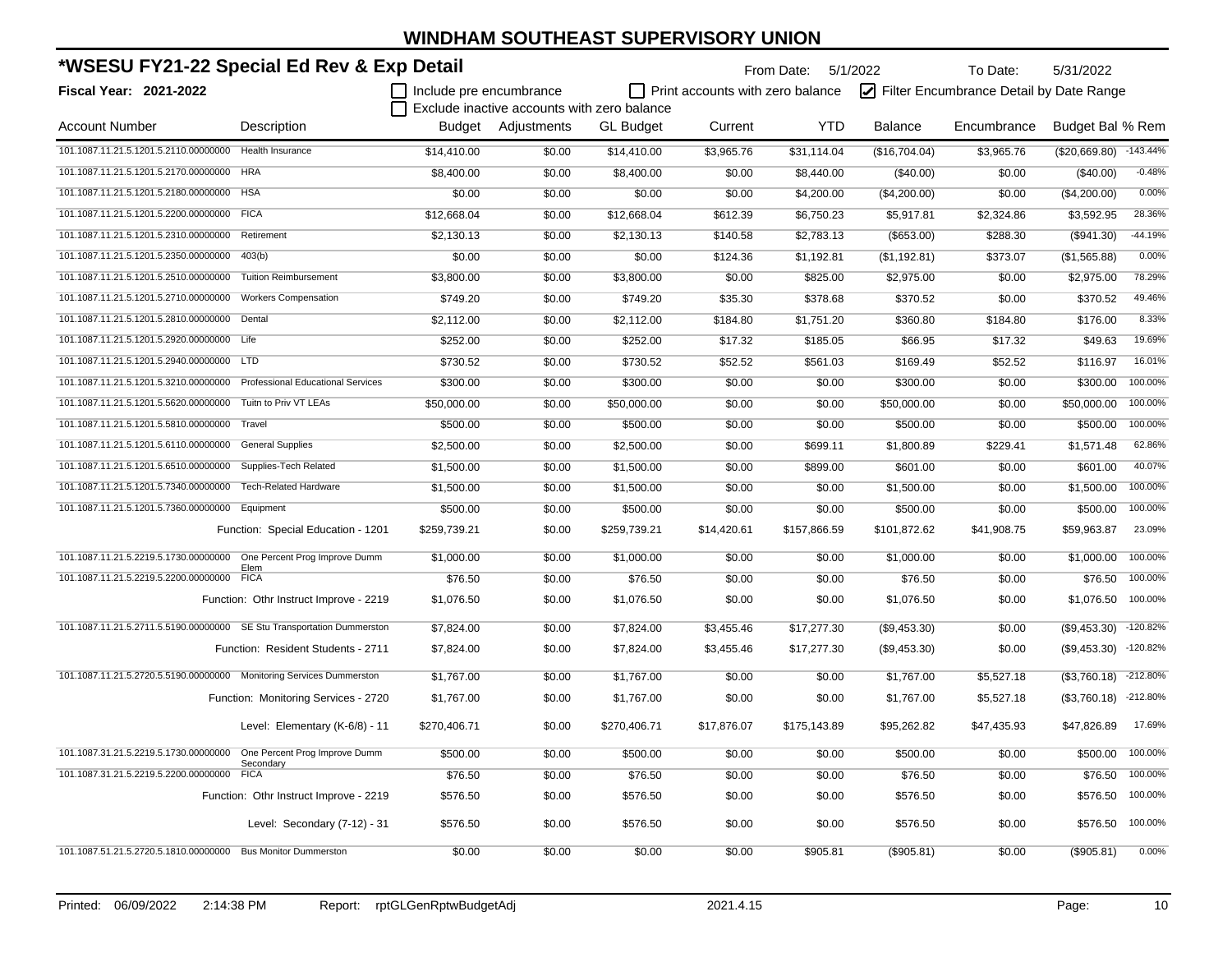# WINDHAM SOUTHEAST SUPERVISORY UNION

## *WSESU FY21-22 Special Ed Rev & Exp Detail

From Date: 5/1/2022 To Date: 5/31/2022

**Fiscal Year: 2021-2022**

☐ Include pre encumbrance ☐ Print accounts with zero balance ☑ Filter Encumbrance Detail by Date Range
☐ Exclude inactive accounts with zero balance

| Account Number | Description | Budget | Adjustments | GL Budget | Current | YTD | Balance | Encumbrance | Budget Bal | % Rem |
|---|---|---|---|---|---|---|---|---|---|---|
| 101.1087.11.21.5.1201.5.2110.00000000 | Health Insurance | $14,410.00 | $0.00 | $14,410.00 | $3,965.76 | $31,114.04 | ($16,704.04) | $3,965.76 | ($20,669.80) | -143.44% |
| 101.1087.11.21.5.1201.5.2170.00000000 | HRA | $8,400.00 | $0.00 | $8,400.00 | $0.00 | $8,440.00 | ($40.00) | $0.00 | ($40.00) | -0.48% |
| 101.1087.11.21.5.1201.5.2180.00000000 | HSA | $0.00 | $0.00 | $0.00 | $0.00 | $4,200.00 | ($4,200.00) | $0.00 | ($4,200.00) | 0.00% |
| 101.1087.11.21.5.1201.5.2200.00000000 | FICA | $12,668.04 | $0.00 | $12,668.04 | $612.39 | $6,750.23 | $5,917.81 | $2,324.86 | $3,592.95 | 28.36% |
| 101.1087.11.21.5.1201.5.2310.00000000 | Retirement | $2,130.13 | $0.00 | $2,130.13 | $140.58 | $2,783.13 | ($653.00) | $288.30 | ($941.30) | -44.19% |
| 101.1087.11.21.5.1201.5.2350.00000000 | 403(b) | $0.00 | $0.00 | $0.00 | $124.36 | $1,192.81 | ($1,192.81) | $373.07 | ($1,565.88) | 0.00% |
| 101.1087.11.21.5.1201.5.2510.00000000 | Tuition Reimbursement | $3,800.00 | $0.00 | $3,800.00 | $0.00 | $825.00 | $2,975.00 | $0.00 | $2,975.00 | 78.29% |
| 101.1087.11.21.5.1201.5.2710.00000000 | Workers Compensation | $749.20 | $0.00 | $749.20 | $35.30 | $378.68 | $370.52 | $0.00 | $370.52 | 49.46% |
| 101.1087.11.21.5.1201.5.2810.00000000 | Dental | $2,112.00 | $0.00 | $2,112.00 | $184.80 | $1,751.20 | $360.80 | $184.80 | $176.00 | 8.33% |
| 101.1087.11.21.5.1201.5.2920.00000000 | Life | $252.00 | $0.00 | $252.00 | $17.32 | $185.05 | $66.95 | $17.32 | $49.63 | 19.69% |
| 101.1087.11.21.5.1201.5.2940.00000000 | LTD | $730.52 | $0.00 | $730.52 | $52.52 | $561.03 | $169.49 | $52.52 | $116.97 | 16.01% |
| 101.1087.11.21.5.1201.5.3210.00000000 | Professional Educational Services | $300.00 | $0.00 | $300.00 | $0.00 | $0.00 | $300.00 | $0.00 | $300.00 | 100.00% |
| 101.1087.11.21.5.1201.5.5620.00000000 | Tuitn to Priv VT LEAs | $50,000.00 | $0.00 | $50,000.00 | $0.00 | $0.00 | $50,000.00 | $0.00 | $50,000.00 | 100.00% |
| 101.1087.11.21.5.1201.5.5810.00000000 | Travel | $500.00 | $0.00 | $500.00 | $0.00 | $0.00 | $500.00 | $0.00 | $500.00 | 100.00% |
| 101.1087.11.21.5.1201.5.6110.00000000 | General Supplies | $2,500.00 | $0.00 | $2,500.00 | $0.00 | $699.11 | $1,800.89 | $229.41 | $1,571.48 | 62.86% |
| 101.1087.11.21.5.1201.5.6510.00000000 | Supplies-Tech Related | $1,500.00 | $0.00 | $1,500.00 | $0.00 | $899.00 | $601.00 | $0.00 | $601.00 | 40.07% |
| 101.1087.11.21.5.1201.5.7340.00000000 | Tech-Related Hardware | $1,500.00 | $0.00 | $1,500.00 | $0.00 | $0.00 | $1,500.00 | $0.00 | $1,500.00 | 100.00% |
| 101.1087.11.21.5.1201.5.7360.00000000 | Equipment | $500.00 | $0.00 | $500.00 | $0.00 | $0.00 | $500.00 | $0.00 | $500.00 | 100.00% |
| | Function: Special Education - 1201 | $259,739.21 | $0.00 | $259,739.21 | $14,420.61 | $157,866.59 | $101,872.62 | $41,908.75 | $59,963.87 | 23.09% |
| 101.1087.11.21.5.2219.5.1730.00000000 | One Percent Prog Improve Dumm Elem | $1,000.00 | $0.00 | $1,000.00 | $0.00 | $0.00 | $1,000.00 | $0.00 | $1,000.00 | 100.00% |
| 101.1087.11.21.5.2219.5.2200.00000000 | FICA | $76.50 | $0.00 | $76.50 | $0.00 | $0.00 | $76.50 | $0.00 | $76.50 | 100.00% |
| | Function: Othr Instruct Improve - 2219 | $1,076.50 | $0.00 | $1,076.50 | $0.00 | $0.00 | $1,076.50 | $0.00 | $1,076.50 | 100.00% |
| 101.1087.11.21.5.2711.5.5190.00000000 | SE Stu Transportation Dummerston | $7,824.00 | $0.00 | $7,824.00 | $3,455.46 | $17,277.30 | ($9,453.30) | $0.00 | ($9,453.30) | -120.82% |
| | Function: Resident Students - 2711 | $7,824.00 | $0.00 | $7,824.00 | $3,455.46 | $17,277.30 | ($9,453.30) | $0.00 | ($9,453.30) | -120.82% |
| 101.1087.11.21.5.2720.5.5190.00000000 | Monitoring Services Dummerston | $1,767.00 | $0.00 | $1,767.00 | $0.00 | $0.00 | $1,767.00 | $5,527.18 | ($3,760.18) | -212.80% |
| | Function: Monitoring Services - 2720 | $1,767.00 | $0.00 | $1,767.00 | $0.00 | $0.00 | $1,767.00 | $5,527.18 | ($3,760.18) | -212.80% |
| | Level: Elementary (K-6/8) - 11 | $270,406.71 | $0.00 | $270,406.71 | $17,876.07 | $175,143.89 | $95,262.82 | $47,435.93 | $47,826.89 | 17.69% |
| 101.1087.31.21.5.2219.5.1730.00000000 | One Percent Prog Improve Dumm Secondary | $500.00 | $0.00 | $500.00 | $0.00 | $0.00 | $500.00 | $0.00 | $500.00 | 100.00% |
| 101.1087.31.21.5.2219.5.2200.00000000 | FICA | $76.50 | $0.00 | $76.50 | $0.00 | $0.00 | $76.50 | $0.00 | $76.50 | 100.00% |
| | Function: Othr Instruct Improve - 2219 | $576.50 | $0.00 | $576.50 | $0.00 | $0.00 | $576.50 | $0.00 | $576.50 | 100.00% |
| | Level: Secondary (7-12) - 31 | $576.50 | $0.00 | $576.50 | $0.00 | $0.00 | $576.50 | $0.00 | $576.50 | 100.00% |
| 101.1087.51.21.5.2720.5.1810.00000000 | Bus Monitor Dummerston | $0.00 | $0.00 | $0.00 | $0.00 | $905.81 | ($905.81) | $0.00 | ($905.81) | 0.00% |

Printed: 06/09/2022 2:14:38 PM Report: rptGLGenRptwBudgetAdj 2021.4.15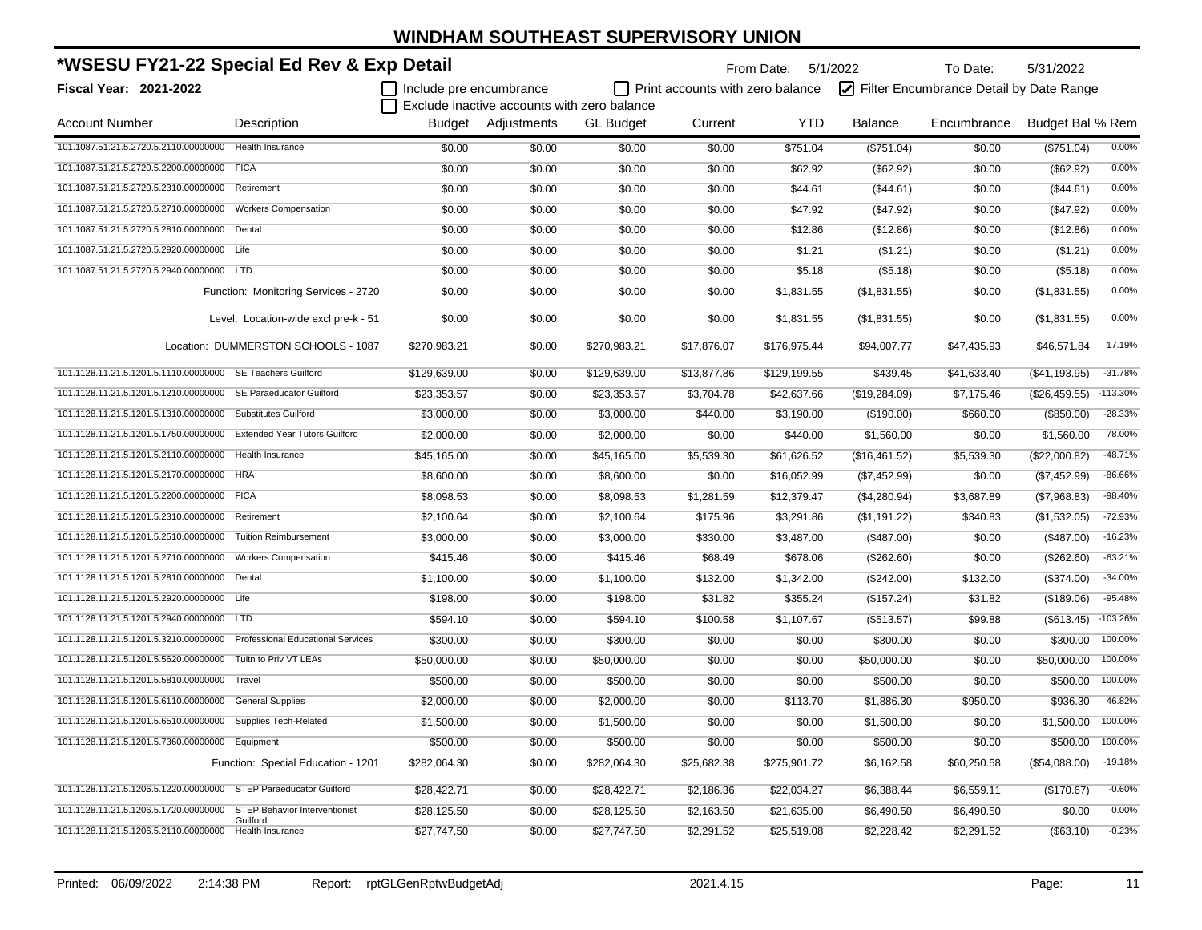# WINDHAM SOUTHEAST SUPERVISORY UNION

## *WSESU FY21-22 Special Ed Rev & Exp Detail

From Date: 5/1/2022 To Date: 5/31/2022

**Fiscal Year: 2021-2022**

☐ Include pre encumbrance ☐ Print accounts with zero balance ☑ Filter Encumbrance Detail by Date Range

☐ Exclude inactive accounts with zero balance

| Account Number | Description | Budget | Adjustments | GL Budget | Current | YTD | Balance | Encumbrance | Budget Bal | % Rem |
|---|---|---|---|---|---|---|---|---|---|---|
| 101.1087.51.21.5.2720.5.2110.00000000 | Health Insurance | $0.00 | $0.00 | $0.00 | $0.00 | $751.04 | ($751.04) | $0.00 | ($751.04) | 0.00% |
| 101.1087.51.21.5.2720.5.2200.00000000 | FICA | $0.00 | $0.00 | $0.00 | $0.00 | $62.92 | ($62.92) | $0.00 | ($62.92) | 0.00% |
| 101.1087.51.21.5.2720.5.2310.00000000 | Retirement | $0.00 | $0.00 | $0.00 | $0.00 | $44.61 | ($44.61) | $0.00 | ($44.61) | 0.00% |
| 101.1087.51.21.5.2720.5.2710.00000000 | Workers Compensation | $0.00 | $0.00 | $0.00 | $0.00 | $47.92 | ($47.92) | $0.00 | ($47.92) | 0.00% |
| 101.1087.51.21.5.2720.5.2810.00000000 | Dental | $0.00 | $0.00 | $0.00 | $0.00 | $12.86 | ($12.86) | $0.00 | ($12.86) | 0.00% |
| 101.1087.51.21.5.2720.5.2920.00000000 | Life | $0.00 | $0.00 | $0.00 | $0.00 | $1.21 | ($1.21) | $0.00 | ($1.21) | 0.00% |
| 101.1087.51.21.5.2720.5.2940.00000000 | LTD | $0.00 | $0.00 | $0.00 | $0.00 | $5.18 | ($5.18) | $0.00 | ($5.18) | 0.00% |
| | Function: Monitoring Services - 2720 | $0.00 | $0.00 | $0.00 | $0.00 | $1,831.55 | ($1,831.55) | $0.00 | ($1,831.55) | 0.00% |
| | Level: Location-wide excl pre-k - 51 | $0.00 | $0.00 | $0.00 | $0.00 | $1,831.55 | ($1,831.55) | $0.00 | ($1,831.55) | 0.00% |
| | Location: DUMMERSTON SCHOOLS - 1087 | $270,983.21 | $0.00 | $270,983.21 | $17,876.07 | $176,975.44 | $94,007.77 | $47,435.93 | $46,571.84 | 17.19% |
| 101.1128.11.21.5.1201.5.1110.00000000 | SE Teachers Guilford | $129,639.00 | $0.00 | $129,639.00 | $13,877.86 | $129,199.55 | $439.45 | $41,633.40 | ($41,193.95) | -31.78% |
| 101.1128.11.21.5.1201.5.1210.00000000 | SE Paraeducator Guilford | $23,353.57 | $0.00 | $23,353.57 | $3,704.78 | $42,637.66 | ($19,284.09) | $7,175.46 | ($26,459.55) | -113.30% |
| 101.1128.11.21.5.1201.5.1310.00000000 | Substitutes Guilford | $3,000.00 | $0.00 | $3,000.00 | $440.00 | $3,190.00 | ($190.00) | $660.00 | ($850.00) | -28.33% |
| 101.1128.11.21.5.1201.5.1750.00000000 | Extended Year Tutors Guilford | $2,000.00 | $0.00 | $2,000.00 | $0.00 | $440.00 | $1,560.00 | $0.00 | $1,560.00 | 78.00% |
| 101.1128.11.21.5.1201.5.2110.00000000 | Health Insurance | $45,165.00 | $0.00 | $45,165.00 | $5,539.30 | $61,626.52 | ($16,461.52) | $5,539.30 | ($22,000.82) | -48.71% |
| 101.1128.11.21.5.1201.5.2170.00000000 | HRA | $8,600.00 | $0.00 | $8,600.00 | $0.00 | $16,052.99 | ($7,452.99) | $0.00 | ($7,452.99) | -86.66% |
| 101.1128.11.21.5.1201.5.2200.00000000 | FICA | $8,098.53 | $0.00 | $8,098.53 | $1,281.59 | $12,379.47 | ($4,280.94) | $3,687.89 | ($7,968.83) | -98.40% |
| 101.1128.11.21.5.1201.5.2310.00000000 | Retirement | $2,100.64 | $0.00 | $2,100.64 | $175.96 | $3,291.86 | ($1,191.22) | $340.83 | ($1,532.05) | -72.93% |
| 101.1128.11.21.5.1201.5.2510.00000000 | Tuition Reimbursement | $3,000.00 | $0.00 | $3,000.00 | $330.00 | $3,487.00 | ($487.00) | $0.00 | ($487.00) | -16.23% |
| 101.1128.11.21.5.1201.5.2710.00000000 | Workers Compensation | $415.46 | $0.00 | $415.46 | $68.49 | $678.06 | ($262.60) | $0.00 | ($262.60) | -63.21% |
| 101.1128.11.21.5.1201.5.2810.00000000 | Dental | $1,100.00 | $0.00 | $1,100.00 | $132.00 | $1,342.00 | ($242.00) | $132.00 | ($374.00) | -34.00% |
| 101.1128.11.21.5.1201.5.2920.00000000 | Life | $198.00 | $0.00 | $198.00 | $31.82 | $355.24 | ($157.24) | $31.82 | ($189.06) | -95.48% |
| 101.1128.11.21.5.1201.5.2940.00000000 | LTD | $594.10 | $0.00 | $594.10 | $100.58 | $1,107.67 | ($513.57) | $99.88 | ($613.45) | -103.26% |
| 101.1128.11.21.5.1201.5.3210.00000000 | Professional Educational Services | $300.00 | $0.00 | $300.00 | $0.00 | $0.00 | $300.00 | $0.00 | $300.00 | 100.00% |
| 101.1128.11.21.5.1201.5.5620.00000000 | Tuitn to Priv VT LEAs | $50,000.00 | $0.00 | $50,000.00 | $0.00 | $0.00 | $50,000.00 | $0.00 | $50,000.00 | 100.00% |
| 101.1128.11.21.5.1201.5.5810.00000000 | Travel | $500.00 | $0.00 | $500.00 | $0.00 | $0.00 | $500.00 | $0.00 | $500.00 | 100.00% |
| 101.1128.11.21.5.1201.5.6110.00000000 | General Supplies | $2,000.00 | $0.00 | $2,000.00 | $0.00 | $113.70 | $1,886.30 | $950.00 | $936.30 | 46.82% |
| 101.1128.11.21.5.1201.5.6510.00000000 | Supplies Tech-Related | $1,500.00 | $0.00 | $1,500.00 | $0.00 | $0.00 | $1,500.00 | $0.00 | $1,500.00 | 100.00% |
| 101.1128.11.21.5.1201.5.7360.00000000 | Equipment | $500.00 | $0.00 | $500.00 | $0.00 | $0.00 | $500.00 | $0.00 | $500.00 | 100.00% |
| | Function: Special Education - 1201 | $282,064.30 | $0.00 | $282,064.30 | $25,682.38 | $275,901.72 | $6,162.58 | $60,250.58 | ($54,088.00) | -19.18% |
| 101.1128.11.21.5.1206.5.1220.00000000 | STEP Paraeducator Guilford | $28,422.71 | $0.00 | $28,422.71 | $2,186.36 | $22,034.27 | $6,388.44 | $6,559.11 | ($170.67) | -0.60% |
| 101.1128.11.21.5.1206.5.1720.00000000 | STEP Behavior Interventionist Guilford | $28,125.50 | $0.00 | $28,125.50 | $2,163.50 | $21,635.00 | $6,490.50 | $6,490.50 | $0.00 | 0.00% |
| 101.1128.11.21.5.1206.5.2110.00000000 | Health Insurance | $27,747.50 | $0.00 | $27,747.50 | $2,291.52 | $25,519.08 | $2,228.42 | $2,291.52 | ($63.10) | -0.23% |

Printed: 06/09/2022 2:14:38 PM Report: rptGLGenRptwBudgetAdj 2021.4.15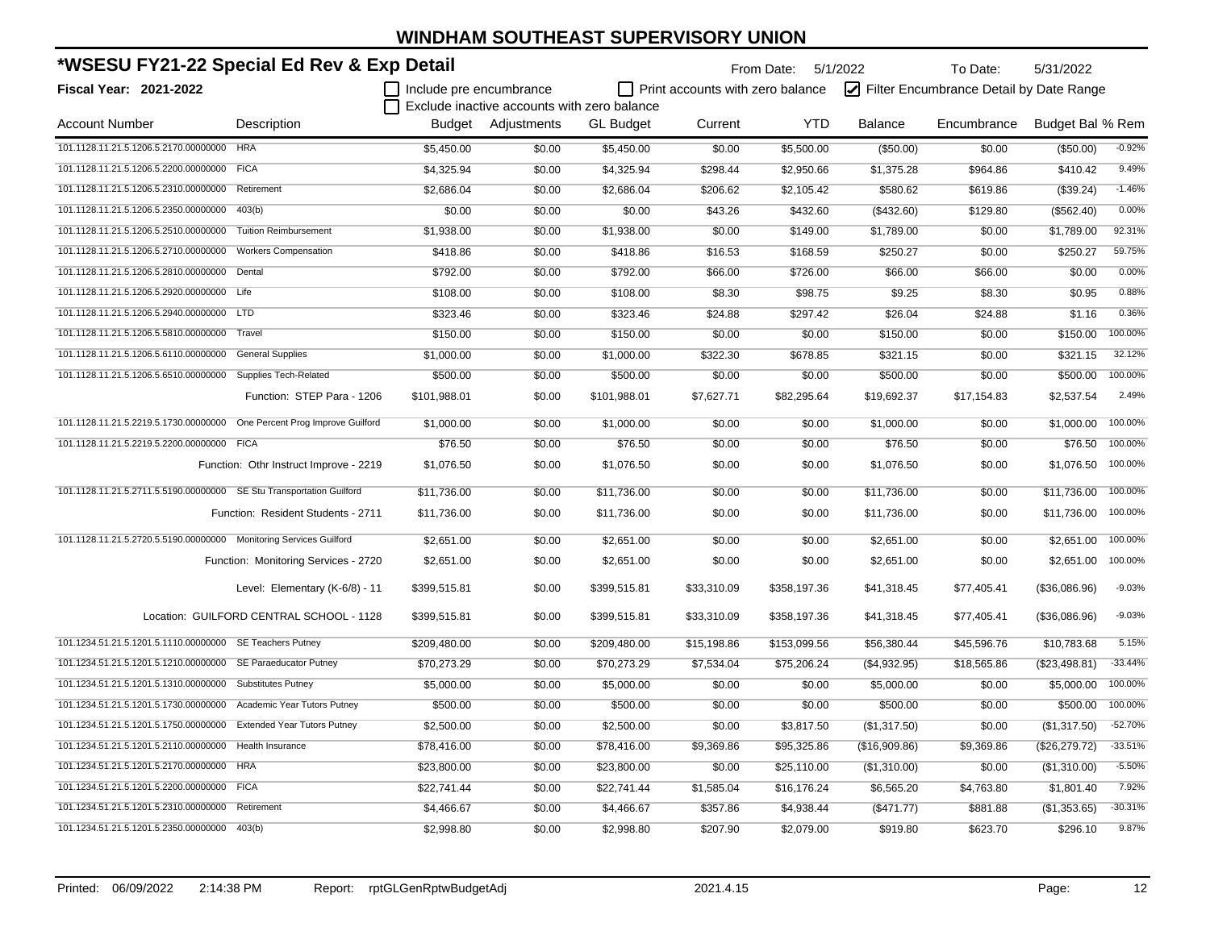# WINDHAM SOUTHEAST SUPERVISORY UNION

## *WSESU FY21-22 Special Ed Rev & Exp Detail

**Fiscal Year: 2021-2022**

From Date: 5/1/2022 To Date: 5/31/2022

☐ Include pre encumbrance ☐ Print accounts with zero balance ☑ Filter Encumbrance Detail by Date Range

☐ Exclude inactive accounts with zero balance

| Account Number | Description | Budget | Adjustments | GL Budget | Current | YTD | Balance | Encumbrance | Budget Bal | % Rem |
|---|---|---|---|---|---|---|---|---|---|---|
| 101.1128.11.21.5.1206.5.2170.00000000 | HRA | $5,450.00 | $0.00 | $5,450.00 | $0.00 | $5,500.00 | ($50.00) | $0.00 | ($50.00) | -0.92% |
| 101.1128.11.21.5.1206.5.2200.00000000 | FICA | $4,325.94 | $0.00 | $4,325.94 | $298.44 | $2,950.66 | $1,375.28 | $964.86 | $410.42 | 9.49% |
| 101.1128.11.21.5.1206.5.2310.00000000 | Retirement | $2,686.04 | $0.00 | $2,686.04 | $206.62 | $2,105.42 | $580.62 | $619.86 | ($39.24) | -1.46% |
| 101.1128.11.21.5.1206.5.2350.00000000 | 403(b) | $0.00 | $0.00 | $0.00 | $43.26 | $432.60 | ($432.60) | $129.80 | ($562.40) | 0.00% |
| 101.1128.11.21.5.1206.5.2510.00000000 | Tuition Reimbursement | $1,938.00 | $0.00 | $1,938.00 | $0.00 | $149.00 | $1,789.00 | $0.00 | $1,789.00 | 92.31% |
| 101.1128.11.21.5.1206.5.2710.00000000 | Workers Compensation | $418.86 | $0.00 | $418.86 | $16.53 | $168.59 | $250.27 | $0.00 | $250.27 | 59.75% |
| 101.1128.11.21.5.1206.5.2810.00000000 | Dental | $792.00 | $0.00 | $792.00 | $66.00 | $726.00 | $66.00 | $66.00 | $0.00 | 0.00% |
| 101.1128.11.21.5.1206.5.2920.00000000 | Life | $108.00 | $0.00 | $108.00 | $8.30 | $98.75 | $9.25 | $8.30 | $0.95 | 0.88% |
| 101.1128.11.21.5.1206.5.2940.00000000 | LTD | $323.46 | $0.00 | $323.46 | $24.88 | $297.42 | $26.04 | $24.88 | $1.16 | 0.36% |
| 101.1128.11.21.5.1206.5.5810.00000000 | Travel | $150.00 | $0.00 | $150.00 | $0.00 | $0.00 | $150.00 | $0.00 | $150.00 | 100.00% |
| 101.1128.11.21.5.1206.5.6110.00000000 | General Supplies | $1,000.00 | $0.00 | $1,000.00 | $322.30 | $678.85 | $321.15 | $0.00 | $321.15 | 32.12% |
| 101.1128.11.21.5.1206.5.6510.00000000 | Supplies Tech-Related | $500.00 | $0.00 | $500.00 | $0.00 | $0.00 | $500.00 | $0.00 | $500.00 | 100.00% |
| | Function: STEP Para - 1206 | $101,988.01 | $0.00 | $101,988.01 | $7,627.71 | $82,295.64 | $19,692.37 | $17,154.83 | $2,537.54 | 2.49% |
| 101.1128.11.21.5.2219.5.1730.00000000 | One Percent Prog Improve Guilford | $1,000.00 | $0.00 | $1,000.00 | $0.00 | $0.00 | $1,000.00 | $0.00 | $1,000.00 | 100.00% |
| 101.1128.11.21.5.2219.5.2200.00000000 | FICA | $76.50 | $0.00 | $76.50 | $0.00 | $0.00 | $76.50 | $0.00 | $76.50 | 100.00% |
| | Function: Othr Instruct Improve - 2219 | $1,076.50 | $0.00 | $1,076.50 | $0.00 | $0.00 | $1,076.50 | $0.00 | $1,076.50 | 100.00% |
| 101.1128.11.21.5.2711.5.5190.00000000 | SE Stu Transportation Guilford | $11,736.00 | $0.00 | $11,736.00 | $0.00 | $0.00 | $11,736.00 | $0.00 | $11,736.00 | 100.00% |
| | Function: Resident Students - 2711 | $11,736.00 | $0.00 | $11,736.00 | $0.00 | $0.00 | $11,736.00 | $0.00 | $11,736.00 | 100.00% |
| 101.1128.11.21.5.2720.5.5190.00000000 | Monitoring Services Guilford | $2,651.00 | $0.00 | $2,651.00 | $0.00 | $0.00 | $2,651.00 | $0.00 | $2,651.00 | 100.00% |
| | Function: Monitoring Services - 2720 | $2,651.00 | $0.00 | $2,651.00 | $0.00 | $0.00 | $2,651.00 | $0.00 | $2,651.00 | 100.00% |
| | Level: Elementary (K-6/8) - 11 | $399,515.81 | $0.00 | $399,515.81 | $33,310.09 | $358,197.36 | $41,318.45 | $77,405.41 | ($36,086.96) | -9.03% |
| | Location: GUILFORD CENTRAL SCHOOL - 1128 | $399,515.81 | $0.00 | $399,515.81 | $33,310.09 | $358,197.36 | $41,318.45 | $77,405.41 | ($36,086.96) | -9.03% |
| 101.1234.51.21.5.1201.5.1110.00000000 | SE Teachers Putney | $209,480.00 | $0.00 | $209,480.00 | $15,198.86 | $153,099.56 | $56,380.44 | $45,596.76 | $10,783.68 | 5.15% |
| 101.1234.51.21.5.1201.5.1210.00000000 | SE Paraeducator Putney | $70,273.29 | $0.00 | $70,273.29 | $7,534.04 | $75,206.24 | ($4,932.95) | $18,565.86 | ($23,498.81) | -33.44% |
| 101.1234.51.21.5.1201.5.1310.00000000 | Substitutes Putney | $5,000.00 | $0.00 | $5,000.00 | $0.00 | $0.00 | $5,000.00 | $0.00 | $5,000.00 | 100.00% |
| 101.1234.51.21.5.1201.5.1730.00000000 | Academic Year Tutors Putney | $500.00 | $0.00 | $500.00 | $0.00 | $0.00 | $500.00 | $0.00 | $500.00 | 100.00% |
| 101.1234.51.21.5.1201.5.1750.00000000 | Extended Year Tutors Putney | $2,500.00 | $0.00 | $2,500.00 | $0.00 | $3,817.50 | ($1,317.50) | $0.00 | ($1,317.50) | -52.70% |
| 101.1234.51.21.5.1201.5.2110.00000000 | Health Insurance | $78,416.00 | $0.00 | $78,416.00 | $9,369.86 | $95,325.86 | ($16,909.86) | $9,369.86 | ($26,279.72) | -33.51% |
| 101.1234.51.21.5.1201.5.2170.00000000 | HRA | $23,800.00 | $0.00 | $23,800.00 | $0.00 | $25,110.00 | ($1,310.00) | $0.00 | ($1,310.00) | -5.50% |
| 101.1234.51.21.5.1201.5.2200.00000000 | FICA | $22,741.44 | $0.00 | $22,741.44 | $1,585.04 | $16,176.24 | $6,565.20 | $4,763.80 | $1,801.40 | 7.92% |
| 101.1234.51.21.5.1201.5.2310.00000000 | Retirement | $4,466.67 | $0.00 | $4,466.67 | $357.86 | $4,938.44 | ($471.77) | $881.88 | ($1,353.65) | -30.31% |
| 101.1234.51.21.5.1201.5.2350.00000000 | 403(b) | $2,998.80 | $0.00 | $2,998.80 | $207.90 | $2,079.00 | $919.80 | $623.70 | $296.10 | 9.87% |

Printed: 06/09/2022 2:14:38 PM Report: rptGLGenRptwBudgetAdj 2021.4.15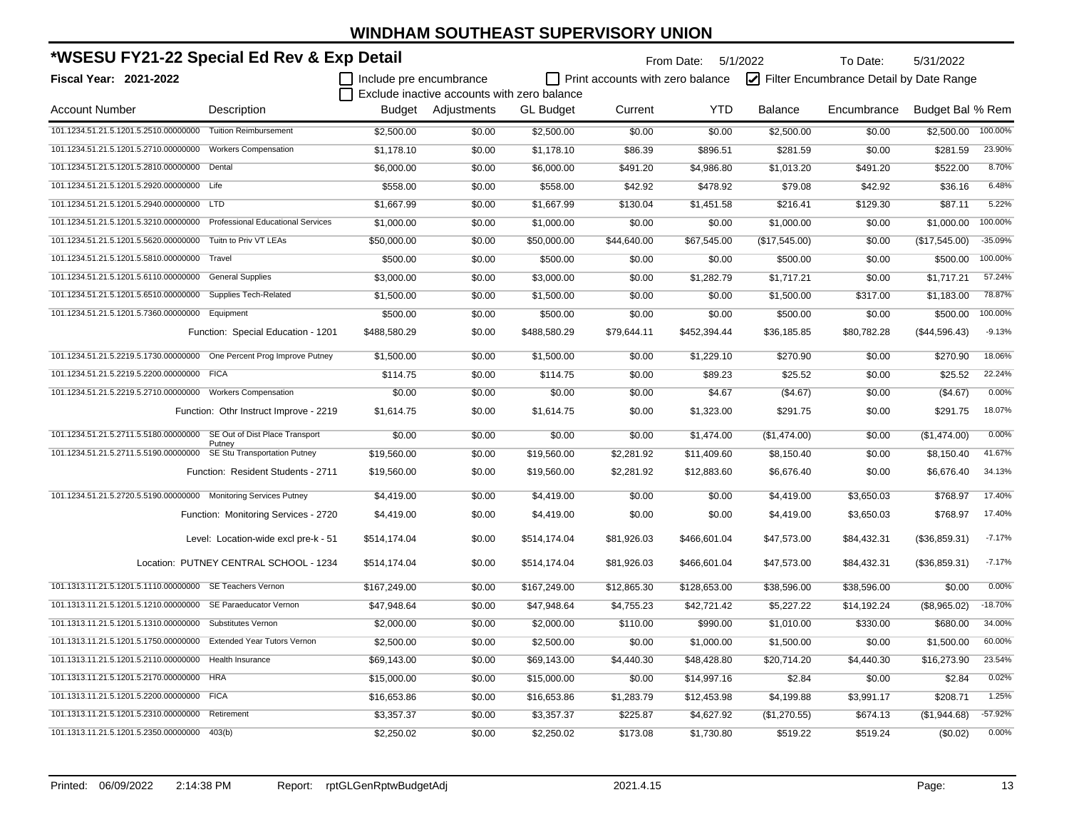# WINDHAM SOUTHEAST SUPERVISORY UNION

## *WSESU FY21-22 Special Ed Rev & Exp Detail

**Fiscal Year: 2021-2022**

From Date: 5/1/2022 To Date: 5/31/2022

☐ Include pre encumbrance ☐ Print accounts with zero balance ☑ Filter Encumbrance Detail by Date Range

☐ Exclude inactive accounts with zero balance

| Account Number | Description | Budget | Adjustments | GL Budget | Current | YTD | Balance | Encumbrance | Budget Bal | % Rem |
|---|---|---|---|---|---|---|---|---|---|---|
| 101.1234.51.21.5.1201.5.2510.00000000 | Tuition Reimbursement | $2,500.00 | $0.00 | $2,500.00 | $0.00 | $0.00 | $2,500.00 | $0.00 | $2,500.00 | 100.00% |
| 101.1234.51.21.5.1201.5.2710.00000000 | Workers Compensation | $1,178.10 | $0.00 | $1,178.10 | $86.39 | $896.51 | $281.59 | $0.00 | $281.59 | 23.90% |
| 101.1234.51.21.5.1201.5.2810.00000000 | Dental | $6,000.00 | $0.00 | $6,000.00 | $491.20 | $4,986.80 | $1,013.20 | $491.20 | $522.00 | 8.70% |
| 101.1234.51.21.5.1201.5.2920.00000000 | Life | $558.00 | $0.00 | $558.00 | $42.92 | $478.92 | $79.08 | $42.92 | $36.16 | 6.48% |
| 101.1234.51.21.5.1201.5.2940.00000000 | LTD | $1,667.99 | $0.00 | $1,667.99 | $130.04 | $1,451.58 | $216.41 | $129.30 | $87.11 | 5.22% |
| 101.1234.51.21.5.1201.5.3210.00000000 | Professional Educational Services | $1,000.00 | $0.00 | $1,000.00 | $0.00 | $0.00 | $1,000.00 | $0.00 | $1,000.00 | 100.00% |
| 101.1234.51.21.5.1201.5.5620.00000000 | Tuitn to Priv VT LEAs | $50,000.00 | $0.00 | $50,000.00 | $44,640.00 | $67,545.00 | ($17,545.00) | $0.00 | ($17,545.00) | -35.09% |
| 101.1234.51.21.5.1201.5.5810.00000000 | Travel | $500.00 | $0.00 | $500.00 | $0.00 | $0.00 | $500.00 | $0.00 | $500.00 | 100.00% |
| 101.1234.51.21.5.1201.5.6110.00000000 | General Supplies | $3,000.00 | $0.00 | $3,000.00 | $0.00 | $1,282.79 | $1,717.21 | $0.00 | $1,717.21 | 57.24% |
| 101.1234.51.21.5.1201.5.6510.00000000 | Supplies Tech-Related | $1,500.00 | $0.00 | $1,500.00 | $0.00 | $0.00 | $1,500.00 | $317.00 | $1,183.00 | 78.87% |
| 101.1234.51.21.5.1201.5.7360.00000000 | Equipment | $500.00 | $0.00 | $500.00 | $0.00 | $0.00 | $500.00 | $0.00 | $500.00 | 100.00% |
| | Function: Special Education - 1201 | $488,580.29 | $0.00 | $488,580.29 | $79,644.11 | $452,394.44 | $36,185.85 | $80,782.28 | ($44,596.43) | -9.13% |
| 101.1234.51.21.5.2219.5.1730.00000000 | One Percent Prog Improve Putney | $1,500.00 | $0.00 | $1,500.00 | $0.00 | $1,229.10 | $270.90 | $0.00 | $270.90 | 18.06% |
| 101.1234.51.21.5.2219.5.2200.00000000 | FICA | $114.75 | $0.00 | $114.75 | $0.00 | $89.23 | $25.52 | $0.00 | $25.52 | 22.24% |
| 101.1234.51.21.5.2219.5.2710.00000000 | Workers Compensation | $0.00 | $0.00 | $0.00 | $0.00 | $4.67 | ($4.67) | $0.00 | ($4.67) | 0.00% |
| | Function: Othr Instruct Improve - 2219 | $1,614.75 | $0.00 | $1,614.75 | $0.00 | $1,323.00 | $291.75 | $0.00 | $291.75 | 18.07% |
| 101.1234.51.21.5.2711.5.5180.00000000 | SE Out of Dist Place Transport Putney | $0.00 | $0.00 | $0.00 | $0.00 | $1,474.00 | ($1,474.00) | $0.00 | ($1,474.00) | 0.00% |
| 101.1234.51.21.5.2711.5.5190.00000000 | SE Stu Transportation Putney | $19,560.00 | $0.00 | $19,560.00 | $2,281.92 | $11,409.60 | $8,150.40 | $0.00 | $8,150.40 | 41.67% |
| | Function: Resident Students - 2711 | $19,560.00 | $0.00 | $19,560.00 | $2,281.92 | $12,883.60 | $6,676.40 | $0.00 | $6,676.40 | 34.13% |
| 101.1234.51.21.5.2720.5.5190.00000000 | Monitoring Services Putney | $4,419.00 | $0.00 | $4,419.00 | $0.00 | $0.00 | $4,419.00 | $3,650.03 | $768.97 | 17.40% |
| | Function: Monitoring Services - 2720 | $4,419.00 | $0.00 | $4,419.00 | $0.00 | $0.00 | $4,419.00 | $3,650.03 | $768.97 | 17.40% |
| | Level: Location-wide excl pre-k - 51 | $514,174.04 | $0.00 | $514,174.04 | $81,926.03 | $466,601.04 | $47,573.00 | $84,432.31 | ($36,859.31) | -7.17% |
| | Location: PUTNEY CENTRAL SCHOOL - 1234 | $514,174.04 | $0.00 | $514,174.04 | $81,926.03 | $466,601.04 | $47,573.00 | $84,432.31 | ($36,859.31) | -7.17% |
| 101.1313.11.21.5.1201.5.1110.00000000 | SE Teachers Vernon | $167,249.00 | $0.00 | $167,249.00 | $12,865.30 | $128,653.00 | $38,596.00 | $38,596.00 | $0.00 | 0.00% |
| 101.1313.11.21.5.1201.5.1210.00000000 | SE Paraeducator Vernon | $47,948.64 | $0.00 | $47,948.64 | $4,755.23 | $42,721.42 | $5,227.22 | $14,192.24 | ($8,965.02) | -18.70% |
| 101.1313.11.21.5.1201.5.1310.00000000 | Substitutes Vernon | $2,000.00 | $0.00 | $2,000.00 | $110.00 | $990.00 | $1,010.00 | $330.00 | $680.00 | 34.00% |
| 101.1313.11.21.5.1201.5.1750.00000000 | Extended Year Tutors Vernon | $2,500.00 | $0.00 | $2,500.00 | $0.00 | $1,000.00 | $1,500.00 | $0.00 | $1,500.00 | 60.00% |
| 101.1313.11.21.5.1201.5.2110.00000000 | Health Insurance | $69,143.00 | $0.00 | $69,143.00 | $4,440.30 | $48,428.80 | $20,714.20 | $4,440.30 | $16,273.90 | 23.54% |
| 101.1313.11.21.5.1201.5.2170.00000000 | HRA | $15,000.00 | $0.00 | $15,000.00 | $0.00 | $14,997.16 | $2.84 | $0.00 | $2.84 | 0.02% |
| 101.1313.11.21.5.1201.5.2200.00000000 | FICA | $16,653.86 | $0.00 | $16,653.86 | $1,283.79 | $12,453.98 | $4,199.88 | $3,991.17 | $208.71 | 1.25% |
| 101.1313.11.21.5.1201.5.2310.00000000 | Retirement | $3,357.37 | $0.00 | $3,357.37 | $225.87 | $4,627.92 | ($1,270.55) | $674.13 | ($1,944.68) | -57.92% |
| 101.1313.11.21.5.1201.5.2350.00000000 | 403(b) | $2,250.02 | $0.00 | $2,250.02 | $173.08 | $1,730.80 | $519.22 | $519.24 | ($0.02) | 0.00% |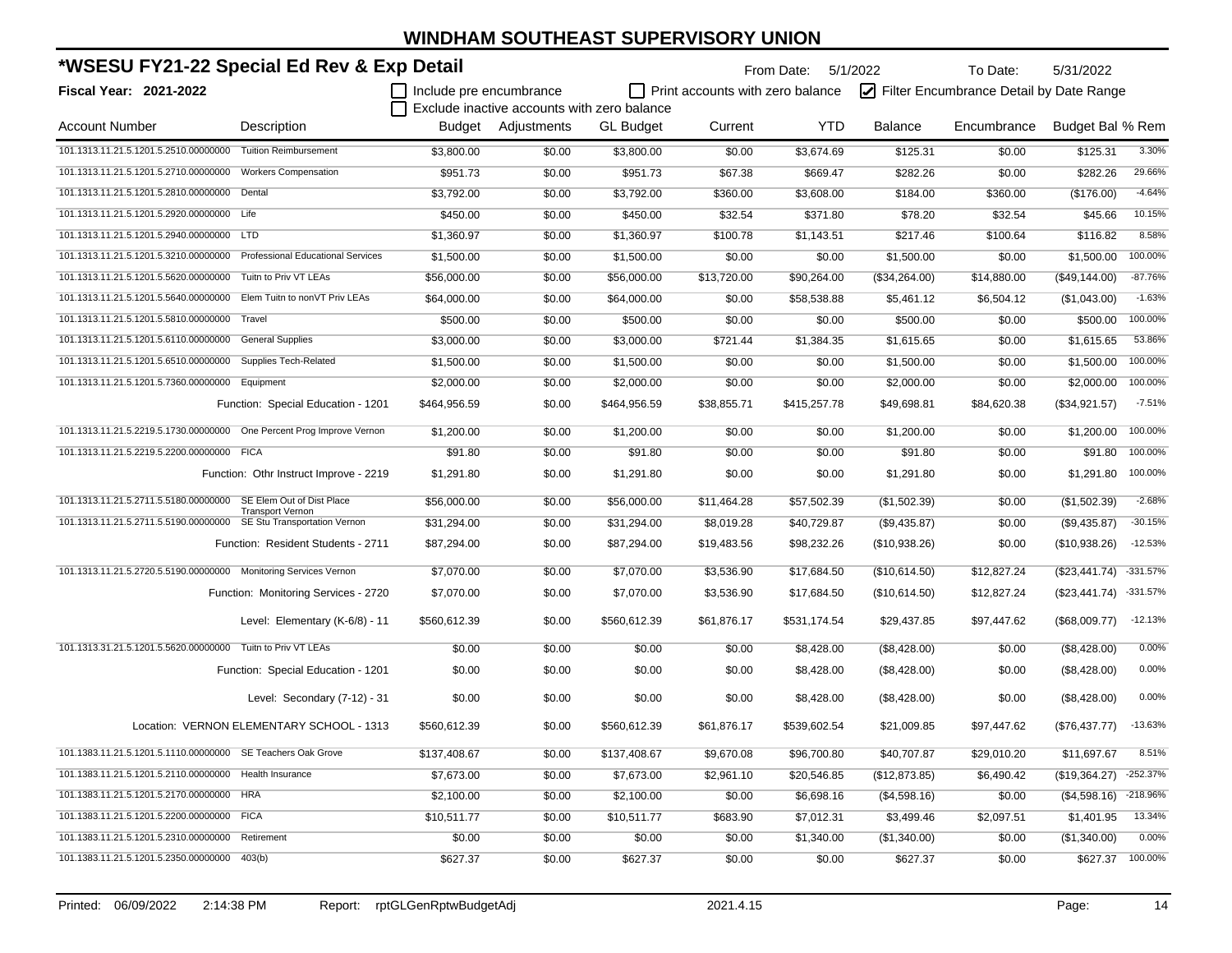# WINDHAM SOUTHEAST SUPERVISORY UNION

## *WSESU FY21-22 Special Ed Rev & Exp Detail

From Date: 5/1/2022 To Date: 5/31/2022

**Fiscal Year: 2021-2022**

☐ Include pre encumbrance ☐ Print accounts with zero balance ☑ Filter Encumbrance Detail by Date Range
☐ Exclude inactive accounts with zero balance

| Account Number | Description | Budget | Adjustments | GL Budget | Current | YTD | Balance | Encumbrance | Budget Bal | % Rem |
|---|---|---|---|---|---|---|---|---|---|---|
| 101.1313.11.21.5.1201.5.2510.00000000 | Tuition Reimbursement | $3,800.00 | $0.00 | $3,800.00 | $0.00 | $3,674.69 | $125.31 | $0.00 | $125.31 | 3.30% |
| 101.1313.11.21.5.1201.5.2710.00000000 | Workers Compensation | $951.73 | $0.00 | $951.73 | $67.38 | $669.47 | $282.26 | $0.00 | $282.26 | 29.66% |
| 101.1313.11.21.5.1201.5.2810.00000000 | Dental | $3,792.00 | $0.00 | $3,792.00 | $360.00 | $3,608.00 | $184.00 | $360.00 | ($176.00) | -4.64% |
| 101.1313.11.21.5.1201.5.2920.00000000 | Life | $450.00 | $0.00 | $450.00 | $32.54 | $371.80 | $78.20 | $32.54 | $45.66 | 10.15% |
| 101.1313.11.21.5.1201.5.2940.00000000 | LTD | $1,360.97 | $0.00 | $1,360.97 | $100.78 | $1,143.51 | $217.46 | $100.64 | $116.82 | 8.58% |
| 101.1313.11.21.5.1201.5.3210.00000000 | Professional Educational Services | $1,500.00 | $0.00 | $1,500.00 | $0.00 | $0.00 | $1,500.00 | $0.00 | $1,500.00 | 100.00% |
| 101.1313.11.21.5.1201.5.5620.00000000 | Tuitn to Priv VT LEAs | $56,000.00 | $0.00 | $56,000.00 | $13,720.00 | $90,264.00 | ($34,264.00) | $14,880.00 | ($49,144.00) | -87.76% |
| 101.1313.11.21.5.1201.5.5640.00000000 | Elem Tuitn to nonVT Priv LEAs | $64,000.00 | $0.00 | $64,000.00 | $0.00 | $58,538.88 | $5,461.12 | $6,504.12 | ($1,043.00) | -1.63% |
| 101.1313.11.21.5.1201.5.5810.00000000 | Travel | $500.00 | $0.00 | $500.00 | $0.00 | $0.00 | $500.00 | $0.00 | $500.00 | 100.00% |
| 101.1313.11.21.5.1201.5.6110.00000000 | General Supplies | $3,000.00 | $0.00 | $3,000.00 | $721.44 | $1,384.35 | $1,615.65 | $0.00 | $1,615.65 | 53.86% |
| 101.1313.11.21.5.1201.5.6510.00000000 | Supplies Tech-Related | $1,500.00 | $0.00 | $1,500.00 | $0.00 | $0.00 | $1,500.00 | $0.00 | $1,500.00 | 100.00% |
| 101.1313.11.21.5.1201.5.7360.00000000 | Equipment | $2,000.00 | $0.00 | $2,000.00 | $0.00 | $0.00 | $2,000.00 | $0.00 | $2,000.00 | 100.00% |
| | Function: Special Education - 1201 | $464,956.59 | $0.00 | $464,956.59 | $38,855.71 | $415,257.78 | $49,698.81 | $84,620.38 | ($34,921.57) | -7.51% |
| 101.1313.11.21.5.2219.5.1730.00000000 | One Percent Prog Improve Vernon | $1,200.00 | $0.00 | $1,200.00 | $0.00 | $0.00 | $1,200.00 | $0.00 | $1,200.00 | 100.00% |
| 101.1313.11.21.5.2219.5.2200.00000000 | FICA | $91.80 | $0.00 | $91.80 | $0.00 | $0.00 | $91.80 | $0.00 | $91.80 | 100.00% |
| | Function: Othr Instruct Improve - 2219 | $1,291.80 | $0.00 | $1,291.80 | $0.00 | $0.00 | $1,291.80 | $0.00 | $1,291.80 | 100.00% |
| 101.1313.11.21.5.2711.5.5180.00000000 | SE Elem Out of Dist Place Transport Vernon | $56,000.00 | $0.00 | $56,000.00 | $11,464.28 | $57,502.39 | ($1,502.39) | $0.00 | ($1,502.39) | -2.68% |
| 101.1313.11.21.5.2711.5.5190.00000000 | SE Stu Transportation Vernon | $31,294.00 | $0.00 | $31,294.00 | $8,019.28 | $40,729.87 | ($9,435.87) | $0.00 | ($9,435.87) | -30.15% |
| | Function: Resident Students - 2711 | $87,294.00 | $0.00 | $87,294.00 | $19,483.56 | $98,232.26 | ($10,938.26) | $0.00 | ($10,938.26) | -12.53% |
| 101.1313.11.21.5.2720.5.5190.00000000 | Monitoring Services Vernon | $7,070.00 | $0.00 | $7,070.00 | $3,536.90 | $17,684.50 | ($10,614.50) | $12,827.24 | ($23,441.74) | -331.57% |
| | Function: Monitoring Services - 2720 | $7,070.00 | $0.00 | $7,070.00 | $3,536.90 | $17,684.50 | ($10,614.50) | $12,827.24 | ($23,441.74) | -331.57% |
| | Level: Elementary (K-6/8) - 11 | $560,612.39 | $0.00 | $560,612.39 | $61,876.17 | $531,174.54 | $29,437.85 | $97,447.62 | ($68,009.77) | -12.13% |
| 101.1313.31.21.5.1201.5.5620.00000000 | Tuitn to Priv VT LEAs | $0.00 | $0.00 | $0.00 | $0.00 | $8,428.00 | ($8,428.00) | $0.00 | ($8,428.00) | 0.00% |
| | Function: Special Education - 1201 | $0.00 | $0.00 | $0.00 | $0.00 | $8,428.00 | ($8,428.00) | $0.00 | ($8,428.00) | 0.00% |
| | Level: Secondary (7-12) - 31 | $0.00 | $0.00 | $0.00 | $0.00 | $8,428.00 | ($8,428.00) | $0.00 | ($8,428.00) | 0.00% |
| | Location: VERNON ELEMENTARY SCHOOL - 1313 | $560,612.39 | $0.00 | $560,612.39 | $61,876.17 | $539,602.54 | $21,009.85 | $97,447.62 | ($76,437.77) | -13.63% |
| 101.1383.11.21.5.1201.5.1110.00000000 | SE Teachers Oak Grove | $137,408.67 | $0.00 | $137,408.67 | $9,670.08 | $96,700.80 | $40,707.87 | $29,010.20 | $11,697.67 | 8.51% |
| 101.1383.11.21.5.1201.5.2110.00000000 | Health Insurance | $7,673.00 | $0.00 | $7,673.00 | $2,961.10 | $20,546.85 | ($12,873.85) | $6,490.42 | ($19,364.27) | -252.37% |
| 101.1383.11.21.5.1201.5.2170.00000000 | HRA | $2,100.00 | $0.00 | $2,100.00 | $0.00 | $6,698.16 | ($4,598.16) | $0.00 | ($4,598.16) | -218.96% |
| 101.1383.11.21.5.1201.5.2200.00000000 | FICA | $10,511.77 | $0.00 | $10,511.77 | $683.90 | $7,012.31 | $3,499.46 | $2,097.51 | $1,401.95 | 13.34% |
| 101.1383.11.21.5.1201.5.2310.00000000 | Retirement | $0.00 | $0.00 | $0.00 | $0.00 | $1,340.00 | ($1,340.00) | $0.00 | ($1,340.00) | 0.00% |
| 101.1383.11.21.5.1201.5.2350.00000000 | 403(b) | $627.37 | $0.00 | $627.37 | $0.00 | $0.00 | $627.37 | $0.00 | $627.37 | 100.00% |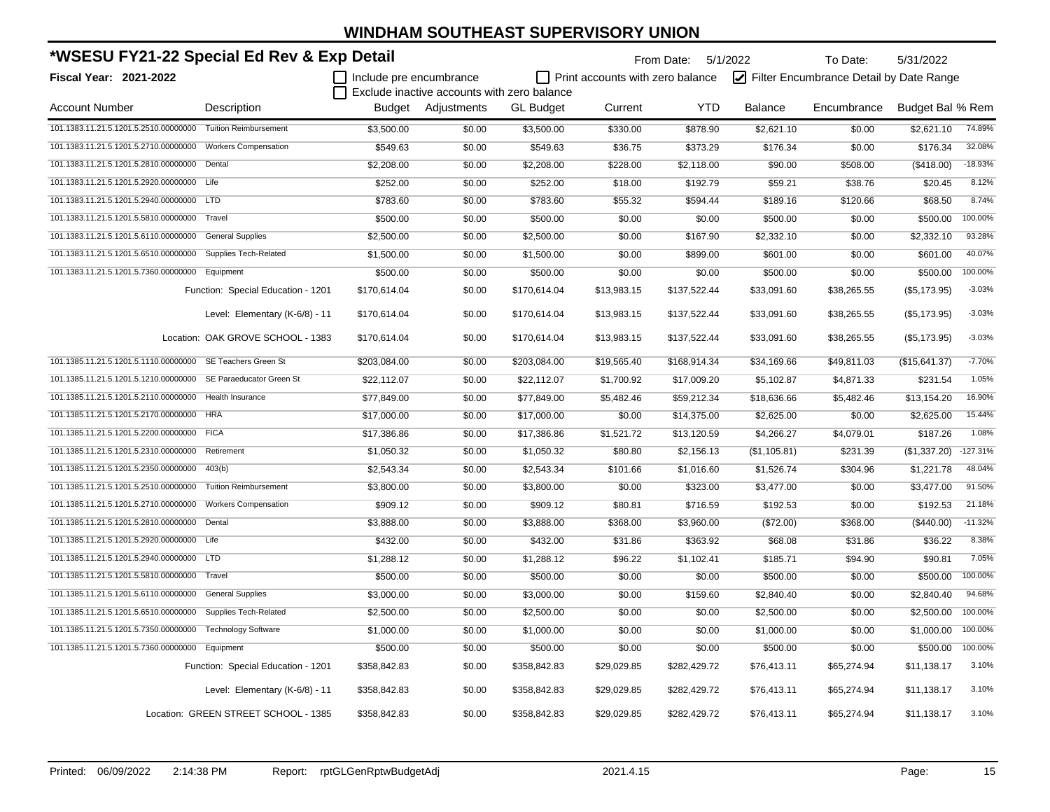# WINDHAM SOUTHEAST SUPERVISORY UNION

## *WSESU FY21-22 Special Ed Rev & Exp Detail

**Fiscal Year: 2021-2022**

From Date: 5/1/2022 To Date: 5/31/2022

☐ Include pre encumbrance ☐ Print accounts with zero balance ☑ Filter Encumbrance Detail by Date Range

☐ Exclude inactive accounts with zero balance

| Account Number | Description | Budget | Adjustments | GL Budget | Current | YTD | Balance | Encumbrance | Budget Bal | % Rem |
|---|---|---|---|---|---|---|---|---|---|---|
| 101.1383.11.21.5.1201.5.2510.00000000 | Tuition Reimbursement | $3,500.00 | $0.00 | $3,500.00 | $330.00 | $878.90 | $2,621.10 | $0.00 | $2,621.10 | 74.89% |
| 101.1383.11.21.5.1201.5.2710.00000000 | Workers Compensation | $549.63 | $0.00 | $549.63 | $36.75 | $373.29 | $176.34 | $0.00 | $176.34 | 32.08% |
| 101.1383.11.21.5.1201.5.2810.00000000 | Dental | $2,208.00 | $0.00 | $2,208.00 | $228.00 | $2,118.00 | $90.00 | $508.00 | ($418.00) | -18.93% |
| 101.1383.11.21.5.1201.5.2920.00000000 | Life | $252.00 | $0.00 | $252.00 | $18.00 | $192.79 | $59.21 | $38.76 | $20.45 | 8.12% |
| 101.1383.11.21.5.1201.5.2940.00000000 | LTD | $783.60 | $0.00 | $783.60 | $55.32 | $594.44 | $189.16 | $120.66 | $68.50 | 8.74% |
| 101.1383.11.21.5.1201.5.5810.00000000 | Travel | $500.00 | $0.00 | $500.00 | $0.00 | $0.00 | $500.00 | $0.00 | $500.00 | 100.00% |
| 101.1383.11.21.5.1201.5.6110.00000000 | General Supplies | $2,500.00 | $0.00 | $2,500.00 | $0.00 | $167.90 | $2,332.10 | $0.00 | $2,332.10 | 93.28% |
| 101.1383.11.21.5.1201.5.6510.00000000 | Supplies Tech-Related | $1,500.00 | $0.00 | $1,500.00 | $0.00 | $899.00 | $601.00 | $0.00 | $601.00 | 40.07% |
| 101.1383.11.21.5.1201.5.7360.00000000 | Equipment | $500.00 | $0.00 | $500.00 | $0.00 | $0.00 | $500.00 | $0.00 | $500.00 | 100.00% |
| | Function: Special Education - 1201 | $170,614.04 | $0.00 | $170,614.04 | $13,983.15 | $137,522.44 | $33,091.60 | $38,265.55 | ($5,173.95) | -3.03% |
| | Level: Elementary (K-6/8) - 11 | $170,614.04 | $0.00 | $170,614.04 | $13,983.15 | $137,522.44 | $33,091.60 | $38,265.55 | ($5,173.95) | -3.03% |
| | Location: OAK GROVE SCHOOL - 1383 | $170,614.04 | $0.00 | $170,614.04 | $13,983.15 | $137,522.44 | $33,091.60 | $38,265.55 | ($5,173.95) | -3.03% |
| 101.1385.11.21.5.1201.5.1110.00000000 | SE Teachers Green St | $203,084.00 | $0.00 | $203,084.00 | $19,565.40 | $168,914.34 | $34,169.66 | $49,811.03 | ($15,641.37) | -7.70% |
| 101.1385.11.21.5.1201.5.1210.00000000 | SE Paraeducator Green St | $22,112.07 | $0.00 | $22,112.07 | $1,700.92 | $17,009.20 | $5,102.87 | $4,871.33 | $231.54 | 1.05% |
| 101.1385.11.21.5.1201.5.2110.00000000 | Health Insurance | $77,849.00 | $0.00 | $77,849.00 | $5,482.46 | $59,212.34 | $18,636.66 | $5,482.46 | $13,154.20 | 16.90% |
| 101.1385.11.21.5.1201.5.2170.00000000 | HRA | $17,000.00 | $0.00 | $17,000.00 | $0.00 | $14,375.00 | $2,625.00 | $0.00 | $2,625.00 | 15.44% |
| 101.1385.11.21.5.1201.5.2200.00000000 | FICA | $17,386.86 | $0.00 | $17,386.86 | $1,521.72 | $13,120.59 | $4,266.27 | $4,079.01 | $187.26 | 1.08% |
| 101.1385.11.21.5.1201.5.2310.00000000 | Retirement | $1,050.32 | $0.00 | $1,050.32 | $80.80 | $2,156.13 | ($1,105.81) | $231.39 | ($1,337.20) | -127.31% |
| 101.1385.11.21.5.1201.5.2350.00000000 | 403(b) | $2,543.34 | $0.00 | $2,543.34 | $101.66 | $1,016.60 | $1,526.74 | $304.96 | $1,221.78 | 48.04% |
| 101.1385.11.21.5.1201.5.2510.00000000 | Tuition Reimbursement | $3,800.00 | $0.00 | $3,800.00 | $0.00 | $323.00 | $3,477.00 | $0.00 | $3,477.00 | 91.50% |
| 101.1385.11.21.5.1201.5.2710.00000000 | Workers Compensation | $909.12 | $0.00 | $909.12 | $80.81 | $716.59 | $192.53 | $0.00 | $192.53 | 21.18% |
| 101.1385.11.21.5.1201.5.2810.00000000 | Dental | $3,888.00 | $0.00 | $3,888.00 | $368.00 | $3,960.00 | ($72.00) | $368.00 | ($440.00) | -11.32% |
| 101.1385.11.21.5.1201.5.2920.00000000 | Life | $432.00 | $0.00 | $432.00 | $31.86 | $363.92 | $68.08 | $31.86 | $36.22 | 8.38% |
| 101.1385.11.21.5.1201.5.2940.00000000 | LTD | $1,288.12 | $0.00 | $1,288.12 | $96.22 | $1,102.41 | $185.71 | $94.90 | $90.81 | 7.05% |
| 101.1385.11.21.5.1201.5.5810.00000000 | Travel | $500.00 | $0.00 | $500.00 | $0.00 | $0.00 | $500.00 | $0.00 | $500.00 | 100.00% |
| 101.1385.11.21.5.1201.5.6110.00000000 | General Supplies | $3,000.00 | $0.00 | $3,000.00 | $0.00 | $159.60 | $2,840.40 | $0.00 | $2,840.40 | 94.68% |
| 101.1385.11.21.5.1201.5.6510.00000000 | Supplies Tech-Related | $2,500.00 | $0.00 | $2,500.00 | $0.00 | $0.00 | $2,500.00 | $0.00 | $2,500.00 | 100.00% |
| 101.1385.11.21.5.1201.5.7350.00000000 | Technology Software | $1,000.00 | $0.00 | $1,000.00 | $0.00 | $0.00 | $1,000.00 | $0.00 | $1,000.00 | 100.00% |
| 101.1385.11.21.5.1201.5.7360.00000000 | Equipment | $500.00 | $0.00 | $500.00 | $0.00 | $0.00 | $500.00 | $0.00 | $500.00 | 100.00% |
| | Function: Special Education - 1201 | $358,842.83 | $0.00 | $358,842.83 | $29,029.85 | $282,429.72 | $76,413.11 | $65,274.94 | $11,138.17 | 3.10% |
| | Level: Elementary (K-6/8) - 11 | $358,842.83 | $0.00 | $358,842.83 | $29,029.85 | $282,429.72 | $76,413.11 | $65,274.94 | $11,138.17 | 3.10% |
| | Location: GREEN STREET SCHOOL - 1385 | $358,842.83 | $0.00 | $358,842.83 | $29,029.85 | $282,429.72 | $76,413.11 | $65,274.94 | $11,138.17 | 3.10% |

Printed: 06/09/2022 2:14:38 PM Report: rptGLGenRptwBudgetAdj 2021.4.15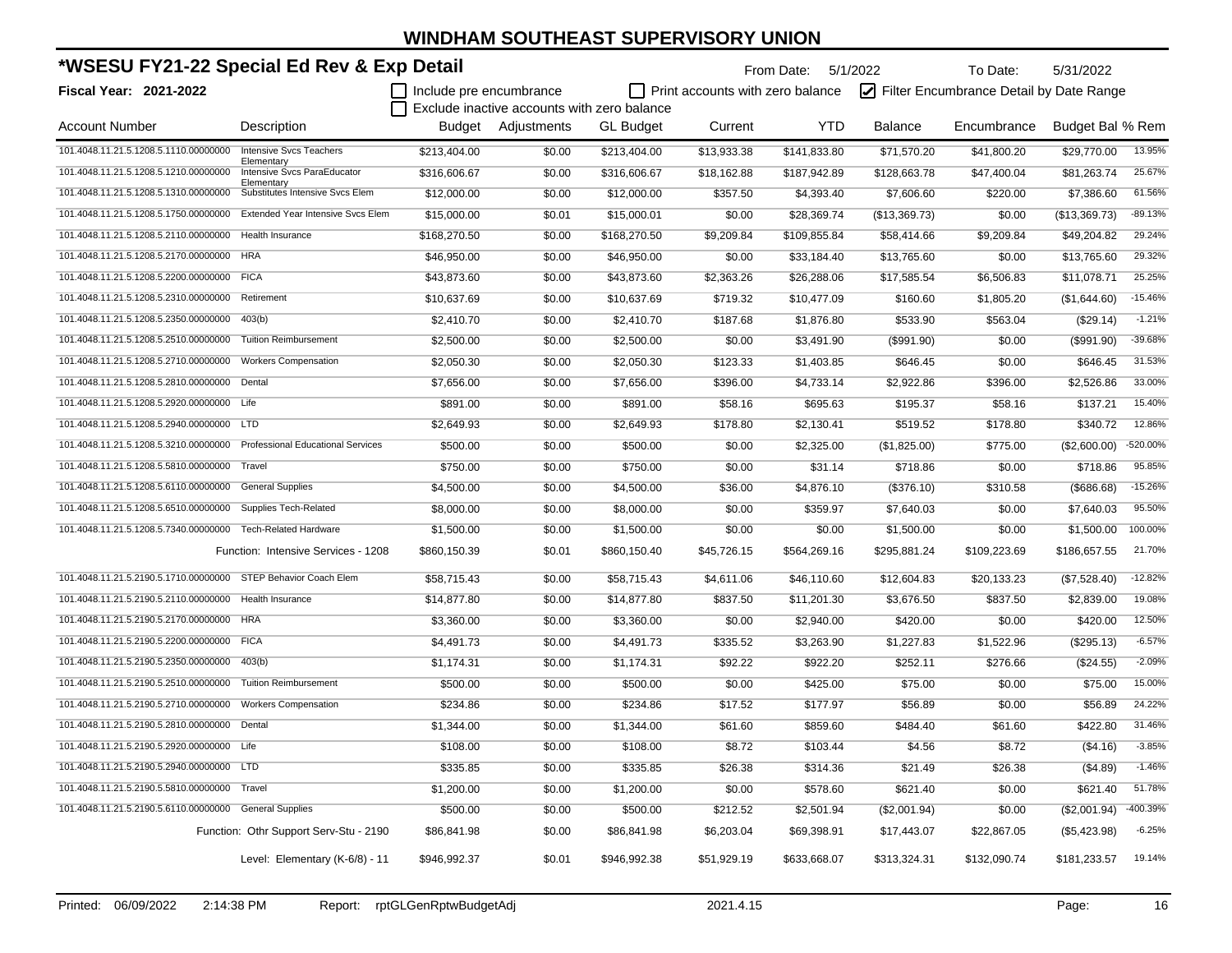# WINDHAM SOUTHEAST SUPERVISORY UNION

## *WSESU FY21-22 Special Ed Rev & Exp Detail

**Fiscal Year: 2021-2022**

From Date: 5/1/2022 To Date: 5/31/2022

☐ Include pre encumbrance ☐ Print accounts with zero balance ☑ Filter Encumbrance Detail by Date Range
☐ Exclude inactive accounts with zero balance

| Account Number | Description | Budget | Adjustments | GL Budget | Current | YTD | Balance | Encumbrance | Budget Bal | % Rem |
|---|---|---|---|---|---|---|---|---|---|---|
| 101.4048.11.21.5.1208.5.1110.00000000 | Intensive Svcs Teachers Elementary | $213,404.00 | $0.00 | $213,404.00 | $13,933.38 | $141,833.80 | $71,570.20 | $41,800.20 | $29,770.00 | 13.95% |
| 101.4048.11.21.5.1208.5.1210.00000000 | Intensive Svcs ParaEducator Elementary | $316,606.67 | $0.00 | $316,606.67 | $18,162.88 | $187,942.89 | $128,663.78 | $47,400.04 | $81,263.74 | 25.67% |
| 101.4048.11.21.5.1208.5.1310.00000000 | Substitutes Intensive Svcs Elem | $12,000.00 | $0.00 | $12,000.00 | $357.50 | $4,393.40 | $7,606.60 | $220.00 | $7,386.60 | 61.56% |
| 101.4048.11.21.5.1208.5.1750.00000000 | Extended Year Intensive Svcs Elem | $15,000.00 | $0.01 | $15,000.01 | $0.00 | $28,369.74 | ($13,369.73) | $0.00 | ($13,369.73) | -89.13% |
| 101.4048.11.21.5.1208.5.2110.00000000 | Health Insurance | $168,270.50 | $0.00 | $168,270.50 | $9,209.84 | $109,855.84 | $58,414.66 | $9,209.84 | $49,204.82 | 29.24% |
| 101.4048.11.21.5.1208.5.2170.00000000 | HRA | $46,950.00 | $0.00 | $46,950.00 | $0.00 | $33,184.40 | $13,765.60 | $0.00 | $13,765.60 | 29.32% |
| 101.4048.11.21.5.1208.5.2200.00000000 | FICA | $43,873.60 | $0.00 | $43,873.60 | $2,363.26 | $26,288.06 | $17,585.54 | $6,506.83 | $11,078.71 | 25.25% |
| 101.4048.11.21.5.1208.5.2310.00000000 | Retirement | $10,637.69 | $0.00 | $10,637.69 | $719.32 | $10,477.09 | $160.60 | $1,805.20 | ($1,644.60) | -15.46% |
| 101.4048.11.21.5.1208.5.2350.00000000 | 403(b) | $2,410.70 | $0.00 | $2,410.70 | $187.68 | $1,876.80 | $533.90 | $563.04 | ($29.14) | -1.21% |
| 101.4048.11.21.5.1208.5.2510.00000000 | Tuition Reimbursement | $2,500.00 | $0.00 | $2,500.00 | $0.00 | $3,491.90 | ($991.90) | $0.00 | ($991.90) | -39.68% |
| 101.4048.11.21.5.1208.5.2710.00000000 | Workers Compensation | $2,050.30 | $0.00 | $2,050.30 | $123.33 | $1,403.85 | $646.45 | $0.00 | $646.45 | 31.53% |
| 101.4048.11.21.5.1208.5.2810.00000000 | Dental | $7,656.00 | $0.00 | $7,656.00 | $396.00 | $4,733.14 | $2,922.86 | $396.00 | $2,526.86 | 33.00% |
| 101.4048.11.21.5.1208.5.2920.00000000 | Life | $891.00 | $0.00 | $891.00 | $58.16 | $695.63 | $195.37 | $58.16 | $137.21 | 15.40% |
| 101.4048.11.21.5.1208.5.2940.00000000 | LTD | $2,649.93 | $0.00 | $2,649.93 | $178.80 | $2,130.41 | $519.52 | $178.80 | $340.72 | 12.86% |
| 101.4048.11.21.5.1208.5.3210.00000000 | Professional Educational Services | $500.00 | $0.00 | $500.00 | $0.00 | $2,325.00 | ($1,825.00) | $775.00 | ($2,600.00) | -520.00% |
| 101.4048.11.21.5.1208.5.5810.00000000 | Travel | $750.00 | $0.00 | $750.00 | $0.00 | $31.14 | $718.86 | $0.00 | $718.86 | 95.85% |
| 101.4048.11.21.5.1208.5.6110.00000000 | General Supplies | $4,500.00 | $0.00 | $4,500.00 | $36.00 | $4,876.10 | ($376.10) | $310.58 | ($686.68) | -15.26% |
| 101.4048.11.21.5.1208.5.6510.00000000 | Supplies Tech-Related | $8,000.00 | $0.00 | $8,000.00 | $0.00 | $359.97 | $7,640.03 | $0.00 | $7,640.03 | 95.50% |
| 101.4048.11.21.5.1208.5.7340.00000000 | Tech-Related Hardware | $1,500.00 | $0.00 | $1,500.00 | $0.00 | $0.00 | $1,500.00 | $0.00 | $1,500.00 | 100.00% |
| | Function: Intensive Services - 1208 | $860,150.39 | $0.01 | $860,150.40 | $45,726.15 | $564,269.16 | $295,881.24 | $109,223.69 | $186,657.55 | 21.70% |
| 101.4048.11.21.5.2190.5.1710.00000000 | STEP Behavior Coach Elem | $58,715.43 | $0.00 | $58,715.43 | $4,611.06 | $46,110.60 | $12,604.83 | $20,133.23 | ($7,528.40) | -12.82% |
| 101.4048.11.21.5.2190.5.2110.00000000 | Health Insurance | $14,877.80 | $0.00 | $14,877.80 | $837.50 | $11,201.30 | $3,676.50 | $837.50 | $2,839.00 | 19.08% |
| 101.4048.11.21.5.2190.5.2170.00000000 | HRA | $3,360.00 | $0.00 | $3,360.00 | $0.00 | $2,940.00 | $420.00 | $0.00 | $420.00 | 12.50% |
| 101.4048.11.21.5.2190.5.2200.00000000 | FICA | $4,491.73 | $0.00 | $4,491.73 | $335.52 | $3,263.90 | $1,227.83 | $1,522.96 | ($295.13) | -6.57% |
| 101.4048.11.21.5.2190.5.2350.00000000 | 403(b) | $1,174.31 | $0.00 | $1,174.31 | $92.22 | $922.20 | $252.11 | $276.66 | ($24.55) | -2.09% |
| 101.4048.11.21.5.2190.5.2510.00000000 | Tuition Reimbursement | $500.00 | $0.00 | $500.00 | $0.00 | $425.00 | $75.00 | $0.00 | $75.00 | 15.00% |
| 101.4048.11.21.5.2190.5.2710.00000000 | Workers Compensation | $234.86 | $0.00 | $234.86 | $17.52 | $177.97 | $56.89 | $0.00 | $56.89 | 24.22% |
| 101.4048.11.21.5.2190.5.2810.00000000 | Dental | $1,344.00 | $0.00 | $1,344.00 | $61.60 | $859.60 | $484.40 | $61.60 | $422.80 | 31.46% |
| 101.4048.11.21.5.2190.5.2920.00000000 | Life | $108.00 | $0.00 | $108.00 | $8.72 | $103.44 | $4.56 | $8.72 | ($4.16) | -3.85% |
| 101.4048.11.21.5.2190.5.2940.00000000 | LTD | $335.85 | $0.00 | $335.85 | $26.38 | $314.36 | $21.49 | $26.38 | ($4.89) | -1.46% |
| 101.4048.11.21.5.2190.5.5810.00000000 | Travel | $1,200.00 | $0.00 | $1,200.00 | $0.00 | $578.60 | $621.40 | $0.00 | $621.40 | 51.78% |
| 101.4048.11.21.5.2190.5.6110.00000000 | General Supplies | $500.00 | $0.00 | $500.00 | $212.52 | $2,501.94 | ($2,001.94) | $0.00 | ($2,001.94) | -400.39% |
| | Function: Othr Support Serv-Stu - 2190 | $86,841.98 | $0.00 | $86,841.98 | $6,203.04 | $69,398.91 | $17,443.07 | $22,867.05 | ($5,423.98) | -6.25% |
| | Level: Elementary (K-6/8) - 11 | $946,992.37 | $0.01 | $946,992.38 | $51,929.19 | $633,668.07 | $313,324.31 | $132,090.74 | $181,233.57 | 19.14% |

Printed: 06/09/2022 2:14:38 PM Report: rptGLGenRptwBudgetAdj 2021.4.15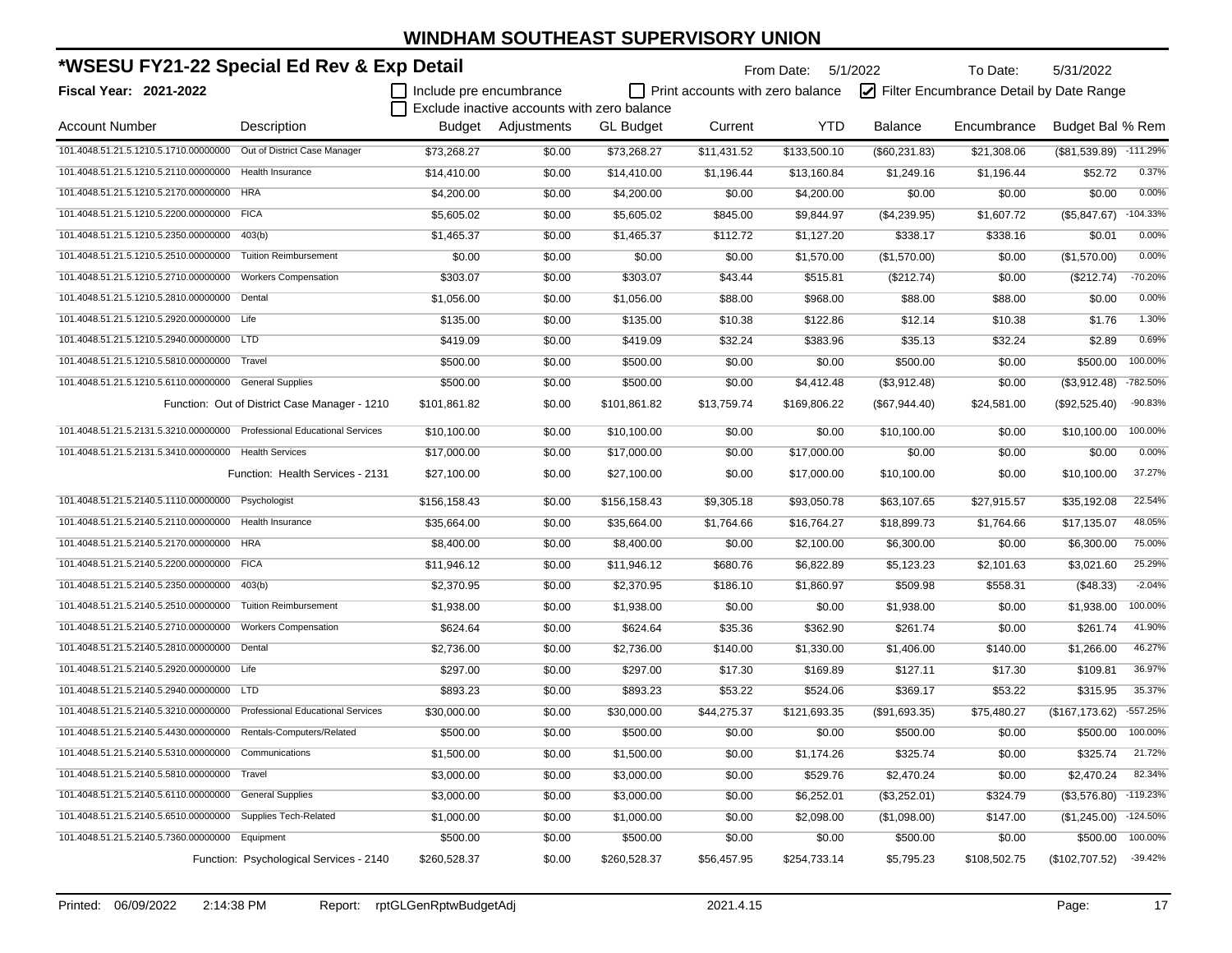# WINDHAM SOUTHEAST SUPERVISORY UNION

## *WSESU FY21-22 Special Ed Rev & Exp Detail

**Fiscal Year: 2021-2022**

From Date: 5/1/2022 To Date: 5/31/2022

☐ Include pre encumbrance ☐ Print accounts with zero balance ☑ Filter Encumbrance Detail by Date Range

☐ Exclude inactive accounts with zero balance

| Account Number | Description | Budget | Adjustments | GL Budget | Current | YTD | Balance | Encumbrance | Budget Bal | % Rem |
|---|---|---|---|---|---|---|---|---|---|---|
| 101.4048.51.21.5.1210.5.1710.00000000 | Out of District Case Manager | $73,268.27 | $0.00 | $73,268.27 | $11,431.52 | $133,500.10 | ($60,231.83) | $21,308.06 | ($81,539.89) | -111.29% |
| 101.4048.51.21.5.1210.5.2110.00000000 | Health Insurance | $14,410.00 | $0.00 | $14,410.00 | $1,196.44 | $13,160.84 | $1,249.16 | $1,196.44 | $52.72 | 0.37% |
| 101.4048.51.21.5.1210.5.2170.00000000 | HRA | $4,200.00 | $0.00 | $4,200.00 | $0.00 | $4,200.00 | $0.00 | $0.00 | $0.00 | 0.00% |
| 101.4048.51.21.5.1210.5.2200.00000000 | FICA | $5,605.02 | $0.00 | $5,605.02 | $845.00 | $9,844.97 | ($4,239.95) | $1,607.72 | ($5,847.67) | -104.33% |
| 101.4048.51.21.5.1210.5.2350.00000000 | 403(b) | $1,465.37 | $0.00 | $1,465.37 | $112.72 | $1,127.20 | $338.17 | $338.16 | $0.01 | 0.00% |
| 101.4048.51.21.5.1210.5.2510.00000000 | Tuition Reimbursement | $0.00 | $0.00 | $0.00 | $0.00 | $1,570.00 | ($1,570.00) | $0.00 | ($1,570.00) | 0.00% |
| 101.4048.51.21.5.1210.5.2710.00000000 | Workers Compensation | $303.07 | $0.00 | $303.07 | $43.44 | $515.81 | ($212.74) | $0.00 | ($212.74) | -70.20% |
| 101.4048.51.21.5.1210.5.2810.00000000 | Dental | $1,056.00 | $0.00 | $1,056.00 | $88.00 | $968.00 | $88.00 | $88.00 | $0.00 | 0.00% |
| 101.4048.51.21.5.1210.5.2920.00000000 | Life | $135.00 | $0.00 | $135.00 | $10.38 | $122.86 | $12.14 | $10.38 | $1.76 | 1.30% |
| 101.4048.51.21.5.1210.5.2940.00000000 | LTD | $419.09 | $0.00 | $419.09 | $32.24 | $383.96 | $35.13 | $32.24 | $2.89 | 0.69% |
| 101.4048.51.21.5.1210.5.5810.00000000 | Travel | $500.00 | $0.00 | $500.00 | $0.00 | $0.00 | $500.00 | $0.00 | $500.00 | 100.00% |
| 101.4048.51.21.5.1210.5.6110.00000000 | General Supplies | $500.00 | $0.00 | $500.00 | $0.00 | $4,412.48 | ($3,912.48) | $0.00 | ($3,912.48) | -782.50% |
| | Function: Out of District Case Manager - 1210 | $101,861.82 | $0.00 | $101,861.82 | $13,759.74 | $169,806.22 | ($67,944.40) | $24,581.00 | ($92,525.40) | -90.83% |
| 101.4048.51.21.5.2131.5.3210.00000000 | Professional Educational Services | $10,100.00 | $0.00 | $10,100.00 | $0.00 | $0.00 | $10,100.00 | $0.00 | $10,100.00 | 100.00% |
| 101.4048.51.21.5.2131.5.3410.00000000 | Health Services | $17,000.00 | $0.00 | $17,000.00 | $0.00 | $17,000.00 | $0.00 | $0.00 | $0.00 | 0.00% |
| | Function: Health Services - 2131 | $27,100.00 | $0.00 | $27,100.00 | $0.00 | $17,000.00 | $10,100.00 | $0.00 | $10,100.00 | 37.27% |
| 101.4048.51.21.5.2140.5.1110.00000000 | Psychologist | $156,158.43 | $0.00 | $156,158.43 | $9,305.18 | $93,050.78 | $63,107.65 | $27,915.57 | $35,192.08 | 22.54% |
| 101.4048.51.21.5.2140.5.2110.00000000 | Health Insurance | $35,664.00 | $0.00 | $35,664.00 | $1,764.66 | $16,764.27 | $18,899.73 | $1,764.66 | $17,135.07 | 48.05% |
| 101.4048.51.21.5.2140.5.2170.00000000 | HRA | $8,400.00 | $0.00 | $8,400.00 | $0.00 | $2,100.00 | $6,300.00 | $0.00 | $6,300.00 | 75.00% |
| 101.4048.51.21.5.2140.5.2200.00000000 | FICA | $11,946.12 | $0.00 | $11,946.12 | $680.76 | $6,822.89 | $5,123.23 | $2,101.63 | $3,021.60 | 25.29% |
| 101.4048.51.21.5.2140.5.2350.00000000 | 403(b) | $2,370.95 | $0.00 | $2,370.95 | $186.10 | $1,860.97 | $509.98 | $558.31 | ($48.33) | -2.04% |
| 101.4048.51.21.5.2140.5.2510.00000000 | Tuition Reimbursement | $1,938.00 | $0.00 | $1,938.00 | $0.00 | $0.00 | $1,938.00 | $0.00 | $1,938.00 | 100.00% |
| 101.4048.51.21.5.2140.5.2710.00000000 | Workers Compensation | $624.64 | $0.00 | $624.64 | $35.36 | $362.90 | $261.74 | $0.00 | $261.74 | 41.90% |
| 101.4048.51.21.5.2140.5.2810.00000000 | Dental | $2,736.00 | $0.00 | $2,736.00 | $140.00 | $1,330.00 | $1,406.00 | $140.00 | $1,266.00 | 46.27% |
| 101.4048.51.21.5.2140.5.2920.00000000 | Life | $297.00 | $0.00 | $297.00 | $17.30 | $169.89 | $127.11 | $17.30 | $109.81 | 36.97% |
| 101.4048.51.21.5.2140.5.2940.00000000 | LTD | $893.23 | $0.00 | $893.23 | $53.22 | $524.06 | $369.17 | $53.22 | $315.95 | 35.37% |
| 101.4048.51.21.5.2140.5.3210.00000000 | Professional Educational Services | $30,000.00 | $0.00 | $30,000.00 | $44,275.37 | $121,693.35 | ($91,693.35) | $75,480.27 | ($167,173.62) | -557.25% |
| 101.4048.51.21.5.2140.5.4430.00000000 | Rentals-Computers/Related | $500.00 | $0.00 | $500.00 | $0.00 | $0.00 | $500.00 | $0.00 | $500.00 | 100.00% |
| 101.4048.51.21.5.2140.5.5310.00000000 | Communications | $1,500.00 | $0.00 | $1,500.00 | $0.00 | $1,174.26 | $325.74 | $0.00 | $325.74 | 21.72% |
| 101.4048.51.21.5.2140.5.5810.00000000 | Travel | $3,000.00 | $0.00 | $3,000.00 | $0.00 | $529.76 | $2,470.24 | $0.00 | $2,470.24 | 82.34% |
| 101.4048.51.21.5.2140.5.6110.00000000 | General Supplies | $3,000.00 | $0.00 | $3,000.00 | $0.00 | $6,252.01 | ($3,252.01) | $324.79 | ($3,576.80) | -119.23% |
| 101.4048.51.21.5.2140.5.6510.00000000 | Supplies Tech-Related | $1,000.00 | $0.00 | $1,000.00 | $0.00 | $2,098.00 | ($1,098.00) | $147.00 | ($1,245.00) | -124.50% |
| 101.4048.51.21.5.2140.5.7360.00000000 | Equipment | $500.00 | $0.00 | $500.00 | $0.00 | $0.00 | $500.00 | $0.00 | $500.00 | 100.00% |
| | Function: Psychological Services - 2140 | $260,528.37 | $0.00 | $260,528.37 | $56,457.95 | $254,733.14 | $5,795.23 | $108,502.75 | ($102,707.52) | -39.42% |

Printed: 06/09/2022 2:14:38 PM Report: rptGLGenRptwBudgetAdj 2021.4.15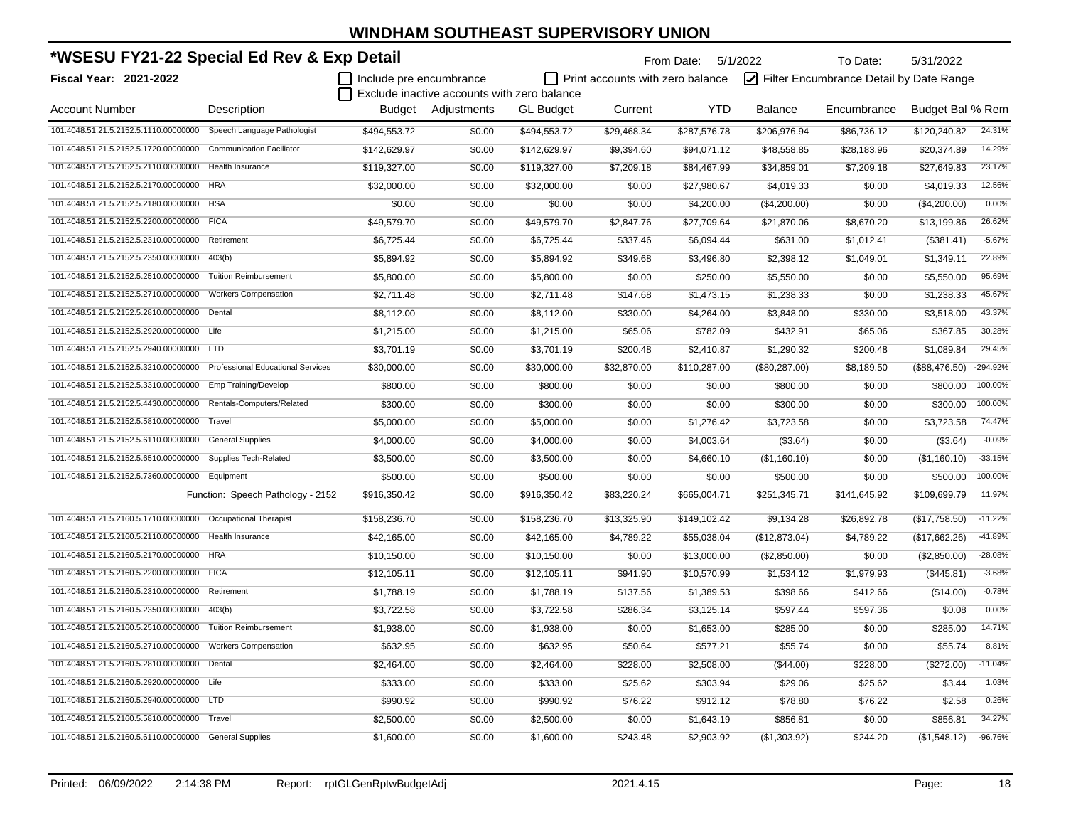# WINDHAM SOUTHEAST SUPERVISORY UNION

## *WSESU FY21-22 Special Ed Rev & Exp Detail

**Fiscal Year: 2021-2022**

From Date: 5/1/2022 To Date: 5/31/2022

☐ Include pre encumbrance ☐ Print accounts with zero balance ☑ Filter Encumbrance Detail by Date Range
☐ Exclude inactive accounts with zero balance

| Account Number | Description | Budget | Adjustments | GL Budget | Current | YTD | Balance | Encumbrance | Budget Bal | % Rem |
|---|---|---|---|---|---|---|---|---|---|---|
| 101.4048.51.21.5.2152.5.1110.00000000 | Speech Language Pathologist | $494,553.72 | $0.00 | $494,553.72 | $29,468.34 | $287,576.78 | $206,976.94 | $86,736.12 | $120,240.82 | 24.31% |
| 101.4048.51.21.5.2152.5.1720.00000000 | Communication Faciliator | $142,629.97 | $0.00 | $142,629.97 | $9,394.60 | $94,071.12 | $48,558.85 | $28,183.96 | $20,374.89 | 14.29% |
| 101.4048.51.21.5.2152.5.2110.00000000 | Health Insurance | $119,327.00 | $0.00 | $119,327.00 | $7,209.18 | $84,467.99 | $34,859.01 | $7,209.18 | $27,649.83 | 23.17% |
| 101.4048.51.21.5.2152.5.2170.00000000 | HRA | $32,000.00 | $0.00 | $32,000.00 | $0.00 | $27,980.67 | $4,019.33 | $0.00 | $4,019.33 | 12.56% |
| 101.4048.51.21.5.2152.5.2180.00000000 | HSA | $0.00 | $0.00 | $0.00 | $0.00 | $4,200.00 | ($4,200.00) | $0.00 | ($4,200.00) | 0.00% |
| 101.4048.51.21.5.2152.5.2200.00000000 | FICA | $49,579.70 | $0.00 | $49,579.70 | $2,847.76 | $27,709.64 | $21,870.06 | $8,670.20 | $13,199.86 | 26.62% |
| 101.4048.51.21.5.2152.5.2310.00000000 | Retirement | $6,725.44 | $0.00 | $6,725.44 | $337.46 | $6,094.44 | $631.00 | $1,012.41 | ($381.41) | -5.67% |
| 101.4048.51.21.5.2152.5.2350.00000000 | 403(b) | $5,894.92 | $0.00 | $5,894.92 | $349.68 | $3,496.80 | $2,398.12 | $1,049.01 | $1,349.11 | 22.89% |
| 101.4048.51.21.5.2152.5.2510.00000000 | Tuition Reimbursement | $5,800.00 | $0.00 | $5,800.00 | $0.00 | $250.00 | $5,550.00 | $0.00 | $5,550.00 | 95.69% |
| 101.4048.51.21.5.2152.5.2710.00000000 | Workers Compensation | $2,711.48 | $0.00 | $2,711.48 | $147.68 | $1,473.15 | $1,238.33 | $0.00 | $1,238.33 | 45.67% |
| 101.4048.51.21.5.2152.5.2810.00000000 | Dental | $8,112.00 | $0.00 | $8,112.00 | $330.00 | $4,264.00 | $3,848.00 | $330.00 | $3,518.00 | 43.37% |
| 101.4048.51.21.5.2152.5.2920.00000000 | Life | $1,215.00 | $0.00 | $1,215.00 | $65.06 | $782.09 | $432.91 | $65.06 | $367.85 | 30.28% |
| 101.4048.51.21.5.2152.5.2940.00000000 | LTD | $3,701.19 | $0.00 | $3,701.19 | $200.48 | $2,410.87 | $1,290.32 | $200.48 | $1,089.84 | 29.45% |
| 101.4048.51.21.5.2152.5.3210.00000000 | Professional Educational Services | $30,000.00 | $0.00 | $30,000.00 | $32,870.00 | $110,287.00 | ($80,287.00) | $8,189.50 | ($88,476.50) | -294.92% |
| 101.4048.51.21.5.2152.5.3310.00000000 | Emp Training/Develop | $800.00 | $0.00 | $800.00 | $0.00 | $0.00 | $800.00 | $0.00 | $800.00 | 100.00% |
| 101.4048.51.21.5.2152.5.4430.00000000 | Rentals-Computers/Related | $300.00 | $0.00 | $300.00 | $0.00 | $0.00 | $300.00 | $0.00 | $300.00 | 100.00% |
| 101.4048.51.21.5.2152.5.5810.00000000 | Travel | $5,000.00 | $0.00 | $5,000.00 | $0.00 | $1,276.42 | $3,723.58 | $0.00 | $3,723.58 | 74.47% |
| 101.4048.51.21.5.2152.5.6110.00000000 | General Supplies | $4,000.00 | $0.00 | $4,000.00 | $0.00 | $4,003.64 | ($3.64) | $0.00 | ($3.64) | -0.09% |
| 101.4048.51.21.5.2152.5.6510.00000000 | Supplies Tech-Related | $3,500.00 | $0.00 | $3,500.00 | $0.00 | $4,660.10 | ($1,160.10) | $0.00 | ($1,160.10) | -33.15% |
| 101.4048.51.21.5.2152.5.7360.00000000 | Equipment | $500.00 | $0.00 | $500.00 | $0.00 | $0.00 | $500.00 | $0.00 | $500.00 | 100.00% |
| | Function: Speech Pathology - 2152 | $916,350.42 | $0.00 | $916,350.42 | $83,220.24 | $665,004.71 | $251,345.71 | $141,645.92 | $109,699.79 | 11.97% |
| 101.4048.51.21.5.2160.5.1710.00000000 | Occupational Therapist | $158,236.70 | $0.00 | $158,236.70 | $13,325.90 | $149,102.42 | $9,134.28 | $26,892.78 | ($17,758.50) | -11.22% |
| 101.4048.51.21.5.2160.5.2110.00000000 | Health Insurance | $42,165.00 | $0.00 | $42,165.00 | $4,789.22 | $55,038.04 | ($12,873.04) | $4,789.22 | ($17,662.26) | -41.89% |
| 101.4048.51.21.5.2160.5.2170.00000000 | HRA | $10,150.00 | $0.00 | $10,150.00 | $0.00 | $13,000.00 | ($2,850.00) | $0.00 | ($2,850.00) | -28.08% |
| 101.4048.51.21.5.2160.5.2200.00000000 | FICA | $12,105.11 | $0.00 | $12,105.11 | $941.90 | $10,570.99 | $1,534.12 | $1,979.93 | ($445.81) | -3.68% |
| 101.4048.51.21.5.2160.5.2310.00000000 | Retirement | $1,788.19 | $0.00 | $1,788.19 | $137.56 | $1,389.53 | $398.66 | $412.66 | ($14.00) | -0.78% |
| 101.4048.51.21.5.2160.5.2350.00000000 | 403(b) | $3,722.58 | $0.00 | $3,722.58 | $286.34 | $3,125.14 | $597.44 | $597.36 | $0.08 | 0.00% |
| 101.4048.51.21.5.2160.5.2510.00000000 | Tuition Reimbursement | $1,938.00 | $0.00 | $1,938.00 | $0.00 | $1,653.00 | $285.00 | $0.00 | $285.00 | 14.71% |
| 101.4048.51.21.5.2160.5.2710.00000000 | Workers Compensation | $632.95 | $0.00 | $632.95 | $50.64 | $577.21 | $55.74 | $0.00 | $55.74 | 8.81% |
| 101.4048.51.21.5.2160.5.2810.00000000 | Dental | $2,464.00 | $0.00 | $2,464.00 | $228.00 | $2,508.00 | ($44.00) | $228.00 | ($272.00) | -11.04% |
| 101.4048.51.21.5.2160.5.2920.00000000 | Life | $333.00 | $0.00 | $333.00 | $25.62 | $303.94 | $29.06 | $25.62 | $3.44 | 1.03% |
| 101.4048.51.21.5.2160.5.2940.00000000 | LTD | $990.92 | $0.00 | $990.92 | $76.22 | $912.12 | $78.80 | $76.22 | $2.58 | 0.26% |
| 101.4048.51.21.5.2160.5.5810.00000000 | Travel | $2,500.00 | $0.00 | $2,500.00 | $0.00 | $1,643.19 | $856.81 | $0.00 | $856.81 | 34.27% |
| 101.4048.51.21.5.2160.5.6110.00000000 | General Supplies | $1,600.00 | $0.00 | $1,600.00 | $243.48 | $2,903.92 | ($1,303.92) | $244.20 | ($1,548.12) | -96.76% |

Printed: 06/09/2022 2:14:38 PM Report: rptGLGenRptwBudgetAdj 2021.4.15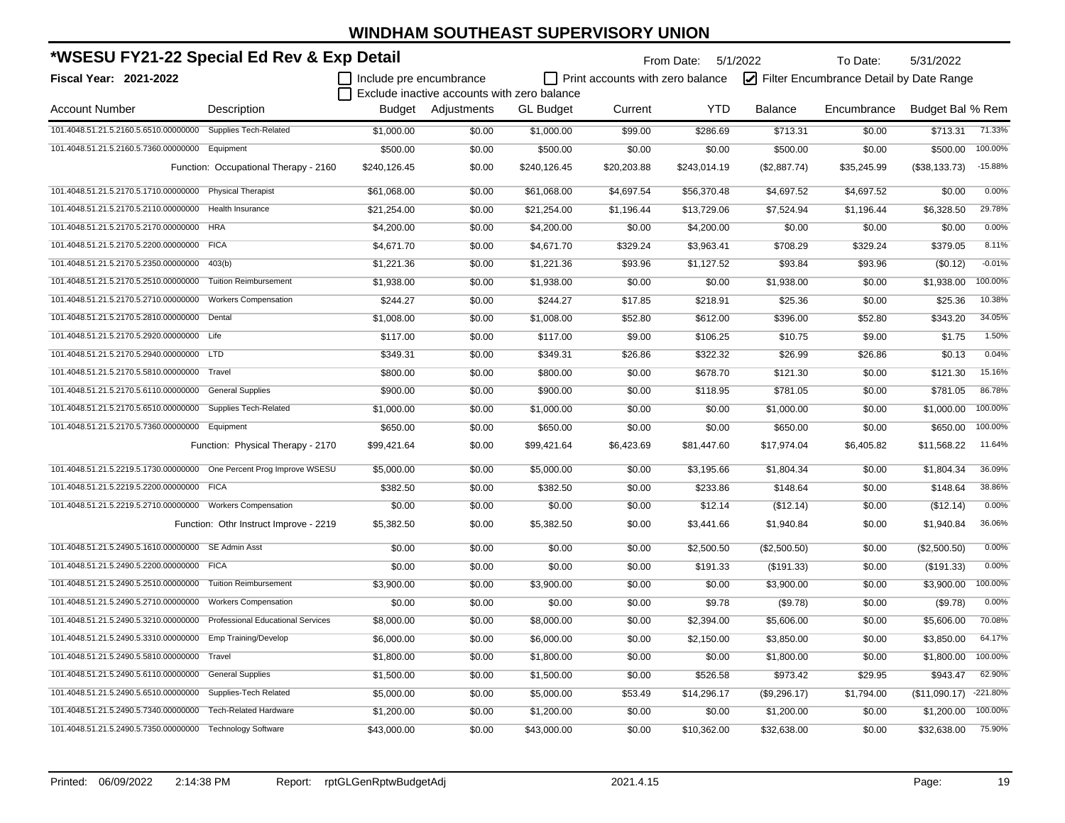# WINDHAM SOUTHEAST SUPERVISORY UNION

## *WSESU FY21-22 Special Ed Rev & Exp Detail

**Fiscal Year: 2021-2022**

From Date: 5/1/2022 To Date: 5/31/2022

☐ Include pre encumbrance ☐ Print accounts with zero balance ☑ Filter Encumbrance Detail by Date Range

☐ Exclude inactive accounts with zero balance

| Account Number | Description | Budget | Adjustments | GL Budget | Current | YTD | Balance | Encumbrance | Budget Bal | % Rem |
|---|---|---|---|---|---|---|---|---|---|---|
| 101.4048.51.21.5.2160.5.6510.00000000 | Supplies Tech-Related | $1,000.00 | $0.00 | $1,000.00 | $99.00 | $286.69 | $713.31 | $0.00 | $713.31 | 71.33% |
| 101.4048.51.21.5.2160.5.7360.00000000 | Equipment | $500.00 | $0.00 | $500.00 | $0.00 | $0.00 | $500.00 | $0.00 | $500.00 | 100.00% |
| | Function: Occupational Therapy - 2160 | $240,126.45 | $0.00 | $240,126.45 | $20,203.88 | $243,014.19 | ($2,887.74) | $35,245.99 | ($38,133.73) | -15.88% |
| 101.4048.51.21.5.2170.5.1710.00000000 | Physical Therapist | $61,068.00 | $0.00 | $61,068.00 | $4,697.54 | $56,370.48 | $4,697.52 | $4,697.52 | $0.00 | 0.00% |
| 101.4048.51.21.5.2170.5.2110.00000000 | Health Insurance | $21,254.00 | $0.00 | $21,254.00 | $1,196.44 | $13,729.06 | $7,524.94 | $1,196.44 | $6,328.50 | 29.78% |
| 101.4048.51.21.5.2170.5.2170.00000000 | HRA | $4,200.00 | $0.00 | $4,200.00 | $0.00 | $4,200.00 | $0.00 | $0.00 | $0.00 | 0.00% |
| 101.4048.51.21.5.2170.5.2200.00000000 | FICA | $4,671.70 | $0.00 | $4,671.70 | $329.24 | $3,963.41 | $708.29 | $329.24 | $379.05 | 8.11% |
| 101.4048.51.21.5.2170.5.2350.00000000 | 403(b) | $1,221.36 | $0.00 | $1,221.36 | $93.96 | $1,127.52 | $93.84 | $93.96 | ($0.12) | -0.01% |
| 101.4048.51.21.5.2170.5.2510.00000000 | Tuition Reimbursement | $1,938.00 | $0.00 | $1,938.00 | $0.00 | $0.00 | $1,938.00 | $0.00 | $1,938.00 | 100.00% |
| 101.4048.51.21.5.2170.5.2710.00000000 | Workers Compensation | $244.27 | $0.00 | $244.27 | $17.85 | $218.91 | $25.36 | $0.00 | $25.36 | 10.38% |
| 101.4048.51.21.5.2170.5.2810.00000000 | Dental | $1,008.00 | $0.00 | $1,008.00 | $52.80 | $612.00 | $396.00 | $52.80 | $343.20 | 34.05% |
| 101.4048.51.21.5.2170.5.2920.00000000 | Life | $117.00 | $0.00 | $117.00 | $9.00 | $106.25 | $10.75 | $9.00 | $1.75 | 1.50% |
| 101.4048.51.21.5.2170.5.2940.00000000 | LTD | $349.31 | $0.00 | $349.31 | $26.86 | $322.32 | $26.99 | $26.86 | $0.13 | 0.04% |
| 101.4048.51.21.5.2170.5.5810.00000000 | Travel | $800.00 | $0.00 | $800.00 | $0.00 | $678.70 | $121.30 | $0.00 | $121.30 | 15.16% |
| 101.4048.51.21.5.2170.5.6110.00000000 | General Supplies | $900.00 | $0.00 | $900.00 | $0.00 | $118.95 | $781.05 | $0.00 | $781.05 | 86.78% |
| 101.4048.51.21.5.2170.5.6510.00000000 | Supplies Tech-Related | $1,000.00 | $0.00 | $1,000.00 | $0.00 | $0.00 | $1,000.00 | $0.00 | $1,000.00 | 100.00% |
| 101.4048.51.21.5.2170.5.7360.00000000 | Equipment | $650.00 | $0.00 | $650.00 | $0.00 | $0.00 | $650.00 | $0.00 | $650.00 | 100.00% |
| | Function: Physical Therapy - 2170 | $99,421.64 | $0.00 | $99,421.64 | $6,423.69 | $81,447.60 | $17,974.04 | $6,405.82 | $11,568.22 | 11.64% |
| 101.4048.51.21.5.2219.5.1730.00000000 | One Percent Prog Improve WSESU | $5,000.00 | $0.00 | $5,000.00 | $0.00 | $3,195.66 | $1,804.34 | $0.00 | $1,804.34 | 36.09% |
| 101.4048.51.21.5.2219.5.2200.00000000 | FICA | $382.50 | $0.00 | $382.50 | $0.00 | $233.86 | $148.64 | $0.00 | $148.64 | 38.86% |
| 101.4048.51.21.5.2219.5.2710.00000000 | Workers Compensation | $0.00 | $0.00 | $0.00 | $0.00 | $12.14 | ($12.14) | $0.00 | ($12.14) | 0.00% |
| | Function: Othr Instruct Improve - 2219 | $5,382.50 | $0.00 | $5,382.50 | $0.00 | $3,441.66 | $1,940.84 | $0.00 | $1,940.84 | 36.06% |
| 101.4048.51.21.5.2490.5.1610.00000000 | SE Admin Asst | $0.00 | $0.00 | $0.00 | $0.00 | $2,500.50 | ($2,500.50) | $0.00 | ($2,500.50) | 0.00% |
| 101.4048.51.21.5.2490.5.2200.00000000 | FICA | $0.00 | $0.00 | $0.00 | $0.00 | $191.33 | ($191.33) | $0.00 | ($191.33) | 0.00% |
| 101.4048.51.21.5.2490.5.2510.00000000 | Tuition Reimbursement | $3,900.00 | $0.00 | $3,900.00 | $0.00 | $0.00 | $3,900.00 | $0.00 | $3,900.00 | 100.00% |
| 101.4048.51.21.5.2490.5.2710.00000000 | Workers Compensation | $0.00 | $0.00 | $0.00 | $0.00 | $9.78 | ($9.78) | $0.00 | ($9.78) | 0.00% |
| 101.4048.51.21.5.2490.5.3210.00000000 | Professional Educational Services | $8,000.00 | $0.00 | $8,000.00 | $0.00 | $2,394.00 | $5,606.00 | $0.00 | $5,606.00 | 70.08% |
| 101.4048.51.21.5.2490.5.3310.00000000 | Emp Training/Develop | $6,000.00 | $0.00 | $6,000.00 | $0.00 | $2,150.00 | $3,850.00 | $0.00 | $3,850.00 | 64.17% |
| 101.4048.51.21.5.2490.5.5810.00000000 | Travel | $1,800.00 | $0.00 | $1,800.00 | $0.00 | $0.00 | $1,800.00 | $0.00 | $1,800.00 | 100.00% |
| 101.4048.51.21.5.2490.5.6110.00000000 | General Supplies | $1,500.00 | $0.00 | $1,500.00 | $0.00 | $526.58 | $973.42 | $29.95 | $943.47 | 62.90% |
| 101.4048.51.21.5.2490.5.6510.00000000 | Supplies-Tech Related | $5,000.00 | $0.00 | $5,000.00 | $53.49 | $14,296.17 | ($9,296.17) | $1,794.00 | ($11,090.17) | -221.80% |
| 101.4048.51.21.5.2490.5.7340.00000000 | Tech-Related Hardware | $1,200.00 | $0.00 | $1,200.00 | $0.00 | $0.00 | $1,200.00 | $0.00 | $1,200.00 | 100.00% |
| 101.4048.51.21.5.2490.5.7350.00000000 | Technology Software | $43,000.00 | $0.00 | $43,000.00 | $0.00 | $10,362.00 | $32,638.00 | $0.00 | $32,638.00 | 75.90% |

Printed: 06/09/2022 2:14:38 PM Report: rptGLGenRptwBudgetAdj 2021.4.15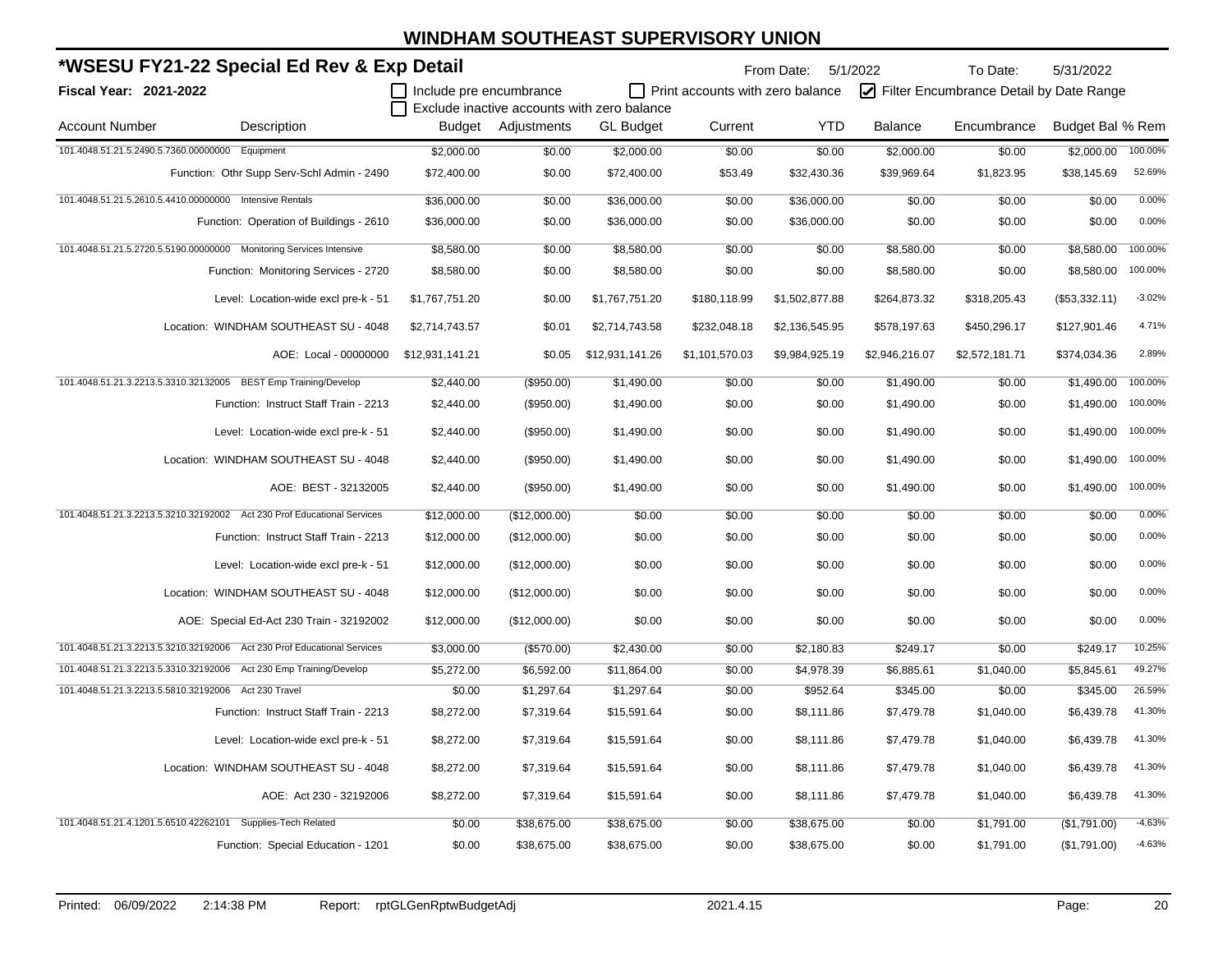# WINDHAM SOUTHEAST SUPERVISORY UNION

## *WSESU FY21-22 Special Ed Rev & Exp Detail

From Date: 5/1/2022 To Date: 5/31/2022

**Fiscal Year: 2021-2022**

- [ ] Include pre encumbrance
- [ ] Print accounts with zero balance
- [x] Filter Encumbrance Detail by Date Range
- [ ] Exclude inactive accounts with zero balance

| Account Number | Description | Budget | Adjustments | GL Budget | Current | YTD | Balance | Encumbrance | Budget Bal | % Rem |
|---|---|---|---|---|---|---|---|---|---|---|
| 101.4048.51.21.5.2490.5.7360.00000000 | Equipment | $2,000.00 | $0.00 | $2,000.00 | $0.00 | $0.00 | $2,000.00 | $0.00 | $2,000.00 | 100.00% |
| | Function: Othr Supp Serv-Schl Admin - 2490 | $72,400.00 | $0.00 | $72,400.00 | $53.49 | $32,430.36 | $39,969.64 | $1,823.95 | $38,145.69 | 52.69% |
| 101.4048.51.21.5.2610.5.4410.00000000 | Intensive Rentals | $36,000.00 | $0.00 | $36,000.00 | $0.00 | $36,000.00 | $0.00 | $0.00 | $0.00 | 0.00% |
| | Function: Operation of Buildings - 2610 | $36,000.00 | $0.00 | $36,000.00 | $0.00 | $36,000.00 | $0.00 | $0.00 | $0.00 | 0.00% |
| 101.4048.51.21.5.2720.5.5190.00000000 | Monitoring Services Intensive | $8,580.00 | $0.00 | $8,580.00 | $0.00 | $0.00 | $8,580.00 | $0.00 | $8,580.00 | 100.00% |
| | Function: Monitoring Services - 2720 | $8,580.00 | $0.00 | $8,580.00 | $0.00 | $0.00 | $8,580.00 | $0.00 | $8,580.00 | 100.00% |
| | Level: Location-wide excl pre-k - 51 | $1,767,751.20 | $0.00 | $1,767,751.20 | $180,118.99 | $1,502,877.88 | $264,873.32 | $318,205.43 | ($53,332.11) | -3.02% |
| | Location: WINDHAM SOUTHEAST SU - 4048 | $2,714,743.57 | $0.01 | $2,714,743.58 | $232,048.18 | $2,136,545.95 | $578,197.63 | $450,296.17 | $127,901.46 | 4.71% |
| | AOE: Local - 00000000 | $12,931,141.21 | $0.05 | $12,931,141.26 | $1,101,570.03 | $9,984,925.19 | $2,946,216.07 | $2,572,181.71 | $374,034.36 | 2.89% |
| 101.4048.51.21.3.2213.5.3310.32132005 | BEST Emp Training/Develop | $2,440.00 | ($950.00) | $1,490.00 | $0.00 | $0.00 | $1,490.00 | $0.00 | $1,490.00 | 100.00% |
| | Function: Instruct Staff Train - 2213 | $2,440.00 | ($950.00) | $1,490.00 | $0.00 | $0.00 | $1,490.00 | $0.00 | $1,490.00 | 100.00% |
| | Level: Location-wide excl pre-k - 51 | $2,440.00 | ($950.00) | $1,490.00 | $0.00 | $0.00 | $1,490.00 | $0.00 | $1,490.00 | 100.00% |
| | Location: WINDHAM SOUTHEAST SU - 4048 | $2,440.00 | ($950.00) | $1,490.00 | $0.00 | $0.00 | $1,490.00 | $0.00 | $1,490.00 | 100.00% |
| | AOE: BEST - 32132005 | $2,440.00 | ($950.00) | $1,490.00 | $0.00 | $0.00 | $1,490.00 | $0.00 | $1,490.00 | 100.00% |
| 101.4048.51.21.3.2213.5.3210.32192002 | Act 230 Prof Educational Services | $12,000.00 | ($12,000.00) | $0.00 | $0.00 | $0.00 | $0.00 | $0.00 | $0.00 | 0.00% |
| | Function: Instruct Staff Train - 2213 | $12,000.00 | ($12,000.00) | $0.00 | $0.00 | $0.00 | $0.00 | $0.00 | $0.00 | 0.00% |
| | Level: Location-wide excl pre-k - 51 | $12,000.00 | ($12,000.00) | $0.00 | $0.00 | $0.00 | $0.00 | $0.00 | $0.00 | 0.00% |
| | Location: WINDHAM SOUTHEAST SU - 4048 | $12,000.00 | ($12,000.00) | $0.00 | $0.00 | $0.00 | $0.00 | $0.00 | $0.00 | 0.00% |
| | AOE: Special Ed-Act 230 Train - 32192002 | $12,000.00 | ($12,000.00) | $0.00 | $0.00 | $0.00 | $0.00 | $0.00 | $0.00 | 0.00% |
| 101.4048.51.21.3.2213.5.3210.32192006 | Act 230 Prof Educational Services | $3,000.00 | ($570.00) | $2,430.00 | $0.00 | $2,180.83 | $249.17 | $0.00 | $249.17 | 10.25% |
| 101.4048.51.21.3.2213.5.3310.32192006 | Act 230 Emp Training/Develop | $5,272.00 | $6,592.00 | $11,864.00 | $0.00 | $4,978.39 | $6,885.61 | $1,040.00 | $5,845.61 | 49.27% |
| 101.4048.51.21.3.2213.5.5810.32192006 | Act 230 Travel | $0.00 | $1,297.64 | $1,297.64 | $0.00 | $952.64 | $345.00 | $0.00 | $345.00 | 26.59% |
| | Function: Instruct Staff Train - 2213 | $8,272.00 | $7,319.64 | $15,591.64 | $0.00 | $8,111.86 | $7,479.78 | $1,040.00 | $6,439.78 | 41.30% |
| | Level: Location-wide excl pre-k - 51 | $8,272.00 | $7,319.64 | $15,591.64 | $0.00 | $8,111.86 | $7,479.78 | $1,040.00 | $6,439.78 | 41.30% |
| | Location: WINDHAM SOUTHEAST SU - 4048 | $8,272.00 | $7,319.64 | $15,591.64 | $0.00 | $8,111.86 | $7,479.78 | $1,040.00 | $6,439.78 | 41.30% |
| | AOE: Act 230 - 32192006 | $8,272.00 | $7,319.64 | $15,591.64 | $0.00 | $8,111.86 | $7,479.78 | $1,040.00 | $6,439.78 | 41.30% |
| 101.4048.51.21.4.1201.5.6510.42262101 | Supplies-Tech Related | $0.00 | $38,675.00 | $38,675.00 | $0.00 | $38,675.00 | $0.00 | $1,791.00 | ($1,791.00) | -4.63% |
| | Function: Special Education - 1201 | $0.00 | $38,675.00 | $38,675.00 | $0.00 | $38,675.00 | $0.00 | $1,791.00 | ($1,791.00) | -4.63% |

Printed: 06/09/2022 2:14:38 PM Report: rptGLGenRptwBudgetAdj 2021.4.15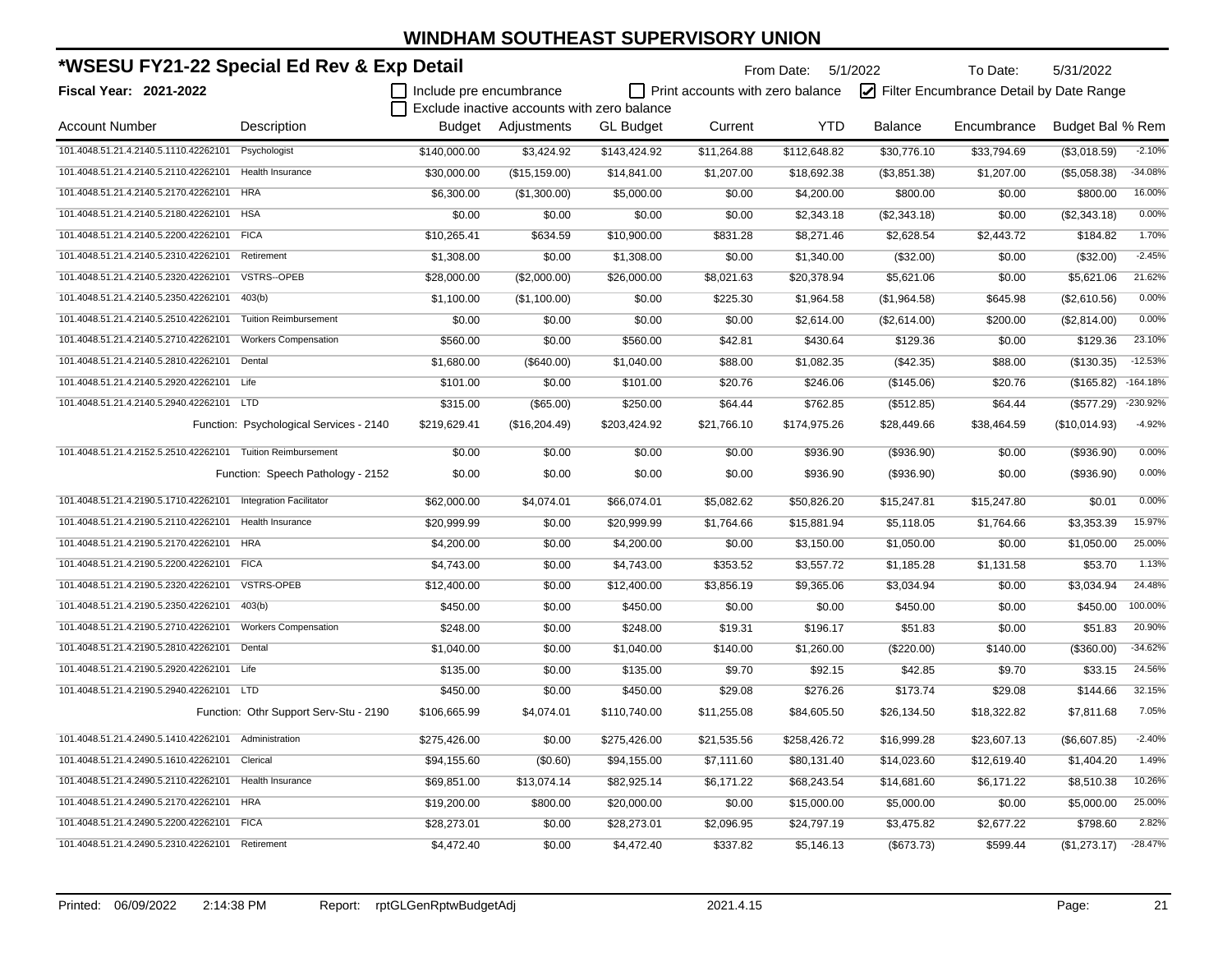# WINDHAM SOUTHEAST SUPERVISORY UNION

## *WSESU FY21-22 Special Ed Rev & Exp Detail

**Fiscal Year: 2021-2022**

From Date: 5/1/2022 To Date: 5/31/2022

☐ Include pre encumbrance ☐ Print accounts with zero balance ☑ Filter Encumbrance Detail by Date Range

☐ Exclude inactive accounts with zero balance

| Account Number | Description | Budget | Adjustments | GL Budget | Current | YTD | Balance | Encumbrance | Budget Bal | % Rem |
|---|---|---|---|---|---|---|---|---|---|---|
| 101.4048.51.21.4.2140.5.1110.42262101 | Psychologist | $140,000.00 | $3,424.92 | $143,424.92 | $11,264.88 | $112,648.82 | $30,776.10 | $33,794.69 | ($3,018.59) | -2.10% |
| 101.4048.51.21.4.2140.5.2110.42262101 | Health Insurance | $30,000.00 | ($15,159.00) | $14,841.00 | $1,207.00 | $18,692.38 | ($3,851.38) | $1,207.00 | ($5,058.38) | -34.08% |
| 101.4048.51.21.4.2140.5.2170.42262101 | HRA | $6,300.00 | ($1,300.00) | $5,000.00 | $0.00 | $4,200.00 | $800.00 | $0.00 | $800.00 | 16.00% |
| 101.4048.51.21.4.2140.5.2180.42262101 | HSA | $0.00 | $0.00 | $0.00 | $0.00 | $2,343.18 | ($2,343.18) | $0.00 | ($2,343.18) | 0.00% |
| 101.4048.51.21.4.2140.5.2200.42262101 | FICA | $10,265.41 | $634.59 | $10,900.00 | $831.28 | $8,271.46 | $2,628.54 | $2,443.72 | $184.82 | 1.70% |
| 101.4048.51.21.4.2140.5.2310.42262101 | Retirement | $1,308.00 | $0.00 | $1,308.00 | $0.00 | $1,340.00 | ($32.00) | $0.00 | ($32.00) | -2.45% |
| 101.4048.51.21.4.2140.5.2320.42262101 | VSTRS--OPEB | $28,000.00 | ($2,000.00) | $26,000.00 | $8,021.63 | $20,378.94 | $5,621.06 | $0.00 | $5,621.06 | 21.62% |
| 101.4048.51.21.4.2140.5.2350.42262101 | 403(b) | $1,100.00 | ($1,100.00) | $0.00 | $225.30 | $1,964.58 | ($1,964.58) | $645.98 | ($2,610.56) | 0.00% |
| 101.4048.51.21.4.2140.5.2510.42262101 | Tuition Reimbursement | $0.00 | $0.00 | $0.00 | $0.00 | $2,614.00 | ($2,614.00) | $200.00 | ($2,814.00) | 0.00% |
| 101.4048.51.21.4.2140.5.2710.42262101 | Workers Compensation | $560.00 | $0.00 | $560.00 | $42.81 | $430.64 | $129.36 | $0.00 | $129.36 | 23.10% |
| 101.4048.51.21.4.2140.5.2810.42262101 | Dental | $1,680.00 | ($640.00) | $1,040.00 | $88.00 | $1,082.35 | ($42.35) | $88.00 | ($130.35) | -12.53% |
| 101.4048.51.21.4.2140.5.2920.42262101 | Life | $101.00 | $0.00 | $101.00 | $20.76 | $246.06 | ($145.06) | $20.76 | ($165.82) | -164.18% |
| 101.4048.51.21.4.2140.5.2940.42262101 | LTD | $315.00 | ($65.00) | $250.00 | $64.44 | $762.85 | ($512.85) | $64.44 | ($577.29) | -230.92% |
| | Function: Psychological Services - 2140 | $219,629.41 | ($16,204.49) | $203,424.92 | $21,766.10 | $174,975.26 | $28,449.66 | $38,464.59 | ($10,014.93) | -4.92% |
| 101.4048.51.21.4.2152.5.2510.42262101 | Tuition Reimbursement | $0.00 | $0.00 | $0.00 | $0.00 | $936.90 | ($936.90) | $0.00 | ($936.90) | 0.00% |
| | Function: Speech Pathology - 2152 | $0.00 | $0.00 | $0.00 | $0.00 | $936.90 | ($936.90) | $0.00 | ($936.90) | 0.00% |
| 101.4048.51.21.4.2190.5.1710.42262101 | Integration Facilitator | $62,000.00 | $4,074.01 | $66,074.01 | $5,082.62 | $50,826.20 | $15,247.81 | $15,247.80 | $0.01 | 0.00% |
| 101.4048.51.21.4.2190.5.2110.42262101 | Health Insurance | $20,999.99 | $0.00 | $20,999.99 | $1,764.66 | $15,881.94 | $5,118.05 | $1,764.66 | $3,353.39 | 15.97% |
| 101.4048.51.21.4.2190.5.2170.42262101 | HRA | $4,200.00 | $0.00 | $4,200.00 | $0.00 | $3,150.00 | $1,050.00 | $0.00 | $1,050.00 | 25.00% |
| 101.4048.51.21.4.2190.5.2200.42262101 | FICA | $4,743.00 | $0.00 | $4,743.00 | $353.52 | $3,557.72 | $1,185.28 | $1,131.58 | $53.70 | 1.13% |
| 101.4048.51.21.4.2190.5.2320.42262101 | VSTRS-OPEB | $12,400.00 | $0.00 | $12,400.00 | $3,856.19 | $9,365.06 | $3,034.94 | $0.00 | $3,034.94 | 24.48% |
| 101.4048.51.21.4.2190.5.2350.42262101 | 403(b) | $450.00 | $0.00 | $450.00 | $0.00 | $0.00 | $450.00 | $0.00 | $450.00 | 100.00% |
| 101.4048.51.21.4.2190.5.2710.42262101 | Workers Compensation | $248.00 | $0.00 | $248.00 | $19.31 | $196.17 | $51.83 | $0.00 | $51.83 | 20.90% |
| 101.4048.51.21.4.2190.5.2810.42262101 | Dental | $1,040.00 | $0.00 | $1,040.00 | $140.00 | $1,260.00 | ($220.00) | $140.00 | ($360.00) | -34.62% |
| 101.4048.51.21.4.2190.5.2920.42262101 | Life | $135.00 | $0.00 | $135.00 | $9.70 | $92.15 | $42.85 | $9.70 | $33.15 | 24.56% |
| 101.4048.51.21.4.2190.5.2940.42262101 | LTD | $450.00 | $0.00 | $450.00 | $29.08 | $276.26 | $173.74 | $29.08 | $144.66 | 32.15% |
| | Function: Othr Support Serv-Stu - 2190 | $106,665.99 | $4,074.01 | $110,740.00 | $11,255.08 | $84,605.50 | $26,134.50 | $18,322.82 | $7,811.68 | 7.05% |
| 101.4048.51.21.4.2490.5.1410.42262101 | Administration | $275,426.00 | $0.00 | $275,426.00 | $21,535.56 | $258,426.72 | $16,999.28 | $23,607.13 | ($6,607.85) | -2.40% |
| 101.4048.51.21.4.2490.5.1610.42262101 | Clerical | $94,155.60 | ($0.60) | $94,155.00 | $7,111.60 | $80,131.40 | $14,023.60 | $12,619.40 | $1,404.20 | 1.49% |
| 101.4048.51.21.4.2490.5.2110.42262101 | Health Insurance | $69,851.00 | $13,074.14 | $82,925.14 | $6,171.22 | $68,243.54 | $14,681.60 | $6,171.22 | $8,510.38 | 10.26% |
| 101.4048.51.21.4.2490.5.2170.42262101 | HRA | $19,200.00 | $800.00 | $20,000.00 | $0.00 | $15,000.00 | $5,000.00 | $0.00 | $5,000.00 | 25.00% |
| 101.4048.51.21.4.2490.5.2200.42262101 | FICA | $28,273.01 | $0.00 | $28,273.01 | $2,096.95 | $24,797.19 | $3,475.82 | $2,677.22 | $798.60 | 2.82% |
| 101.4048.51.21.4.2490.5.2310.42262101 | Retirement | $4,472.40 | $0.00 | $4,472.40 | $337.82 | $5,146.13 | ($673.73) | $599.44 | ($1,273.17) | -28.47% |

Printed: 06/09/2022 2:14:38 PM Report: rptGLGenRptwBudgetAdj 2021.4.15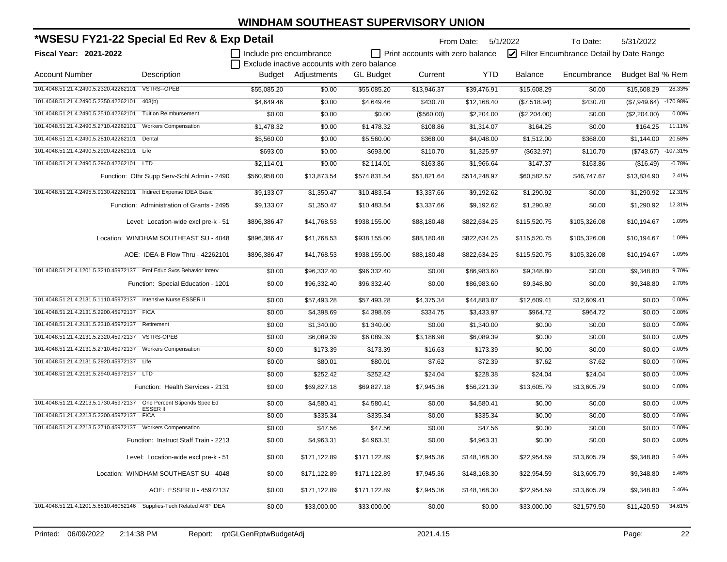# WINDHAM SOUTHEAST SUPERVISORY UNION

## *WSESU FY21-22 Special Ed Rev & Exp Detail

**Fiscal Year: 2021-2022**

From Date: 5/1/2022 To Date: 5/31/2022

☐ Include pre encumbrance ☐ Print accounts with zero balance ☑ Filter Encumbrance Detail by Date Range

☐ Exclude inactive accounts with zero balance

| Account Number | Description | Budget | Adjustments | GL Budget | Current | YTD | Balance | Encumbrance | Budget Bal | % Rem |
|---|---|---|---|---|---|---|---|---|---|---|
| 101.4048.51.21.4.2490.5.2320.42262101 | VSTRS--OPEB | $55,085.20 | $0.00 | $55,085.20 | $13,946.37 | $39,476.91 | $15,608.29 | $0.00 | $15,608.29 | 28.33% |
| 101.4048.51.21.4.2490.5.2350.42262101 | 403(b) | $4,649.46 | $0.00 | $4,649.46 | $430.70 | $12,168.40 | ($7,518.94) | $430.70 | ($7,949.64) | -170.98% |
| 101.4048.51.21.4.2490.5.2510.42262101 | Tuition Reimbursement | $0.00 | $0.00 | $0.00 | ($560.00) | $2,204.00 | ($2,204.00) | $0.00 | ($2,204.00) | 0.00% |
| 101.4048.51.21.4.2490.5.2710.42262101 | Workers Compensation | $1,478.32 | $0.00 | $1,478.32 | $108.86 | $1,314.07 | $164.25 | $0.00 | $164.25 | 11.11% |
| 101.4048.51.21.4.2490.5.2810.42262101 | Dental | $5,560.00 | $0.00 | $5,560.00 | $368.00 | $4,048.00 | $1,512.00 | $368.00 | $1,144.00 | 20.58% |
| 101.4048.51.21.4.2490.5.2920.42262101 | Life | $693.00 | $0.00 | $693.00 | $110.70 | $1,325.97 | ($632.97) | $110.70 | ($743.67) | -107.31% |
| 101.4048.51.21.4.2490.5.2940.42262101 | LTD | $2,114.01 | $0.00 | $2,114.01 | $163.86 | $1,966.64 | $147.37 | $163.86 | ($16.49) | -0.78% |
| | Function: Othr Supp Serv-Schl Admin - 2490 | $560,958.00 | $13,873.54 | $574,831.54 | $51,821.64 | $514,248.97 | $60,582.57 | $46,747.67 | $13,834.90 | 2.41% |
| 101.4048.51.21.4.2495.5.9130.42262101 | Indirect Expense IDEA Basic | $9,133.07 | $1,350.47 | $10,483.54 | $3,337.66 | $9,192.62 | $1,290.92 | $0.00 | $1,290.92 | 12.31% |
| | Function: Administration of Grants - 2495 | $9,133.07 | $1,350.47 | $10,483.54 | $3,337.66 | $9,192.62 | $1,290.92 | $0.00 | $1,290.92 | 12.31% |
| | Level: Location-wide excl pre-k - 51 | $896,386.47 | $41,768.53 | $938,155.00 | $88,180.48 | $822,634.25 | $115,520.75 | $105,326.08 | $10,194.67 | 1.09% |
| | Location: WINDHAM SOUTHEAST SU - 4048 | $896,386.47 | $41,768.53 | $938,155.00 | $88,180.48 | $822,634.25 | $115,520.75 | $105,326.08 | $10,194.67 | 1.09% |
| | AOE: IDEA-B Flow Thru - 42262101 | $896,386.47 | $41,768.53 | $938,155.00 | $88,180.48 | $822,634.25 | $115,520.75 | $105,326.08 | $10,194.67 | 1.09% |
| 101.4048.51.21.4.1201.5.3210.45972137 | Prof Educ Svcs Behavior Interv | $0.00 | $96,332.40 | $96,332.40 | $0.00 | $86,983.60 | $9,348.80 | $0.00 | $9,348.80 | 9.70% |
| | Function: Special Education - 1201 | $0.00 | $96,332.40 | $96,332.40 | $0.00 | $86,983.60 | $9,348.80 | $0.00 | $9,348.80 | 9.70% |
| 101.4048.51.21.4.2131.5.1110.45972137 | Intensive Nurse ESSER II | $0.00 | $57,493.28 | $57,493.28 | $4,375.34 | $44,883.87 | $12,609.41 | $12,609.41 | $0.00 | 0.00% |
| 101.4048.51.21.4.2131.5.2200.45972137 | FICA | $0.00 | $4,398.69 | $4,398.69 | $334.75 | $3,433.97 | $964.72 | $964.72 | $0.00 | 0.00% |
| 101.4048.51.21.4.2131.5.2310.45972137 | Retirement | $0.00 | $1,340.00 | $1,340.00 | $0.00 | $1,340.00 | $0.00 | $0.00 | $0.00 | 0.00% |
| 101.4048.51.21.4.2131.5.2320.45972137 | VSTRS-OPEB | $0.00 | $6,089.39 | $6,089.39 | $3,186.98 | $6,089.39 | $0.00 | $0.00 | $0.00 | 0.00% |
| 101.4048.51.21.4.2131.5.2710.45972137 | Workers Compensation | $0.00 | $173.39 | $173.39 | $16.63 | $173.39 | $0.00 | $0.00 | $0.00 | 0.00% |
| 101.4048.51.21.4.2131.5.2920.45972137 | Life | $0.00 | $80.01 | $80.01 | $7.62 | $72.39 | $7.62 | $7.62 | $0.00 | 0.00% |
| 101.4048.51.21.4.2131.5.2940.45972137 | LTD | $0.00 | $252.42 | $252.42 | $24.04 | $228.38 | $24.04 | $24.04 | $0.00 | 0.00% |
| | Function: Health Services - 2131 | $0.00 | $69,827.18 | $69,827.18 | $7,945.36 | $56,221.39 | $13,605.79 | $13,605.79 | $0.00 | 0.00% |
| 101.4048.51.21.4.2213.5.1730.45972137 | One Percent Stipends Spec Ed ESSER II | $0.00 | $4,580.41 | $4,580.41 | $0.00 | $4,580.41 | $0.00 | $0.00 | $0.00 | 0.00% |
| 101.4048.51.21.4.2213.5.2200.45972137 | FICA | $0.00 | $335.34 | $335.34 | $0.00 | $335.34 | $0.00 | $0.00 | $0.00 | 0.00% |
| 101.4048.51.21.4.2213.5.2710.45972137 | Workers Compensation | $0.00 | $47.56 | $47.56 | $0.00 | $47.56 | $0.00 | $0.00 | $0.00 | 0.00% |
| | Function: Instruct Staff Train - 2213 | $0.00 | $4,963.31 | $4,963.31 | $0.00 | $4,963.31 | $0.00 | $0.00 | $0.00 | 0.00% |
| | Level: Location-wide excl pre-k - 51 | $0.00 | $171,122.89 | $171,122.89 | $7,945.36 | $148,168.30 | $22,954.59 | $13,605.79 | $9,348.80 | 5.46% |
| | Location: WINDHAM SOUTHEAST SU - 4048 | $0.00 | $171,122.89 | $171,122.89 | $7,945.36 | $148,168.30 | $22,954.59 | $13,605.79 | $9,348.80 | 5.46% |
| | AOE: ESSER II - 45972137 | $0.00 | $171,122.89 | $171,122.89 | $7,945.36 | $148,168.30 | $22,954.59 | $13,605.79 | $9,348.80 | 5.46% |
| 101.4048.51.21.4.1201.5.6510.46052146 | Supplies-Tech Related ARP IDEA | $0.00 | $33,000.00 | $33,000.00 | $0.00 | $0.00 | $33,000.00 | $21,579.50 | $11,420.50 | 34.61% |

Printed: 06/09/2022 2:14:38 PM Report: rptGLGenRptwBudgetAdj 2021.4.15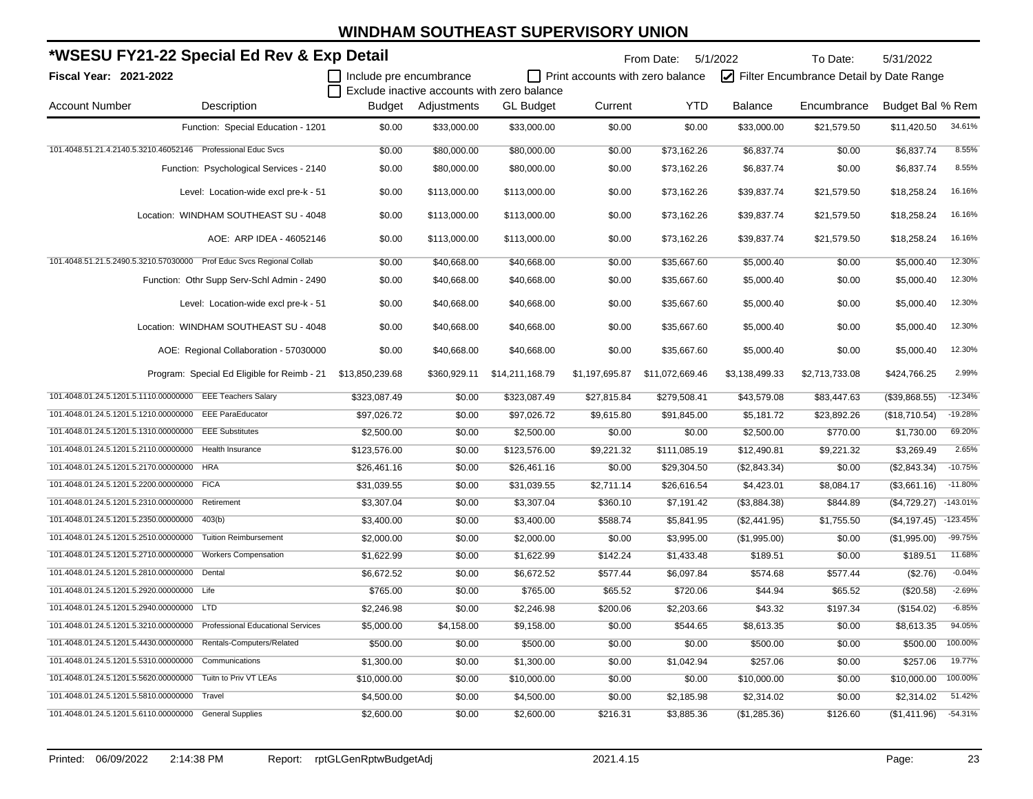# WINDHAM SOUTHEAST SUPERVISORY UNION

## *WSESU FY21-22 Special Ed Rev & Exp Detail

From Date: 5/1/2022 To Date: 5/31/2022

**Fiscal Year: 2021-2022**

☐ Include pre encumbrance ☐ Print accounts with zero balance ☑ Filter Encumbrance Detail by Date Range

☐ Exclude inactive accounts with zero balance

| Account Number | Description | Budget | Adjustments | GL Budget | Current | YTD | Balance | Encumbrance | Budget Bal | % Rem |
|---|---|---|---|---|---|---|---|---|---|---|
| | Function: Special Education - 1201 | $0.00 | $33,000.00 | $33,000.00 | $0.00 | $0.00 | $33,000.00 | $21,579.50 | $11,420.50 | 34.61% |
| 101.4048.51.21.4.2140.5.3210.46052146 | Professional Educ Svcs | $0.00 | $80,000.00 | $80,000.00 | $0.00 | $73,162.26 | $6,837.74 | $0.00 | $6,837.74 | 8.55% |
| | Function: Psychological Services - 2140 | $0.00 | $80,000.00 | $80,000.00 | $0.00 | $73,162.26 | $6,837.74 | $0.00 | $6,837.74 | 8.55% |
| | Level: Location-wide excl pre-k - 51 | $0.00 | $113,000.00 | $113,000.00 | $0.00 | $73,162.26 | $39,837.74 | $21,579.50 | $18,258.24 | 16.16% |
| | Location: WINDHAM SOUTHEAST SU - 4048 | $0.00 | $113,000.00 | $113,000.00 | $0.00 | $73,162.26 | $39,837.74 | $21,579.50 | $18,258.24 | 16.16% |
| | AOE: ARP IDEA - 46052146 | $0.00 | $113,000.00 | $113,000.00 | $0.00 | $73,162.26 | $39,837.74 | $21,579.50 | $18,258.24 | 16.16% |
| 101.4048.51.21.5.2490.5.3210.57030000 | Prof Educ Svcs Regional Collab | $0.00 | $40,668.00 | $40,668.00 | $0.00 | $35,667.60 | $5,000.40 | $0.00 | $5,000.40 | 12.30% |
| | Function: Othr Supp Serv-Schl Admin - 2490 | $0.00 | $40,668.00 | $40,668.00 | $0.00 | $35,667.60 | $5,000.40 | $0.00 | $5,000.40 | 12.30% |
| | Level: Location-wide excl pre-k - 51 | $0.00 | $40,668.00 | $40,668.00 | $0.00 | $35,667.60 | $5,000.40 | $0.00 | $5,000.40 | 12.30% |
| | Location: WINDHAM SOUTHEAST SU - 4048 | $0.00 | $40,668.00 | $40,668.00 | $0.00 | $35,667.60 | $5,000.40 | $0.00 | $5,000.40 | 12.30% |
| | AOE: Regional Collaboration - 57030000 | $0.00 | $40,668.00 | $40,668.00 | $0.00 | $35,667.60 | $5,000.40 | $0.00 | $5,000.40 | 12.30% |
| | Program: Special Ed Eligible for Reimb - 21 | $13,850,239.68 | $360,929.11 | $14,211,168.79 | $1,197,695.87 | $11,072,669.46 | $3,138,499.33 | $2,713,733.08 | $424,766.25 | 2.99% |
| 101.4048.01.24.5.1201.5.1110.00000000 | EEE Teachers Salary | $323,087.49 | $0.00 | $323,087.49 | $27,815.84 | $279,508.41 | $43,579.08 | $83,447.63 | ($39,868.55) | -12.34% |
| 101.4048.01.24.5.1201.5.1210.00000000 | EEE ParaEducator | $97,026.72 | $0.00 | $97,026.72 | $9,615.80 | $91,845.00 | $5,181.72 | $23,892.26 | ($18,710.54) | -19.28% |
| 101.4048.01.24.5.1201.5.1310.00000000 | EEE Substitutes | $2,500.00 | $0.00 | $2,500.00 | $0.00 | $0.00 | $2,500.00 | $770.00 | $1,730.00 | 69.20% |
| 101.4048.01.24.5.1201.5.2110.00000000 | Health Insurance | $123,576.00 | $0.00 | $123,576.00 | $9,221.32 | $111,085.19 | $12,490.81 | $9,221.32 | $3,269.49 | 2.65% |
| 101.4048.01.24.5.1201.5.2170.00000000 | HRA | $26,461.16 | $0.00 | $26,461.16 | $0.00 | $29,304.50 | ($2,843.34) | $0.00 | ($2,843.34) | -10.75% |
| 101.4048.01.24.5.1201.5.2200.00000000 | FICA | $31,039.55 | $0.00 | $31,039.55 | $2,711.14 | $26,616.54 | $4,423.01 | $8,084.17 | ($3,661.16) | -11.80% |
| 101.4048.01.24.5.1201.5.2310.00000000 | Retirement | $3,307.04 | $0.00 | $3,307.04 | $360.10 | $7,191.42 | ($3,884.38) | $844.89 | ($4,729.27) | -143.01% |
| 101.4048.01.24.5.1201.5.2350.00000000 | 403(b) | $3,400.00 | $0.00 | $3,400.00 | $588.74 | $5,841.95 | ($2,441.95) | $1,755.50 | ($4,197.45) | -123.45% |
| 101.4048.01.24.5.1201.5.2510.00000000 | Tuition Reimbursement | $2,000.00 | $0.00 | $2,000.00 | $0.00 | $3,995.00 | ($1,995.00) | $0.00 | ($1,995.00) | -99.75% |
| 101.4048.01.24.5.1201.5.2710.00000000 | Workers Compensation | $1,622.99 | $0.00 | $1,622.99 | $142.24 | $1,433.48 | $189.51 | $0.00 | $189.51 | 11.68% |
| 101.4048.01.24.5.1201.5.2810.00000000 | Dental | $6,672.52 | $0.00 | $6,672.52 | $577.44 | $6,097.84 | $574.68 | $577.44 | ($2.76) | -0.04% |
| 101.4048.01.24.5.1201.5.2920.00000000 | Life | $765.00 | $0.00 | $765.00 | $65.52 | $720.06 | $44.94 | $65.52 | ($20.58) | -2.69% |
| 101.4048.01.24.5.1201.5.2940.00000000 | LTD | $2,246.98 | $0.00 | $2,246.98 | $200.06 | $2,203.66 | $43.32 | $197.34 | ($154.02) | -6.85% |
| 101.4048.01.24.5.1201.5.3210.00000000 | Professional Educational Services | $5,000.00 | $4,158.00 | $9,158.00 | $0.00 | $544.65 | $8,613.35 | $0.00 | $8,613.35 | 94.05% |
| 101.4048.01.24.5.1201.5.4430.00000000 | Rentals-Computers/Related | $500.00 | $0.00 | $500.00 | $0.00 | $0.00 | $500.00 | $0.00 | $500.00 | 100.00% |
| 101.4048.01.24.5.1201.5.5310.00000000 | Communications | $1,300.00 | $0.00 | $1,300.00 | $0.00 | $1,042.94 | $257.06 | $0.00 | $257.06 | 19.77% |
| 101.4048.01.24.5.1201.5.5620.00000000 | Tuitn to Priv VT LEAs | $10,000.00 | $0.00 | $10,000.00 | $0.00 | $0.00 | $10,000.00 | $0.00 | $10,000.00 | 100.00% |
| 101.4048.01.24.5.1201.5.5810.00000000 | Travel | $4,500.00 | $0.00 | $4,500.00 | $0.00 | $2,185.98 | $2,314.02 | $0.00 | $2,314.02 | 51.42% |
| 101.4048.01.24.5.1201.5.6110.00000000 | General Supplies | $2,600.00 | $0.00 | $2,600.00 | $216.31 | $3,885.36 | ($1,285.36) | $126.60 | ($1,411.96) | -54.31% |

Printed: 06/09/2022 2:14:38 PM Report: rptGLGenRptwBudgetAdj 2021.4.15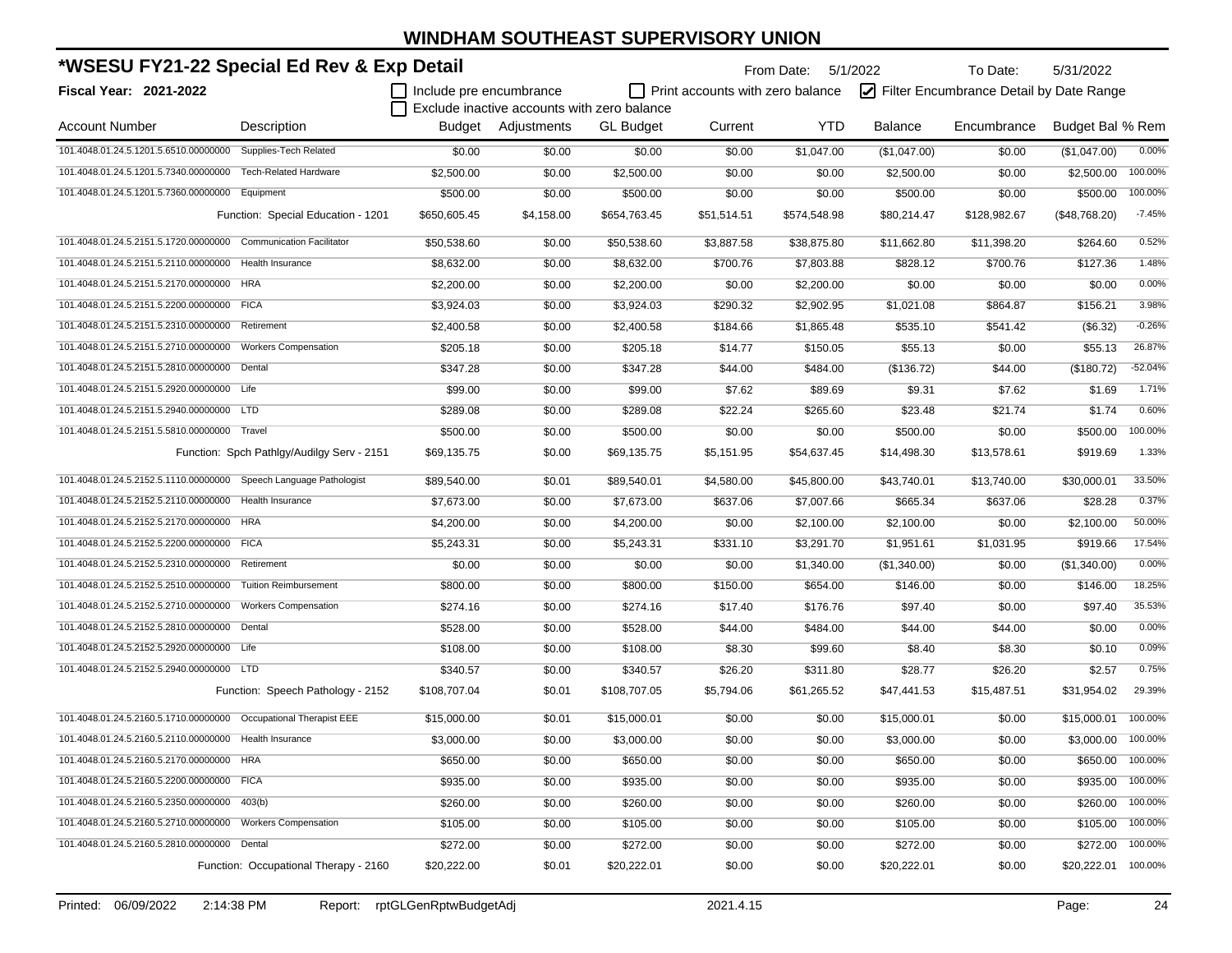# WINDHAM SOUTHEAST SUPERVISORY UNION

## *WSESU FY21-22 Special Ed Rev & Exp Detail

**Fiscal Year: 2021-2022**

From Date: 5/1/2022 To Date: 5/31/2022

☐ Include pre encumbrance ☐ Print accounts with zero balance ☑ Filter Encumbrance Detail by Date Range
☐ Exclude inactive accounts with zero balance

| Account Number | Description | Budget | Adjustments | GL Budget | Current | YTD | Balance | Encumbrance | Budget Bal | % Rem |
|---|---|---|---|---|---|---|---|---|---|---|
| 101.4048.01.24.5.1201.5.6510.00000000 | Supplies-Tech Related | $0.00 | $0.00 | $0.00 | $0.00 | $1,047.00 | ($1,047.00) | $0.00 | ($1,047.00) | 0.00% |
| 101.4048.01.24.5.1201.5.7340.00000000 | Tech-Related Hardware | $2,500.00 | $0.00 | $2,500.00 | $0.00 | $0.00 | $2,500.00 | $0.00 | $2,500.00 | 100.00% |
| 101.4048.01.24.5.1201.5.7360.00000000 | Equipment | $500.00 | $0.00 | $500.00 | $0.00 | $0.00 | $500.00 | $0.00 | $500.00 | 100.00% |
| | Function: Special Education - 1201 | $650,605.45 | $4,158.00 | $654,763.45 | $51,514.51 | $574,548.98 | $80,214.47 | $128,982.67 | ($48,768.20) | -7.45% |
| 101.4048.01.24.5.2151.5.1720.00000000 | Communication Facilitator | $50,538.60 | $0.00 | $50,538.60 | $3,887.58 | $38,875.80 | $11,662.80 | $11,398.20 | $264.60 | 0.52% |
| 101.4048.01.24.5.2151.5.2110.00000000 | Health Insurance | $8,632.00 | $0.00 | $8,632.00 | $700.76 | $7,803.88 | $828.12 | $700.76 | $127.36 | 1.48% |
| 101.4048.01.24.5.2151.5.2170.00000000 | HRA | $2,200.00 | $0.00 | $2,200.00 | $0.00 | $2,200.00 | $0.00 | $0.00 | $0.00 | 0.00% |
| 101.4048.01.24.5.2151.5.2200.00000000 | FICA | $3,924.03 | $0.00 | $3,924.03 | $290.32 | $2,902.95 | $1,021.08 | $864.87 | $156.21 | 3.98% |
| 101.4048.01.24.5.2151.5.2310.00000000 | Retirement | $2,400.58 | $0.00 | $2,400.58 | $184.66 | $1,865.48 | $535.10 | $541.42 | ($6.32) | -0.26% |
| 101.4048.01.24.5.2151.5.2710.00000000 | Workers Compensation | $205.18 | $0.00 | $205.18 | $14.77 | $150.05 | $55.13 | $0.00 | $55.13 | 26.87% |
| 101.4048.01.24.5.2151.5.2810.00000000 | Dental | $347.28 | $0.00 | $347.28 | $44.00 | $484.00 | ($136.72) | $44.00 | ($180.72) | -52.04% |
| 101.4048.01.24.5.2151.5.2920.00000000 | Life | $99.00 | $0.00 | $99.00 | $7.62 | $89.69 | $9.31 | $7.62 | $1.69 | 1.71% |
| 101.4048.01.24.5.2151.5.2940.00000000 | LTD | $289.08 | $0.00 | $289.08 | $22.24 | $265.60 | $23.48 | $21.74 | $1.74 | 0.60% |
| 101.4048.01.24.5.2151.5.5810.00000000 | Travel | $500.00 | $0.00 | $500.00 | $0.00 | $0.00 | $500.00 | $0.00 | $500.00 | 100.00% |
| | Function: Spch Pathlgy/Audilgy Serv - 2151 | $69,135.75 | $0.00 | $69,135.75 | $5,151.95 | $54,637.45 | $14,498.30 | $13,578.61 | $919.69 | 1.33% |
| 101.4048.01.24.5.2152.5.1110.00000000 | Speech Language Pathologist | $89,540.00 | $0.01 | $89,540.01 | $4,580.00 | $45,800.00 | $43,740.01 | $13,740.00 | $30,000.01 | 33.50% |
| 101.4048.01.24.5.2152.5.2110.00000000 | Health Insurance | $7,673.00 | $0.00 | $7,673.00 | $637.06 | $7,007.66 | $665.34 | $637.06 | $28.28 | 0.37% |
| 101.4048.01.24.5.2152.5.2170.00000000 | HRA | $4,200.00 | $0.00 | $4,200.00 | $0.00 | $2,100.00 | $2,100.00 | $0.00 | $2,100.00 | 50.00% |
| 101.4048.01.24.5.2152.5.2200.00000000 | FICA | $5,243.31 | $0.00 | $5,243.31 | $331.10 | $3,291.70 | $1,951.61 | $1,031.95 | $919.66 | 17.54% |
| 101.4048.01.24.5.2152.5.2310.00000000 | Retirement | $0.00 | $0.00 | $0.00 | $0.00 | $1,340.00 | ($1,340.00) | $0.00 | ($1,340.00) | 0.00% |
| 101.4048.01.24.5.2152.5.2510.00000000 | Tuition Reimbursement | $800.00 | $0.00 | $800.00 | $150.00 | $654.00 | $146.00 | $0.00 | $146.00 | 18.25% |
| 101.4048.01.24.5.2152.5.2710.00000000 | Workers Compensation | $274.16 | $0.00 | $274.16 | $17.40 | $176.76 | $97.40 | $0.00 | $97.40 | 35.53% |
| 101.4048.01.24.5.2152.5.2810.00000000 | Dental | $528.00 | $0.00 | $528.00 | $44.00 | $484.00 | $44.00 | $44.00 | $0.00 | 0.00% |
| 101.4048.01.24.5.2152.5.2920.00000000 | Life | $108.00 | $0.00 | $108.00 | $8.30 | $99.60 | $8.40 | $8.30 | $0.10 | 0.09% |
| 101.4048.01.24.5.2152.5.2940.00000000 | LTD | $340.57 | $0.00 | $340.57 | $26.20 | $311.80 | $28.77 | $26.20 | $2.57 | 0.75% |
| | Function: Speech Pathology - 2152 | $108,707.04 | $0.01 | $108,707.05 | $5,794.06 | $61,265.52 | $47,441.53 | $15,487.51 | $31,954.02 | 29.39% |
| 101.4048.01.24.5.2160.5.1710.00000000 | Occupational Therapist EEE | $15,000.00 | $0.01 | $15,000.01 | $0.00 | $0.00 | $15,000.01 | $0.00 | $15,000.01 | 100.00% |
| 101.4048.01.24.5.2160.5.2110.00000000 | Health Insurance | $3,000.00 | $0.00 | $3,000.00 | $0.00 | $0.00 | $3,000.00 | $0.00 | $3,000.00 | 100.00% |
| 101.4048.01.24.5.2160.5.2170.00000000 | HRA | $650.00 | $0.00 | $650.00 | $0.00 | $0.00 | $650.00 | $0.00 | $650.00 | 100.00% |
| 101.4048.01.24.5.2160.5.2200.00000000 | FICA | $935.00 | $0.00 | $935.00 | $0.00 | $0.00 | $935.00 | $0.00 | $935.00 | 100.00% |
| 101.4048.01.24.5.2160.5.2350.00000000 | 403(b) | $260.00 | $0.00 | $260.00 | $0.00 | $0.00 | $260.00 | $0.00 | $260.00 | 100.00% |
| 101.4048.01.24.5.2160.5.2710.00000000 | Workers Compensation | $105.00 | $0.00 | $105.00 | $0.00 | $0.00 | $105.00 | $0.00 | $105.00 | 100.00% |
| 101.4048.01.24.5.2160.5.2810.00000000 | Dental | $272.00 | $0.00 | $272.00 | $0.00 | $0.00 | $272.00 | $0.00 | $272.00 | 100.00% |
| | Function: Occupational Therapy - 2160 | $20,222.00 | $0.01 | $20,222.01 | $0.00 | $0.00 | $20,222.01 | $0.00 | $20,222.01 | 100.00% |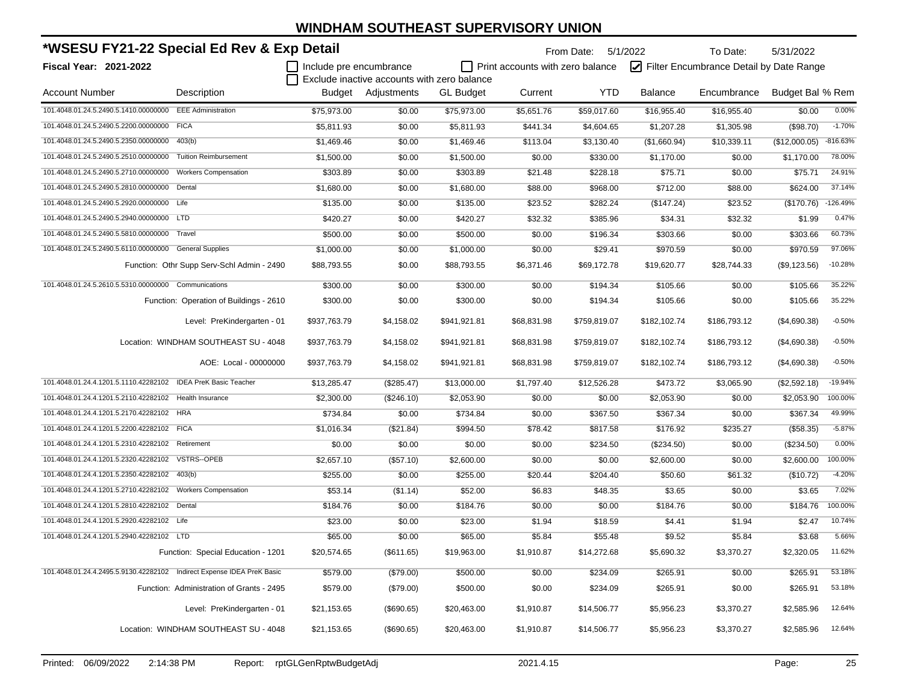# WINDHAM SOUTHEAST SUPERVISORY UNION

## *WSESU FY21-22 Special Ed Rev & Exp Detail

**Fiscal Year: 2021-2022**

From Date: 5/1/2022 To Date: 5/31/2022

☐ Include pre encumbrance ☐ Print accounts with zero balance ☑ Filter Encumbrance Detail by Date Range

☐ Exclude inactive accounts with zero balance

| Account Number | Description | Budget | Adjustments | GL Budget | Current | YTD | Balance | Encumbrance | Budget Bal | % Rem |
|---|---|---|---|---|---|---|---|---|---|---|
| 101.4048.01.24.5.2490.5.1410.00000000 | EEE Administration | $75,973.00 | $0.00 | $75,973.00 | $5,651.76 | $59,017.60 | $16,955.40 | $16,955.40 | $0.00 | 0.00% |
| 101.4048.01.24.5.2490.5.2200.00000000 | FICA | $5,811.93 | $0.00 | $5,811.93 | $441.34 | $4,604.65 | $1,207.28 | $1,305.98 | ($98.70) | -1.70% |
| 101.4048.01.24.5.2490.5.2350.00000000 | 403(b) | $1,469.46 | $0.00 | $1,469.46 | $113.04 | $3,130.40 | ($1,660.94) | $10,339.11 | ($12,000.05) | -816.63% |
| 101.4048.01.24.5.2490.5.2510.00000000 | Tuition Reimbursement | $1,500.00 | $0.00 | $1,500.00 | $0.00 | $330.00 | $1,170.00 | $0.00 | $1,170.00 | 78.00% |
| 101.4048.01.24.5.2490.5.2710.00000000 | Workers Compensation | $303.89 | $0.00 | $303.89 | $21.48 | $228.18 | $75.71 | $0.00 | $75.71 | 24.91% |
| 101.4048.01.24.5.2490.5.2810.00000000 | Dental | $1,680.00 | $0.00 | $1,680.00 | $88.00 | $968.00 | $712.00 | $88.00 | $624.00 | 37.14% |
| 101.4048.01.24.5.2490.5.2920.00000000 | Life | $135.00 | $0.00 | $135.00 | $23.52 | $282.24 | ($147.24) | $23.52 | ($170.76) | -126.49% |
| 101.4048.01.24.5.2490.5.2940.00000000 | LTD | $420.27 | $0.00 | $420.27 | $32.32 | $385.96 | $34.31 | $32.32 | $1.99 | 0.47% |
| 101.4048.01.24.5.2490.5.5810.00000000 | Travel | $500.00 | $0.00 | $500.00 | $0.00 | $196.34 | $303.66 | $0.00 | $303.66 | 60.73% |
| 101.4048.01.24.5.2490.5.6110.00000000 | General Supplies | $1,000.00 | $0.00 | $1,000.00 | $0.00 | $29.41 | $970.59 | $0.00 | $970.59 | 97.06% |
| | Function: Othr Supp Serv-Schl Admin - 2490 | $88,793.55 | $0.00 | $88,793.55 | $6,371.46 | $69,172.78 | $19,620.77 | $28,744.33 | ($9,123.56) | -10.28% |
| 101.4048.01.24.5.2610.5.5310.00000000 | Communications | $300.00 | $0.00 | $300.00 | $0.00 | $194.34 | $105.66 | $0.00 | $105.66 | 35.22% |
| | Function: Operation of Buildings - 2610 | $300.00 | $0.00 | $300.00 | $0.00 | $194.34 | $105.66 | $0.00 | $105.66 | 35.22% |
| | Level: PreKindergarten - 01 | $937,763.79 | $4,158.02 | $941,921.81 | $68,831.98 | $759,819.07 | $182,102.74 | $186,793.12 | ($4,690.38) | -0.50% |
| | Location: WINDHAM SOUTHEAST SU - 4048 | $937,763.79 | $4,158.02 | $941,921.81 | $68,831.98 | $759,819.07 | $182,102.74 | $186,793.12 | ($4,690.38) | -0.50% |
| | AOE: Local - 00000000 | $937,763.79 | $4,158.02 | $941,921.81 | $68,831.98 | $759,819.07 | $182,102.74 | $186,793.12 | ($4,690.38) | -0.50% |
| 101.4048.01.24.4.1201.5.1110.42282102 | IDEA PreK Basic Teacher | $13,285.47 | ($285.47) | $13,000.00 | $1,797.40 | $12,526.28 | $473.72 | $3,065.90 | ($2,592.18) | -19.94% |
| 101.4048.01.24.4.1201.5.2110.42282102 | Health Insurance | $2,300.00 | ($246.10) | $2,053.90 | $0.00 | $0.00 | $2,053.90 | $0.00 | $2,053.90 | 100.00% |
| 101.4048.01.24.4.1201.5.2170.42282102 | HRA | $734.84 | $0.00 | $734.84 | $0.00 | $367.50 | $367.34 | $0.00 | $367.34 | 49.99% |
| 101.4048.01.24.4.1201.5.2200.42282102 | FICA | $1,016.34 | ($21.84) | $994.50 | $78.42 | $817.58 | $176.92 | $235.27 | ($58.35) | -5.87% |
| 101.4048.01.24.4.1201.5.2310.42282102 | Retirement | $0.00 | $0.00 | $0.00 | $0.00 | $234.50 | ($234.50) | $0.00 | ($234.50) | 0.00% |
| 101.4048.01.24.4.1201.5.2320.42282102 | VSTRS--OPEB | $2,657.10 | ($57.10) | $2,600.00 | $0.00 | $0.00 | $2,600.00 | $0.00 | $2,600.00 | 100.00% |
| 101.4048.01.24.4.1201.5.2350.42282102 | 403(b) | $255.00 | $0.00 | $255.00 | $20.44 | $204.40 | $50.60 | $61.32 | ($10.72) | -4.20% |
| 101.4048.01.24.4.1201.5.2710.42282102 | Workers Compensation | $53.14 | ($1.14) | $52.00 | $6.83 | $48.35 | $3.65 | $0.00 | $3.65 | 7.02% |
| 101.4048.01.24.4.1201.5.2810.42282102 | Dental | $184.76 | $0.00 | $184.76 | $0.00 | $0.00 | $184.76 | $0.00 | $184.76 | 100.00% |
| 101.4048.01.24.4.1201.5.2920.42282102 | Life | $23.00 | $0.00 | $23.00 | $1.94 | $18.59 | $4.41 | $1.94 | $2.47 | 10.74% |
| 101.4048.01.24.4.1201.5.2940.42282102 | LTD | $65.00 | $0.00 | $65.00 | $5.84 | $55.48 | $9.52 | $5.84 | $3.68 | 5.66% |
| | Function: Special Education - 1201 | $20,574.65 | ($611.65) | $19,963.00 | $1,910.87 | $14,272.68 | $5,690.32 | $3,370.27 | $2,320.05 | 11.62% |
| 101.4048.01.24.4.2495.5.9130.42282102 | Indirect Expense IDEA PreK Basic | $579.00 | ($79.00) | $500.00 | $0.00 | $234.09 | $265.91 | $0.00 | $265.91 | 53.18% |
| | Function: Administration of Grants - 2495 | $579.00 | ($79.00) | $500.00 | $0.00 | $234.09 | $265.91 | $0.00 | $265.91 | 53.18% |
| | Level: PreKindergarten - 01 | $21,153.65 | ($690.65) | $20,463.00 | $1,910.87 | $14,506.77 | $5,956.23 | $3,370.27 | $2,585.96 | 12.64% |
| | Location: WINDHAM SOUTHEAST SU - 4048 | $21,153.65 | ($690.65) | $20,463.00 | $1,910.87 | $14,506.77 | $5,956.23 | $3,370.27 | $2,585.96 | 12.64% |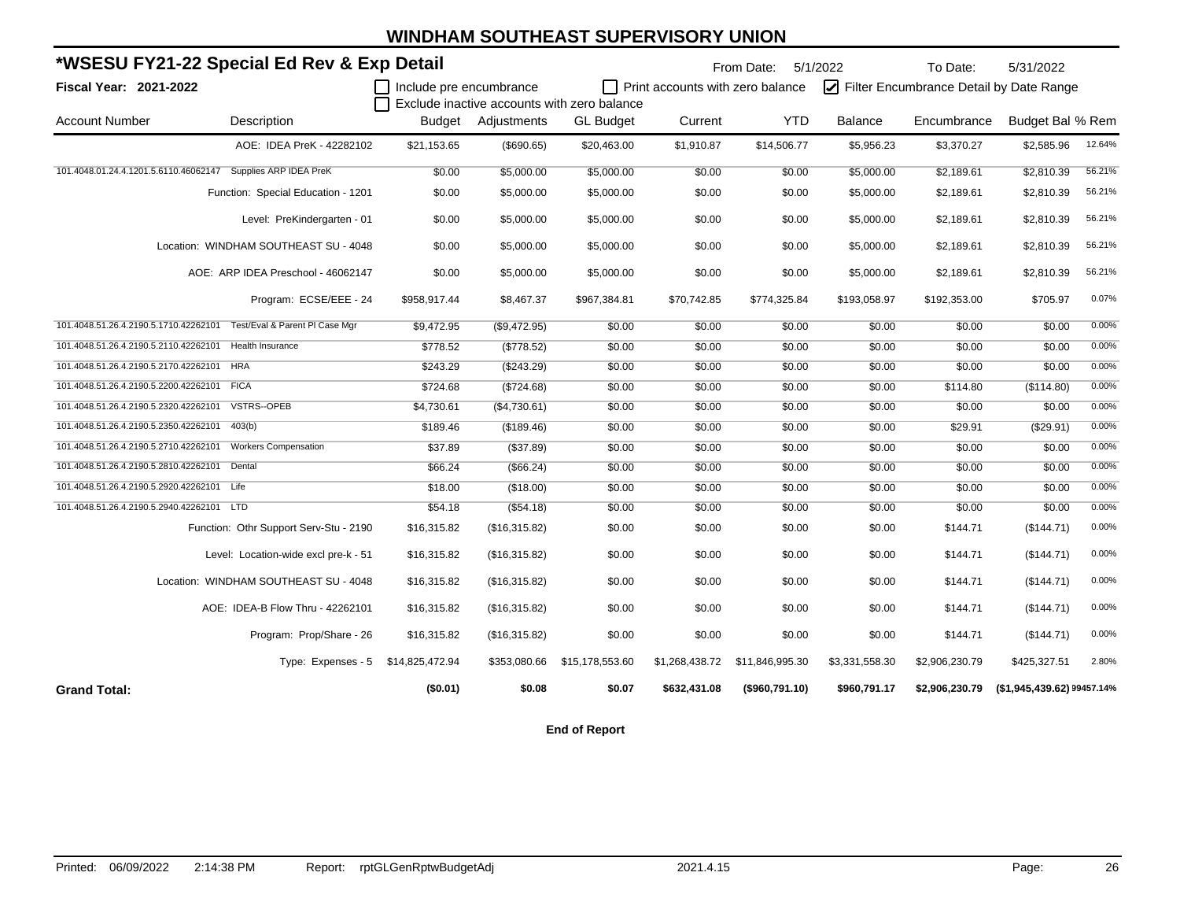# WINDHAM SOUTHEAST SUPERVISORY UNION

## *WSESU FY21-22 Special Ed Rev & Exp Detail

From Date: 5/1/2022 To Date: 5/31/2022

**Fiscal Year: 2021-2022**

☐ Include pre encumbrance ☐ Print accounts with zero balance ☑ Filter Encumbrance Detail by Date Range

☐ Exclude inactive accounts with zero balance

| Account Number | Description | Budget | Adjustments | GL Budget | Current | YTD | Balance | Encumbrance | Budget Bal | % Rem |
|---|---|---|---|---|---|---|---|---|---|---|
| | AOE: IDEA PreK - 42282102 | $21,153.65 | ($690.65) | $20,463.00 | $1,910.87 | $14,506.77 | $5,956.23 | $3,370.27 | $2,585.96 | 12.64% |
| 101.4048.01.24.4.1201.5.6110.46062147 | Supplies ARP IDEA PreK | $0.00 | $5,000.00 | $5,000.00 | $0.00 | $0.00 | $5,000.00 | $2,189.61 | $2,810.39 | 56.21% |
| | Function: Special Education - 1201 | $0.00 | $5,000.00 | $5,000.00 | $0.00 | $0.00 | $5,000.00 | $2,189.61 | $2,810.39 | 56.21% |
| | Level: PreKindergarten - 01 | $0.00 | $5,000.00 | $5,000.00 | $0.00 | $0.00 | $5,000.00 | $2,189.61 | $2,810.39 | 56.21% |
| | Location: WINDHAM SOUTHEAST SU - 4048 | $0.00 | $5,000.00 | $5,000.00 | $0.00 | $0.00 | $5,000.00 | $2,189.61 | $2,810.39 | 56.21% |
| | AOE: ARP IDEA Preschool - 46062147 | $0.00 | $5,000.00 | $5,000.00 | $0.00 | $0.00 | $5,000.00 | $2,189.61 | $2,810.39 | 56.21% |
| | Program: ECSE/EEE - 24 | $958,917.44 | $8,467.37 | $967,384.81 | $70,742.85 | $774,325.84 | $193,058.97 | $192,353.00 | $705.97 | 0.07% |
| 101.4048.51.26.4.2190.5.1710.42262101 | Test/Eval & Parent Pl Case Mgr | $9,472.95 | ($9,472.95) | $0.00 | $0.00 | $0.00 | $0.00 | $0.00 | $0.00 | 0.00% |
| 101.4048.51.26.4.2190.5.2110.42262101 | Health Insurance | $778.52 | ($778.52) | $0.00 | $0.00 | $0.00 | $0.00 | $0.00 | $0.00 | 0.00% |
| 101.4048.51.26.4.2190.5.2170.42262101 | HRA | $243.29 | ($243.29) | $0.00 | $0.00 | $0.00 | $0.00 | $0.00 | $0.00 | 0.00% |
| 101.4048.51.26.4.2190.5.2200.42262101 | FICA | $724.68 | ($724.68) | $0.00 | $0.00 | $0.00 | $0.00 | $114.80 | ($114.80) | 0.00% |
| 101.4048.51.26.4.2190.5.2320.42262101 | VSTRS--OPEB | $4,730.61 | ($4,730.61) | $0.00 | $0.00 | $0.00 | $0.00 | $0.00 | $0.00 | 0.00% |
| 101.4048.51.26.4.2190.5.2350.42262101 | 403(b) | $189.46 | ($189.46) | $0.00 | $0.00 | $0.00 | $0.00 | $29.91 | ($29.91) | 0.00% |
| 101.4048.51.26.4.2190.5.2710.42262101 | Workers Compensation | $37.89 | ($37.89) | $0.00 | $0.00 | $0.00 | $0.00 | $0.00 | $0.00 | 0.00% |
| 101.4048.51.26.4.2190.5.2810.42262101 | Dental | $66.24 | ($66.24) | $0.00 | $0.00 | $0.00 | $0.00 | $0.00 | $0.00 | 0.00% |
| 101.4048.51.26.4.2190.5.2920.42262101 | Life | $18.00 | ($18.00) | $0.00 | $0.00 | $0.00 | $0.00 | $0.00 | $0.00 | 0.00% |
| 101.4048.51.26.4.2190.5.2940.42262101 | LTD | $54.18 | ($54.18) | $0.00 | $0.00 | $0.00 | $0.00 | $0.00 | $0.00 | 0.00% |
| | Function: Othr Support Serv-Stu - 2190 | $16,315.82 | ($16,315.82) | $0.00 | $0.00 | $0.00 | $0.00 | $144.71 | ($144.71) | 0.00% |
| | Level: Location-wide excl pre-k - 51 | $16,315.82 | ($16,315.82) | $0.00 | $0.00 | $0.00 | $0.00 | $144.71 | ($144.71) | 0.00% |
| | Location: WINDHAM SOUTHEAST SU - 4048 | $16,315.82 | ($16,315.82) | $0.00 | $0.00 | $0.00 | $0.00 | $144.71 | ($144.71) | 0.00% |
| | AOE: IDEA-B Flow Thru - 42262101 | $16,315.82 | ($16,315.82) | $0.00 | $0.00 | $0.00 | $0.00 | $144.71 | ($144.71) | 0.00% |
| | Program: Prop/Share - 26 | $16,315.82 | ($16,315.82) | $0.00 | $0.00 | $0.00 | $0.00 | $144.71 | ($144.71) | 0.00% |
| | Type: Expenses - 5 | $14,825,472.94 | $353,080.66 | $15,178,553.60 | $1,268,438.72 | $11,846,995.30 | $3,331,558.30 | $2,906,230.79 | $425,327.51 | 2.80% |
| **Grand Total:** | | **($0.01)** | **$0.08** | **$0.07** | **$632,431.08** | **($960,791.10)** | **$960,791.17** | **$2,906,230.79** | **($1,945,439.62)** | **99457.14%** |

**End of Report**